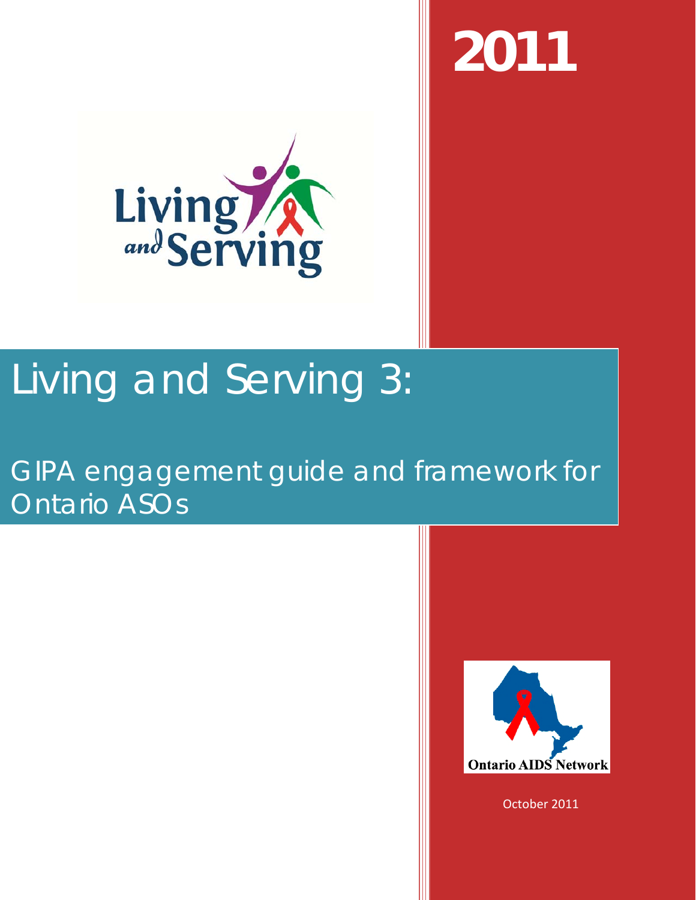2011

Living and Serving

# Living and Serving 3:

## GIPA engagement guide and framework for Ontario ASOs

Ontario AIDS Network

October 2011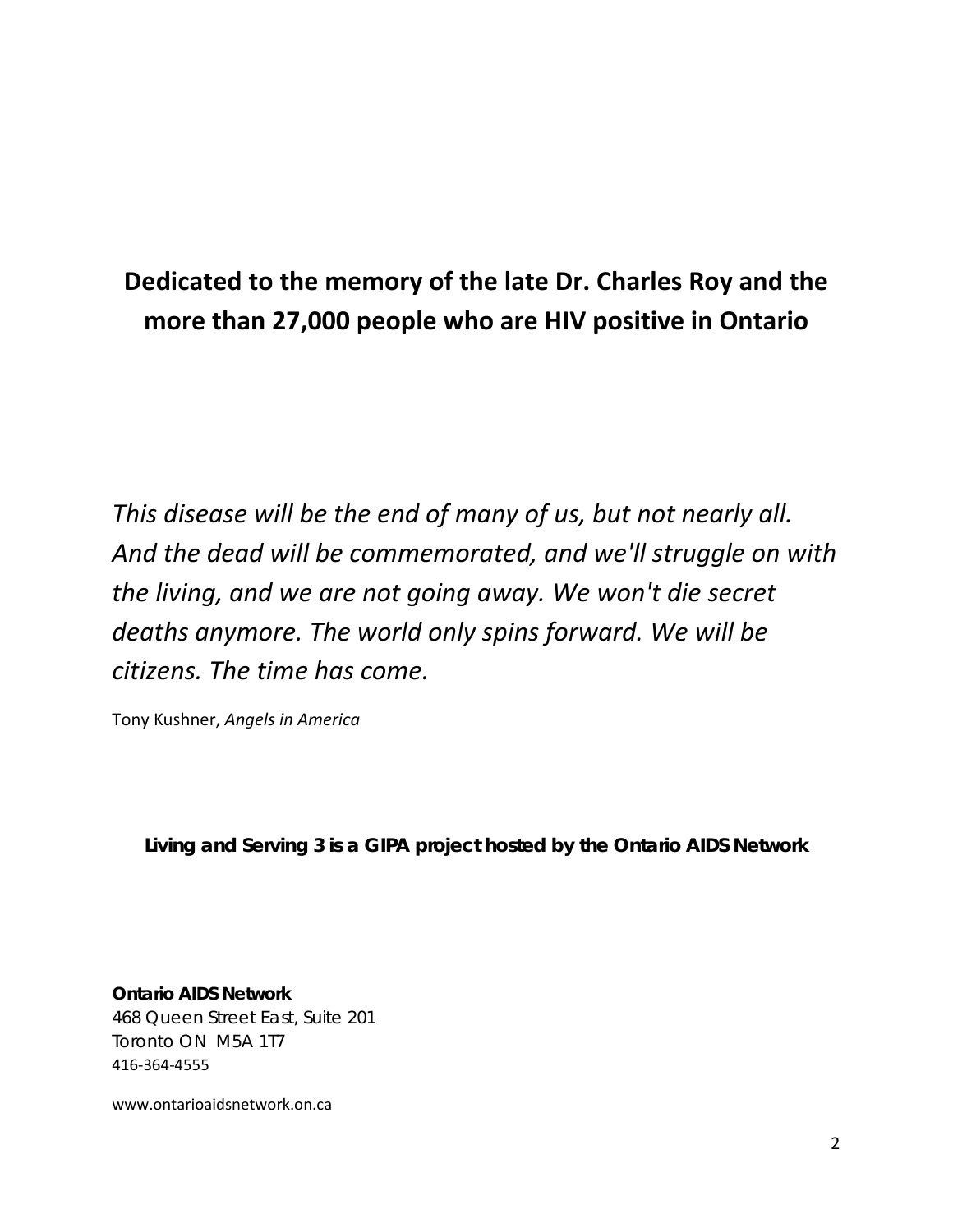**Dedicated to the memory of the late Dr. Charles Roy and the more than 27,000 people who are HIV positive in Ontario**

*This disease will be the end of many of us, but not nearly all. And the dead will be commemorated, and we'll struggle on with the living, and we are not going away. We won't die secret deaths anymore. The world only spins forward. We will be citizens. The time has come.*

Tony Kushner, *Angels in America*

**Living and Serving 3 is a GIPA project hosted by the Ontario AIDS Network**

**Ontario AIDS Network**
468 Queen Street East, Suite 201
Toronto ON M5A 1T7
416-364-4555

www.ontarioaidsnetwork.on.ca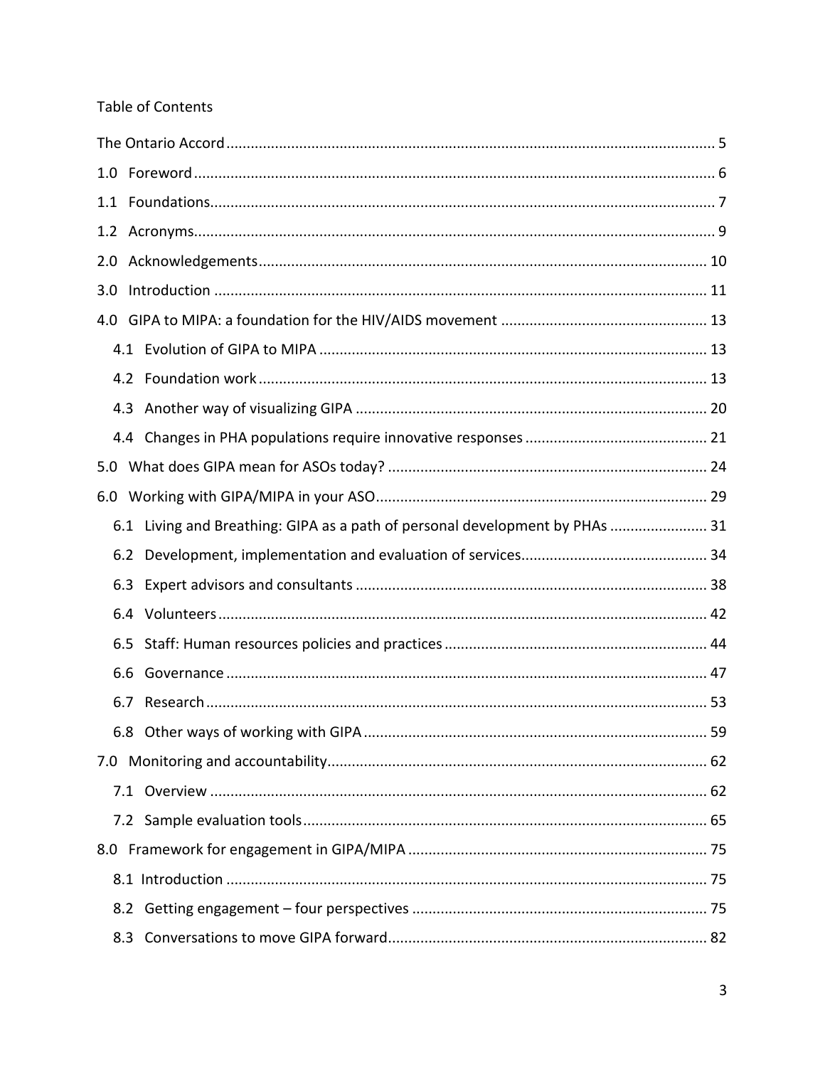Table of Contents

The Ontario Accord ........................................................................................................................ 5

1.0 Foreword ................................................................................................................................ 6

1.1 Foundations............................................................................................................................ 7

1.2 Acronyms................................................................................................................................ 9

2.0 Acknowledgements .............................................................................................................. 10

3.0 Introduction ......................................................................................................................... 11

4.0 GIPA to MIPA: a foundation for the HIV/AIDS movement .................................................. 13

- 4.1 Evolution of GIPA to MIPA ............................................................................................... 13
- 4.2 Foundation work .............................................................................................................. 13
- 4.3 Another way of visualizing GIPA ...................................................................................... 20
- 4.4 Changes in PHA populations require innovative responses ............................................ 21

5.0 What does GIPA mean for ASOs today? .............................................................................. 24

6.0 Working with GIPA/MIPA in your ASO................................................................................. 29

- 6.1 Living and Breathing: GIPA as a path of personal development by PHAs ....................... 31
- 6.2 Development, implementation and evaluation of services............................................. 34
- 6.3 Expert advisors and consultants ...................................................................................... 38
- 6.4 Volunteers ........................................................................................................................ 42
- 6.5 Staff: Human resources policies and practices ................................................................ 44
- 6.6 Governance ...................................................................................................................... 47
- 6.7 Research ........................................................................................................................... 53
- 6.8 Other ways of working with GIPA .................................................................................... 59

7.0 Monitoring and accountability............................................................................................. 62

- 7.1 Overview .......................................................................................................................... 62
- 7.2 Sample evaluation tools ................................................................................................... 65

8.0 Framework for engagement in GIPA/MIPA ......................................................................... 75

- 8.1 Introduction ...................................................................................................................... 75
- 8.2 Getting engagement – four perspectives ........................................................................ 75
- 8.3 Conversations to move GIPA forward.............................................................................. 82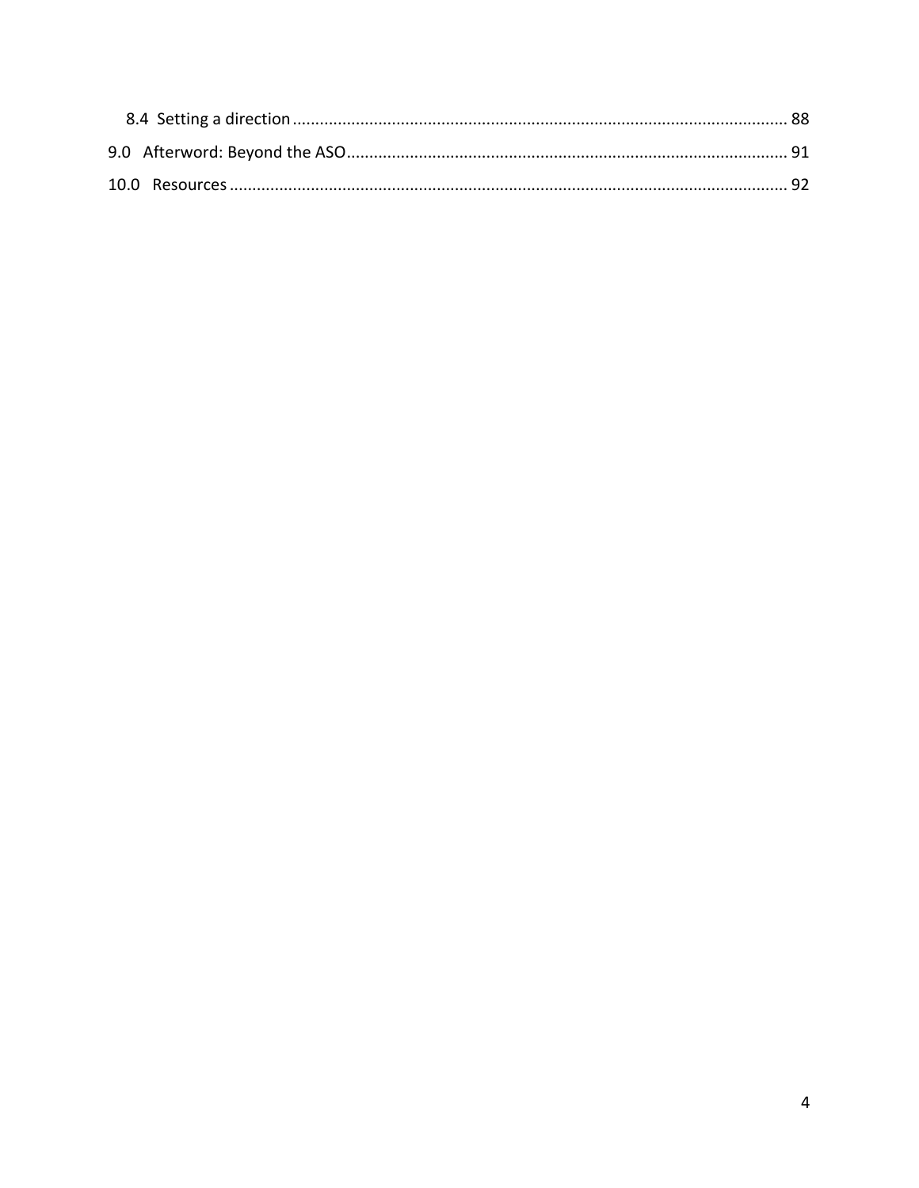8.4 Setting a direction ........................................................................................................... 88

9.0 Afterword: Beyond the ASO ............................................................................................... 91

10.0 Resources ......................................................................................................................... 92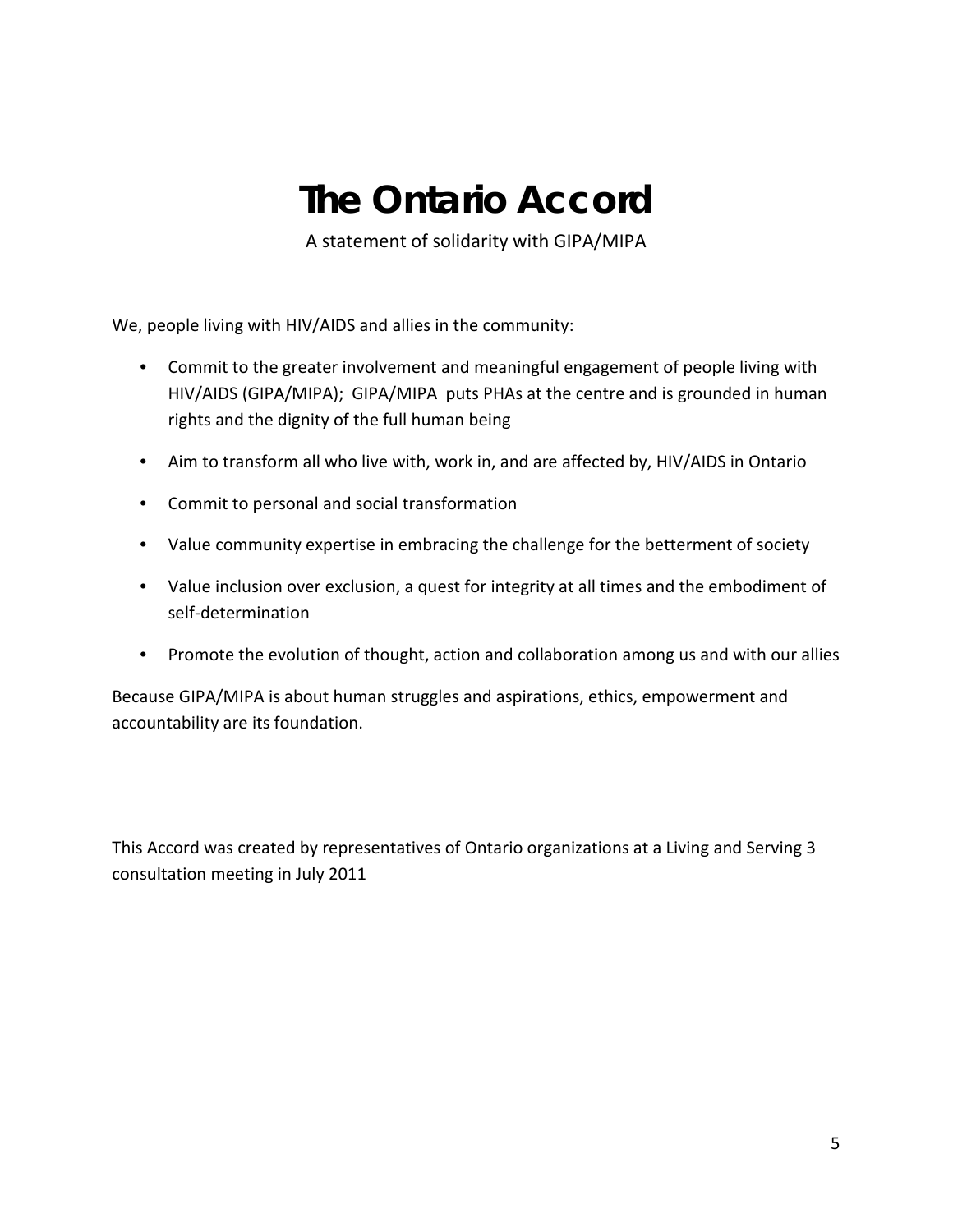# The Ontario Accord

A statement of solidarity with GIPA/MIPA

We, people living with HIV/AIDS and allies in the community:

- Commit to the greater involvement and meaningful engagement of people living with HIV/AIDS (GIPA/MIPA); GIPA/MIPA puts PHAs at the centre and is grounded in human rights and the dignity of the full human being
- Aim to transform all who live with, work in, and are affected by, HIV/AIDS in Ontario
- Commit to personal and social transformation
- Value community expertise in embracing the challenge for the betterment of society
- Value inclusion over exclusion, a quest for integrity at all times and the embodiment of self-determination
- Promote the evolution of thought, action and collaboration among us and with our allies

Because GIPA/MIPA is about human struggles and aspirations, ethics, empowerment and accountability are its foundation.

This Accord was created by representatives of Ontario organizations at a Living and Serving 3 consultation meeting in July 2011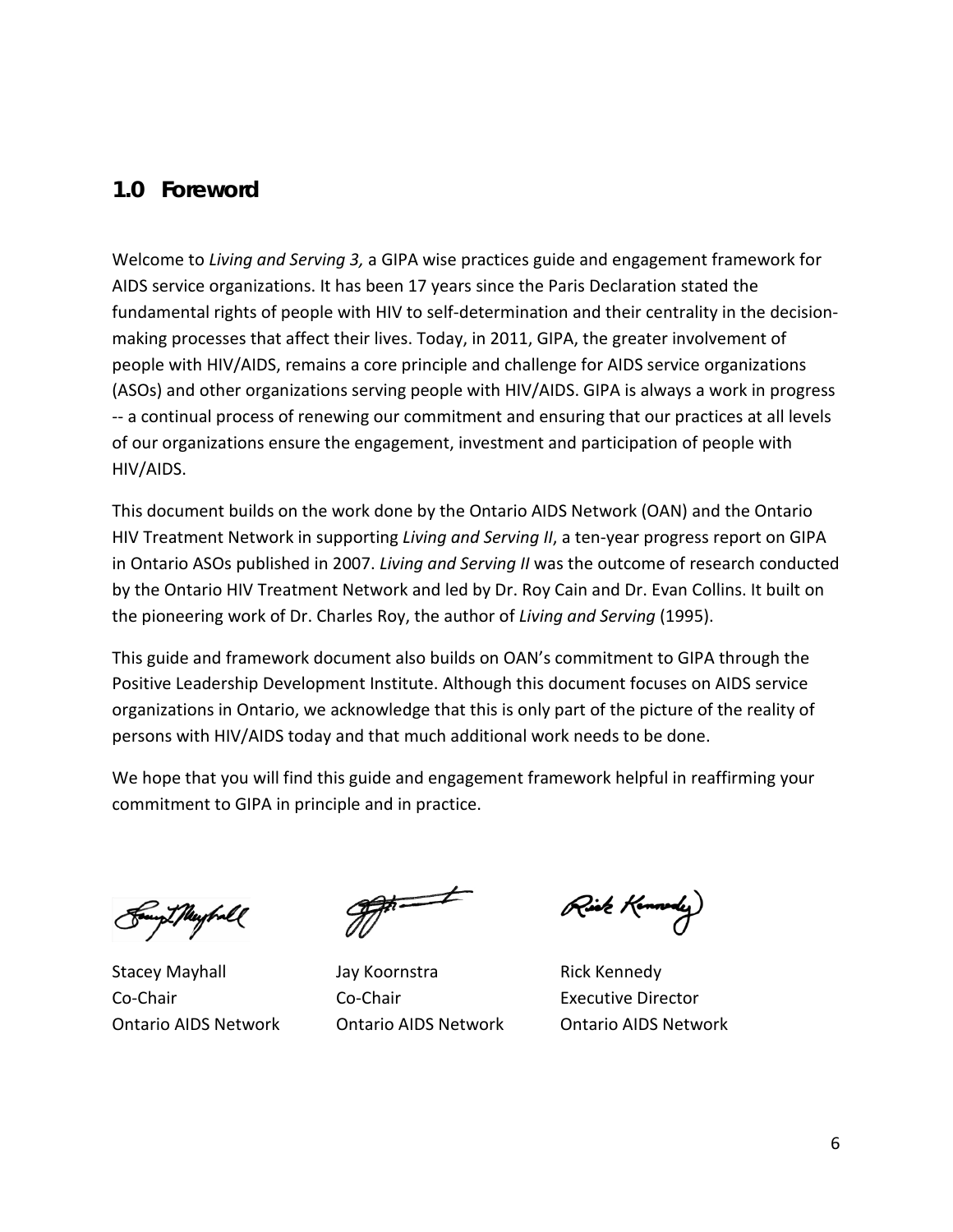## 1.0 Foreword

Welcome to *Living and Serving 3,* a GIPA wise practices guide and engagement framework for AIDS service organizations. It has been 17 years since the Paris Declaration stated the fundamental rights of people with HIV to self-determination and their centrality in the decision-making processes that affect their lives. Today, in 2011, GIPA, the greater involvement of people with HIV/AIDS, remains a core principle and challenge for AIDS service organizations (ASOs) and other organizations serving people with HIV/AIDS. GIPA is always a work in progress -- a continual process of renewing our commitment and ensuring that our practices at all levels of our organizations ensure the engagement, investment and participation of people with HIV/AIDS.

This document builds on the work done by the Ontario AIDS Network (OAN) and the Ontario HIV Treatment Network in supporting *Living and Serving II*, a ten-year progress report on GIPA in Ontario ASOs published in 2007. *Living and Serving II* was the outcome of research conducted by the Ontario HIV Treatment Network and led by Dr. Roy Cain and Dr. Evan Collins. It built on the pioneering work of Dr. Charles Roy, the author of *Living and Serving* (1995).

This guide and framework document also builds on OAN's commitment to GIPA through the Positive Leadership Development Institute. Although this document focuses on AIDS service organizations in Ontario, we acknowledge that this is only part of the picture of the reality of persons with HIV/AIDS today and that much additional work needs to be done.

We hope that you will find this guide and engagement framework helpful in reaffirming your commitment to GIPA in principle and in practice.

Stacey Mayhall
Co-Chair
Ontario AIDS Network

Jay Koornstra
Co-Chair
Ontario AIDS Network

Rick Kennedy
Executive Director
Ontario AIDS Network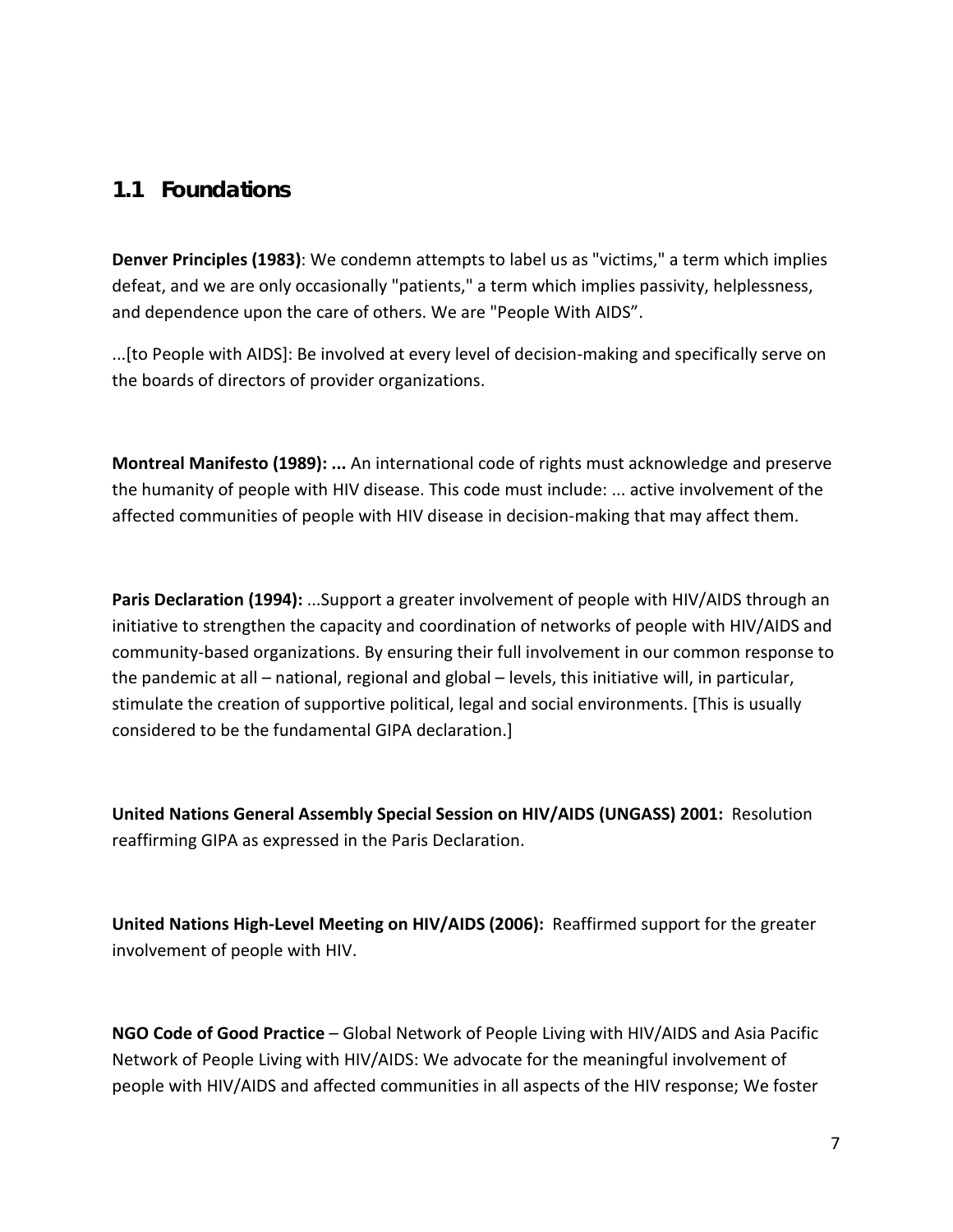## 1.1 Foundations

**Denver Principles (1983)**: We condemn attempts to label us as "victims," a term which implies defeat, and we are only occasionally "patients," a term which implies passivity, helplessness, and dependence upon the care of others. We are "People With AIDS”.

...[to People with AIDS]: Be involved at every level of decision-making and specifically serve on the boards of directors of provider organizations.

**Montreal Manifesto (1989): ...** An international code of rights must acknowledge and preserve the humanity of people with HIV disease. This code must include: ... active involvement of the affected communities of people with HIV disease in decision-making that may affect them.

**Paris Declaration (1994):** ...Support a greater involvement of people with HIV/AIDS through an initiative to strengthen the capacity and coordination of networks of people with HIV/AIDS and community-based organizations. By ensuring their full involvement in our common response to the pandemic at all – national, regional and global – levels, this initiative will, in particular, stimulate the creation of supportive political, legal and social environments. [This is usually considered to be the fundamental GIPA declaration.]

**United Nations General Assembly Special Session on HIV/AIDS (UNGASS) 2001:** Resolution reaffirming GIPA as expressed in the Paris Declaration.

**United Nations High-Level Meeting on HIV/AIDS (2006):** Reaffirmed support for the greater involvement of people with HIV.

**NGO Code of Good Practice** – Global Network of People Living with HIV/AIDS and Asia Pacific Network of People Living with HIV/AIDS: We advocate for the meaningful involvement of people with HIV/AIDS and affected communities in all aspects of the HIV response; We foster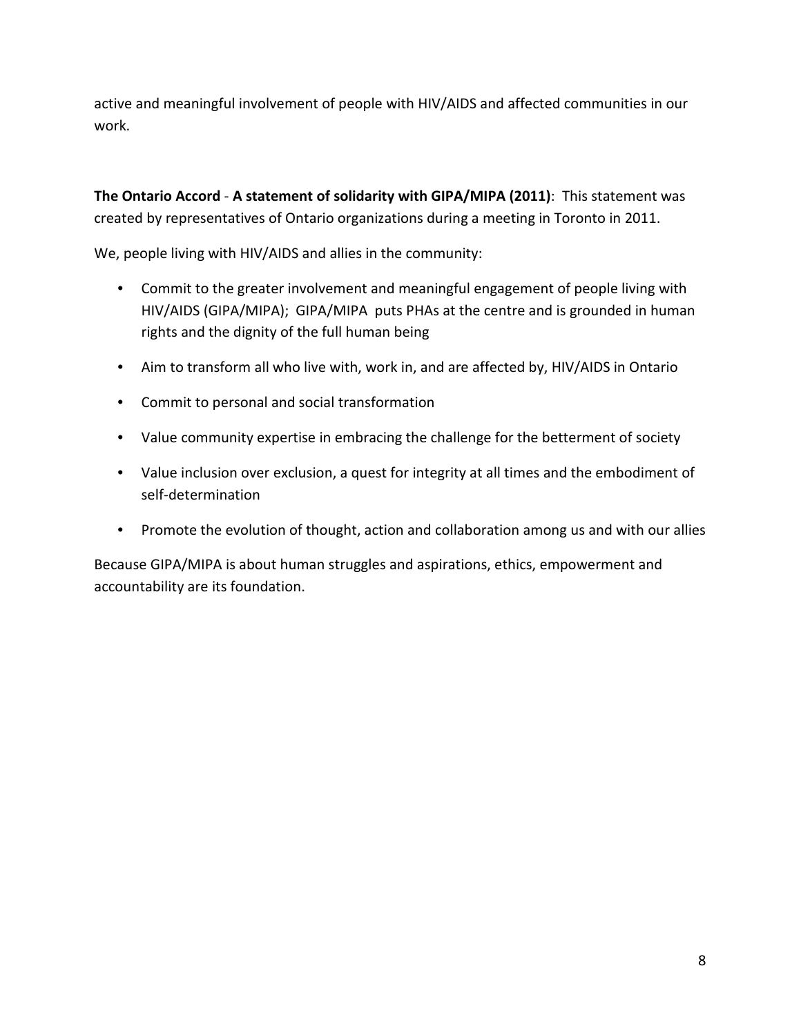active and meaningful involvement of people with HIV/AIDS and affected communities in our work.

**The Ontario Accord** - **A statement of solidarity with GIPA/MIPA (2011)**: This statement was created by representatives of Ontario organizations during a meeting in Toronto in 2011.

We, people living with HIV/AIDS and allies in the community:

- Commit to the greater involvement and meaningful engagement of people living with HIV/AIDS (GIPA/MIPA); GIPA/MIPA puts PHAs at the centre and is grounded in human rights and the dignity of the full human being
- Aim to transform all who live with, work in, and are affected by, HIV/AIDS in Ontario
- Commit to personal and social transformation
- Value community expertise in embracing the challenge for the betterment of society
- Value inclusion over exclusion, a quest for integrity at all times and the embodiment of self-determination
- Promote the evolution of thought, action and collaboration among us and with our allies

Because GIPA/MIPA is about human struggles and aspirations, ethics, empowerment and accountability are its foundation.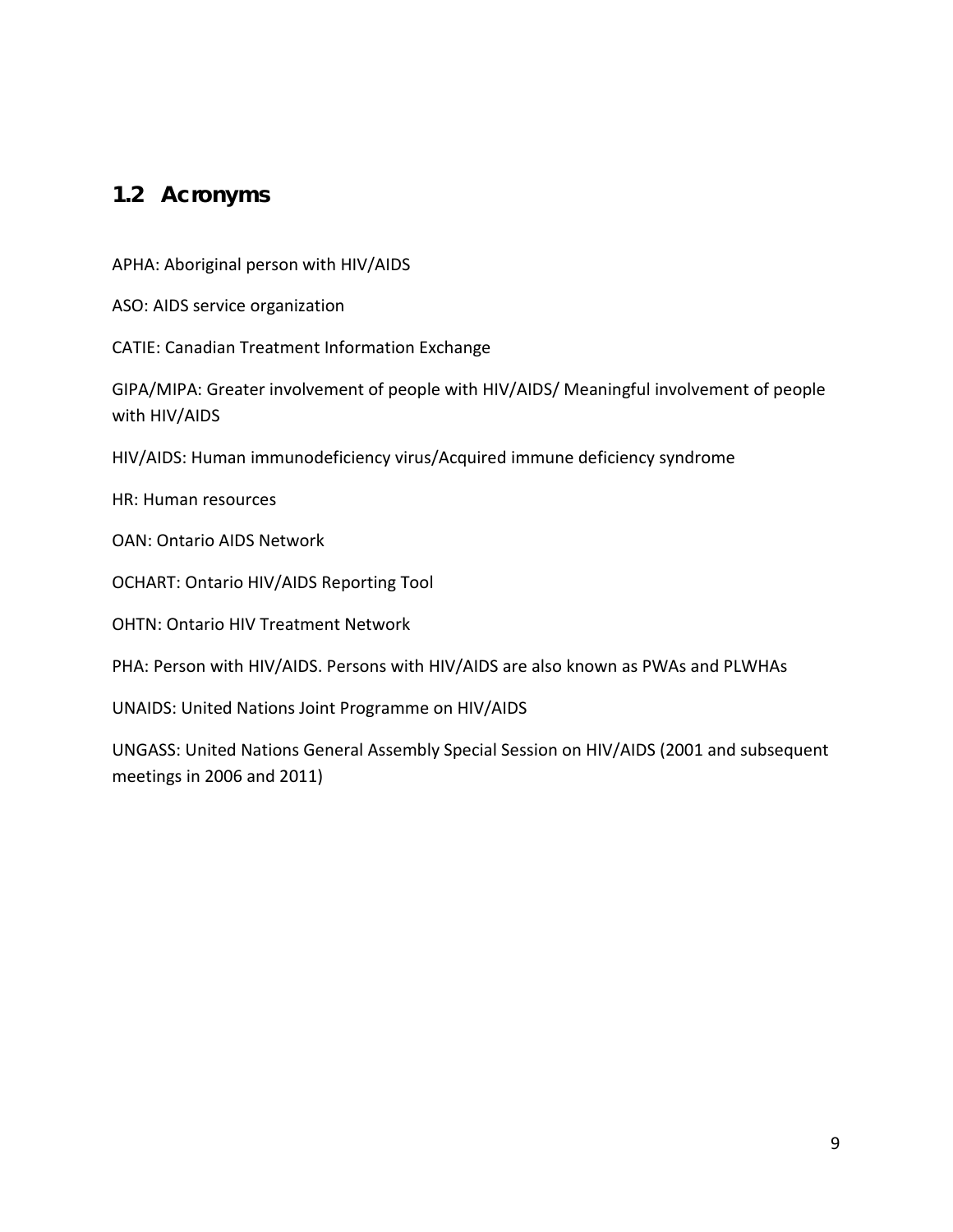## 1.2 Acronyms

APHA: Aboriginal person with HIV/AIDS

ASO: AIDS service organization

CATIE: Canadian Treatment Information Exchange

GIPA/MIPA: Greater involvement of people with HIV/AIDS/ Meaningful involvement of people with HIV/AIDS

HIV/AIDS: Human immunodeficiency virus/Acquired immune deficiency syndrome

HR: Human resources

OAN: Ontario AIDS Network

OCHART: Ontario HIV/AIDS Reporting Tool

OHTN: Ontario HIV Treatment Network

PHA: Person with HIV/AIDS. Persons with HIV/AIDS are also known as PWAs and PLWHAs

UNAIDS: United Nations Joint Programme on HIV/AIDS

UNGASS: United Nations General Assembly Special Session on HIV/AIDS (2001 and subsequent meetings in 2006 and 2011)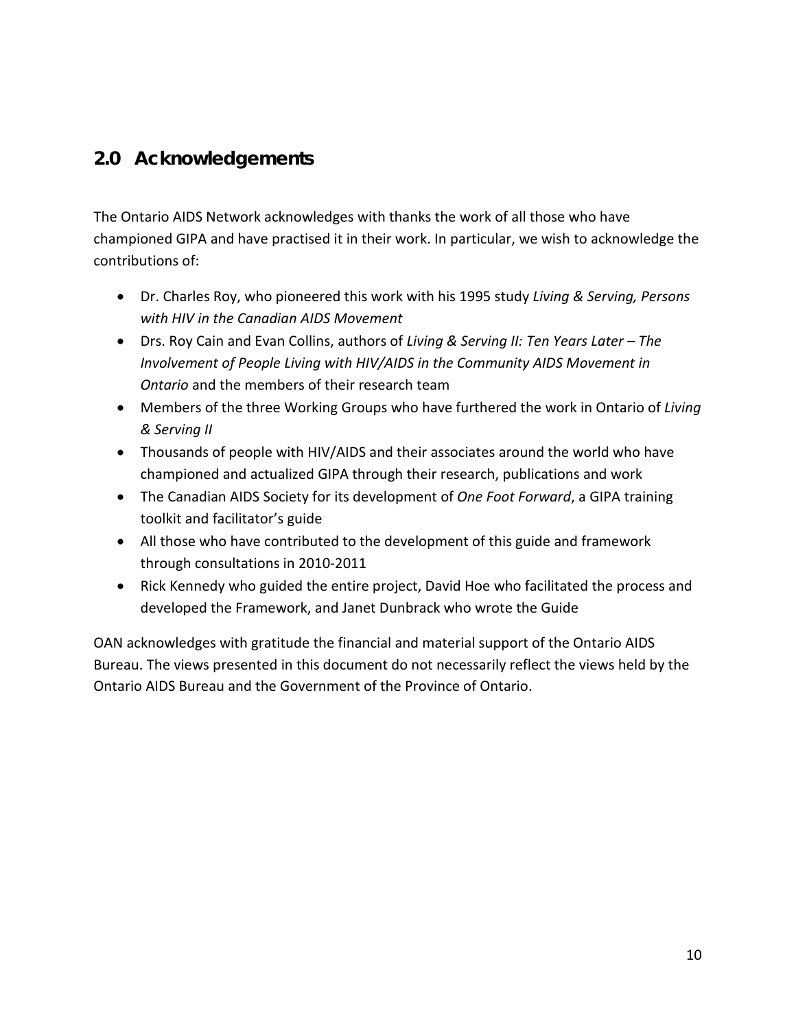## 2.0 Acknowledgements

The Ontario AIDS Network acknowledges with thanks the work of all those who have championed GIPA and have practised it in their work. In particular, we wish to acknowledge the contributions of:

- Dr. Charles Roy, who pioneered this work with his 1995 study *Living & Serving, Persons with HIV in the Canadian AIDS Movement*
- Drs. Roy Cain and Evan Collins, authors of *Living & Serving II: Ten Years Later – The Involvement of People Living with HIV/AIDS in the Community AIDS Movement in Ontario* and the members of their research team
- Members of the three Working Groups who have furthered the work in Ontario of *Living & Serving II*
- Thousands of people with HIV/AIDS and their associates around the world who have championed and actualized GIPA through their research, publications and work
- The Canadian AIDS Society for its development of *One Foot Forward*, a GIPA training toolkit and facilitator's guide
- All those who have contributed to the development of this guide and framework through consultations in 2010-2011
- Rick Kennedy who guided the entire project, David Hoe who facilitated the process and developed the Framework, and Janet Dunbrack who wrote the Guide

OAN acknowledges with gratitude the financial and material support of the Ontario AIDS Bureau. The views presented in this document do not necessarily reflect the views held by the Ontario AIDS Bureau and the Government of the Province of Ontario.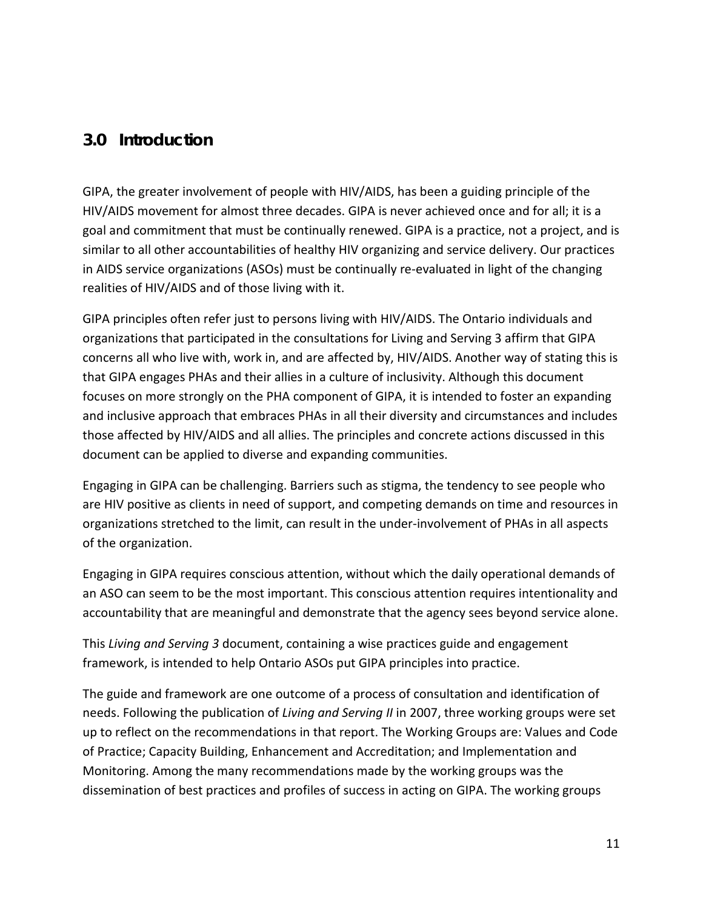## 3.0 Introduction

GIPA, the greater involvement of people with HIV/AIDS, has been a guiding principle of the HIV/AIDS movement for almost three decades. GIPA is never achieved once and for all; it is a goal and commitment that must be continually renewed. GIPA is a practice, not a project, and is similar to all other accountabilities of healthy HIV organizing and service delivery. Our practices in AIDS service organizations (ASOs) must be continually re-evaluated in light of the changing realities of HIV/AIDS and of those living with it.

GIPA principles often refer just to persons living with HIV/AIDS. The Ontario individuals and organizations that participated in the consultations for Living and Serving 3 affirm that GIPA concerns all who live with, work in, and are affected by, HIV/AIDS. Another way of stating this is that GIPA engages PHAs and their allies in a culture of inclusivity. Although this document focuses on more strongly on the PHA component of GIPA, it is intended to foster an expanding and inclusive approach that embraces PHAs in all their diversity and circumstances and includes those affected by HIV/AIDS and all allies. The principles and concrete actions discussed in this document can be applied to diverse and expanding communities.

Engaging in GIPA can be challenging. Barriers such as stigma, the tendency to see people who are HIV positive as clients in need of support, and competing demands on time and resources in organizations stretched to the limit, can result in the under-involvement of PHAs in all aspects of the organization.

Engaging in GIPA requires conscious attention, without which the daily operational demands of an ASO can seem to be the most important. This conscious attention requires intentionality and accountability that are meaningful and demonstrate that the agency sees beyond service alone.

This *Living and Serving 3* document, containing a wise practices guide and engagement framework, is intended to help Ontario ASOs put GIPA principles into practice.

The guide and framework are one outcome of a process of consultation and identification of needs. Following the publication of *Living and Serving II* in 2007, three working groups were set up to reflect on the recommendations in that report. The Working Groups are: Values and Code of Practice; Capacity Building, Enhancement and Accreditation; and Implementation and Monitoring. Among the many recommendations made by the working groups was the dissemination of best practices and profiles of success in acting on GIPA. The working groups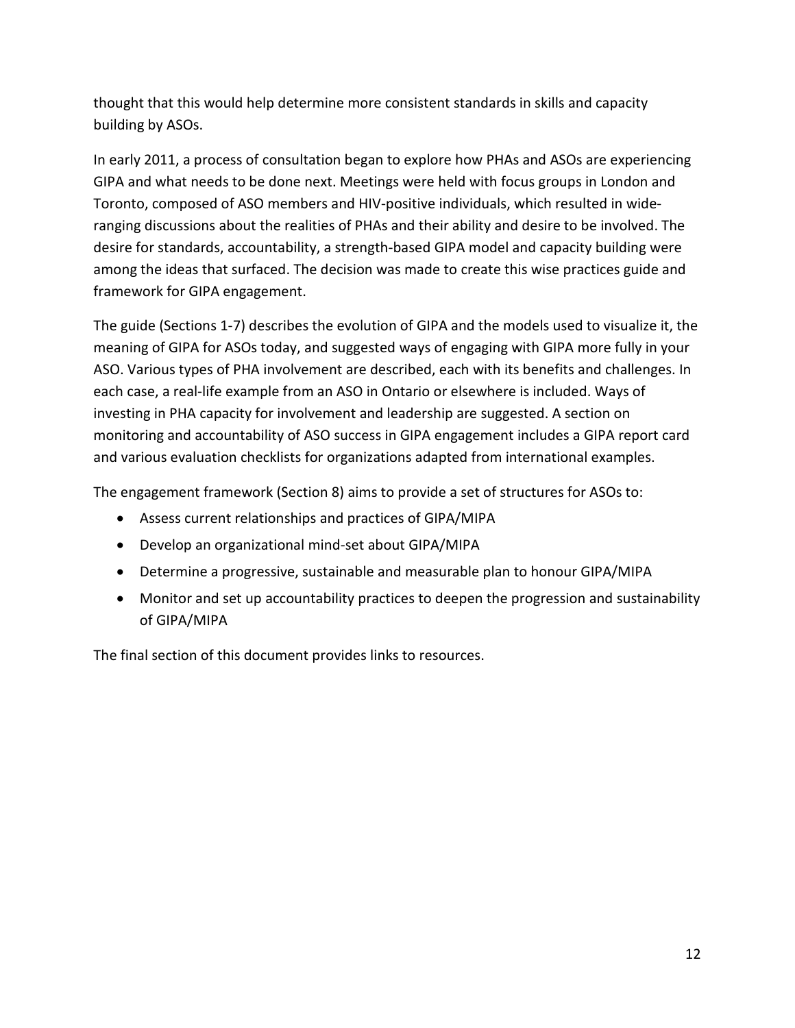thought that this would help determine more consistent standards in skills and capacity building by ASOs.

In early 2011, a process of consultation began to explore how PHAs and ASOs are experiencing GIPA and what needs to be done next. Meetings were held with focus groups in London and Toronto, composed of ASO members and HIV-positive individuals, which resulted in wide-ranging discussions about the realities of PHAs and their ability and desire to be involved. The desire for standards, accountability, a strength-based GIPA model and capacity building were among the ideas that surfaced. The decision was made to create this wise practices guide and framework for GIPA engagement.

The guide (Sections 1-7) describes the evolution of GIPA and the models used to visualize it, the meaning of GIPA for ASOs today, and suggested ways of engaging with GIPA more fully in your ASO. Various types of PHA involvement are described, each with its benefits and challenges. In each case, a real-life example from an ASO in Ontario or elsewhere is included. Ways of investing in PHA capacity for involvement and leadership are suggested. A section on monitoring and accountability of ASO success in GIPA engagement includes a GIPA report card and various evaluation checklists for organizations adapted from international examples.

The engagement framework (Section 8) aims to provide a set of structures for ASOs to:

- Assess current relationships and practices of GIPA/MIPA
- Develop an organizational mind-set about GIPA/MIPA
- Determine a progressive, sustainable and measurable plan to honour GIPA/MIPA
- Monitor and set up accountability practices to deepen the progression and sustainability of GIPA/MIPA

The final section of this document provides links to resources.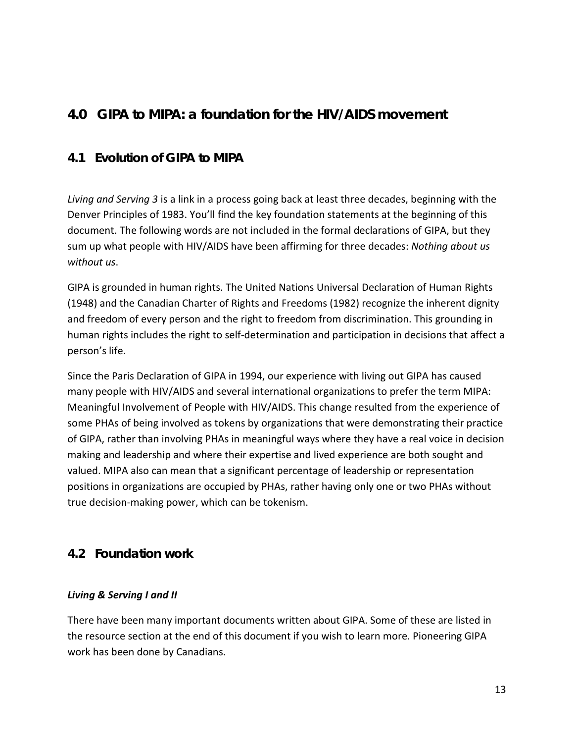# 4.0 GIPA to MIPA: a foundation for the HIV/AIDS movement

## 4.1 Evolution of GIPA to MIPA

*Living and Serving 3* is a link in a process going back at least three decades, beginning with the Denver Principles of 1983. You'll find the key foundation statements at the beginning of this document. The following words are not included in the formal declarations of GIPA, but they sum up what people with HIV/AIDS have been affirming for three decades: *Nothing about us without us*.

GIPA is grounded in human rights. The United Nations Universal Declaration of Human Rights (1948) and the Canadian Charter of Rights and Freedoms (1982) recognize the inherent dignity and freedom of every person and the right to freedom from discrimination. This grounding in human rights includes the right to self-determination and participation in decisions that affect a person's life.

Since the Paris Declaration of GIPA in 1994, our experience with living out GIPA has caused many people with HIV/AIDS and several international organizations to prefer the term MIPA: Meaningful Involvement of People with HIV/AIDS. This change resulted from the experience of some PHAs of being involved as tokens by organizations that were demonstrating their practice of GIPA, rather than involving PHAs in meaningful ways where they have a real voice in decision making and leadership and where their expertise and lived experience are both sought and valued. MIPA also can mean that a significant percentage of leadership or representation positions in organizations are occupied by PHAs, rather having only one or two PHAs without true decision-making power, which can be tokenism.

## 4.2 Foundation work

***Living & Serving I and II***

There have been many important documents written about GIPA. Some of these are listed in the resource section at the end of this document if you wish to learn more. Pioneering GIPA work has been done by Canadians.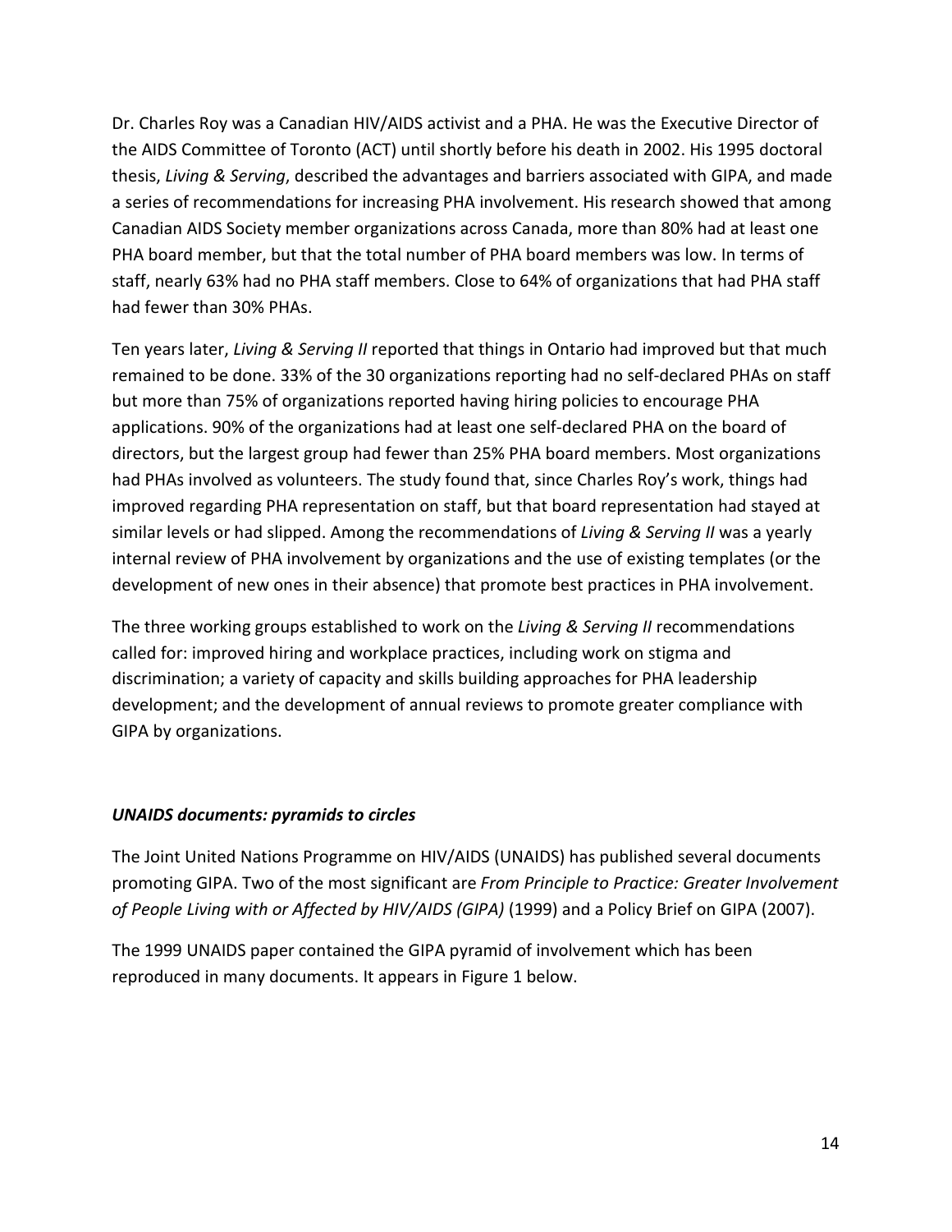Dr. Charles Roy was a Canadian HIV/AIDS activist and a PHA. He was the Executive Director of the AIDS Committee of Toronto (ACT) until shortly before his death in 2002. His 1995 doctoral thesis, *Living & Serving*, described the advantages and barriers associated with GIPA, and made a series of recommendations for increasing PHA involvement. His research showed that among Canadian AIDS Society member organizations across Canada, more than 80% had at least one PHA board member, but that the total number of PHA board members was low. In terms of staff, nearly 63% had no PHA staff members. Close to 64% of organizations that had PHA staff had fewer than 30% PHAs.

Ten years later, *Living & Serving II* reported that things in Ontario had improved but that much remained to be done. 33% of the 30 organizations reporting had no self-declared PHAs on staff but more than 75% of organizations reported having hiring policies to encourage PHA applications. 90% of the organizations had at least one self-declared PHA on the board of directors, but the largest group had fewer than 25% PHA board members. Most organizations had PHAs involved as volunteers. The study found that, since Charles Roy's work, things had improved regarding PHA representation on staff, but that board representation had stayed at similar levels or had slipped. Among the recommendations of *Living & Serving II* was a yearly internal review of PHA involvement by organizations and the use of existing templates (or the development of new ones in their absence) that promote best practices in PHA involvement.

The three working groups established to work on the *Living & Serving II* recommendations called for: improved hiring and workplace practices, including work on stigma and discrimination; a variety of capacity and skills building approaches for PHA leadership development; and the development of annual reviews to promote greater compliance with GIPA by organizations.

### *UNAIDS documents: pyramids to circles*

The Joint United Nations Programme on HIV/AIDS (UNAIDS) has published several documents promoting GIPA. Two of the most significant are *From Principle to Practice: Greater Involvement of People Living with or Affected by HIV/AIDS (GIPA)* (1999) and a Policy Brief on GIPA (2007).

The 1999 UNAIDS paper contained the GIPA pyramid of involvement which has been reproduced in many documents. It appears in Figure 1 below.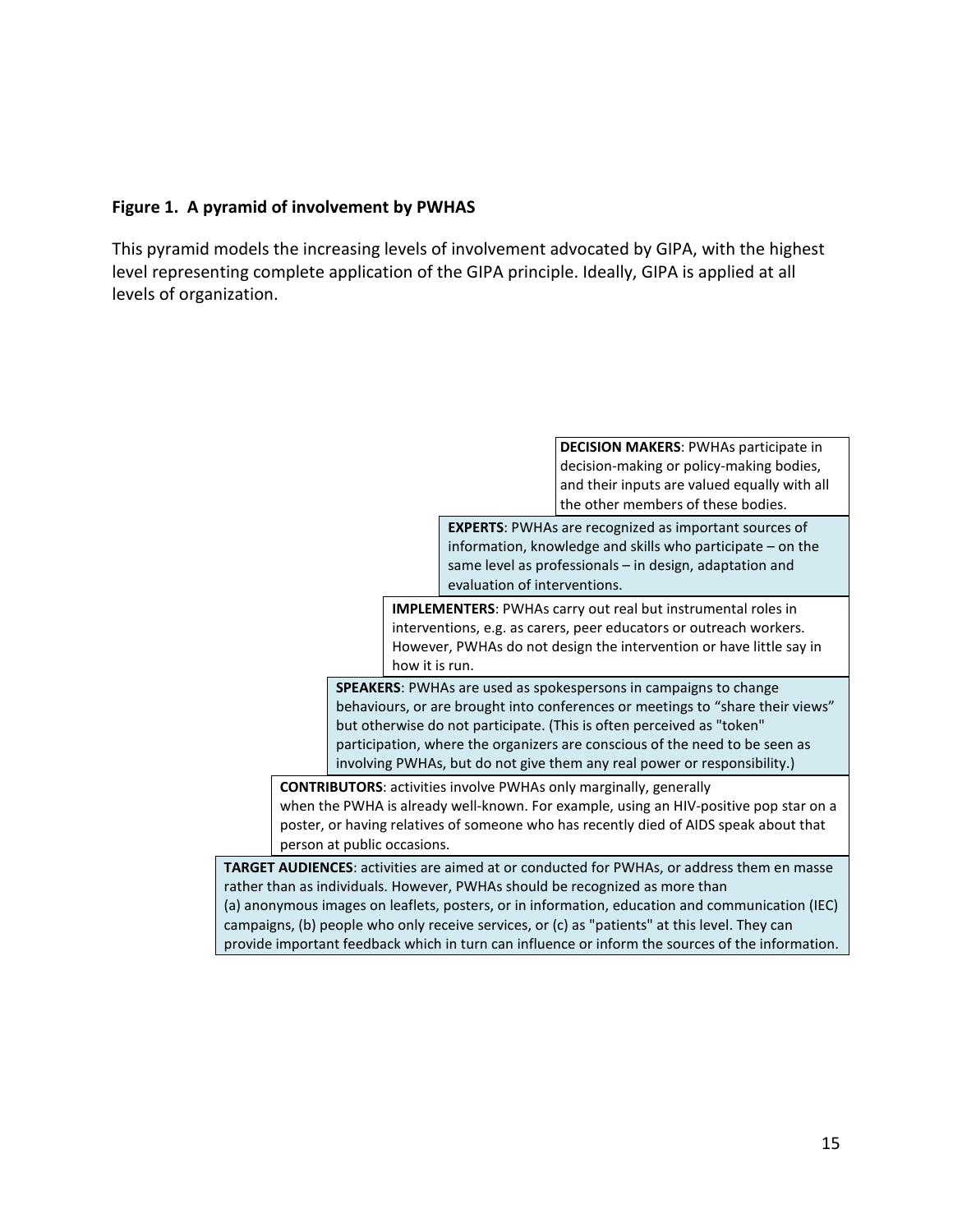**Figure 1. A pyramid of involvement by PWHAS**

This pyramid models the increasing levels of involvement advocated by GIPA, with the highest level representing complete application of the GIPA principle. Ideally, GIPA is applied at all levels of organization.

**DECISION MAKERS**: PWHAs participate in decision-making or policy-making bodies, and their inputs are valued equally with all the other members of these bodies.

**EXPERTS**: PWHAs are recognized as important sources of information, knowledge and skills who participate – on the same level as professionals – in design, adaptation and evaluation of interventions.

**IMPLEMENTERS**: PWHAs carry out real but instrumental roles in interventions, e.g. as carers, peer educators or outreach workers. However, PWHAs do not design the intervention or have little say in how it is run.

**SPEAKERS**: PWHAs are used as spokespersons in campaigns to change behaviours, or are brought into conferences or meetings to "share their views" but otherwise do not participate. (This is often perceived as "token" participation, where the organizers are conscious of the need to be seen as involving PWHAs, but do not give them any real power or responsibility.)

**CONTRIBUTORS**: activities involve PWHAs only marginally, generally when the PWHA is already well-known. For example, using an HIV-positive pop star on a poster, or having relatives of someone who has recently died of AIDS speak about that person at public occasions.

**TARGET AUDIENCES**: activities are aimed at or conducted for PWHAs, or address them en masse rather than as individuals. However, PWHAs should be recognized as more than (a) anonymous images on leaflets, posters, or in information, education and communication (IEC) campaigns, (b) people who only receive services, or (c) as "patients" at this level. They can provide important feedback which in turn can influence or inform the sources of the information.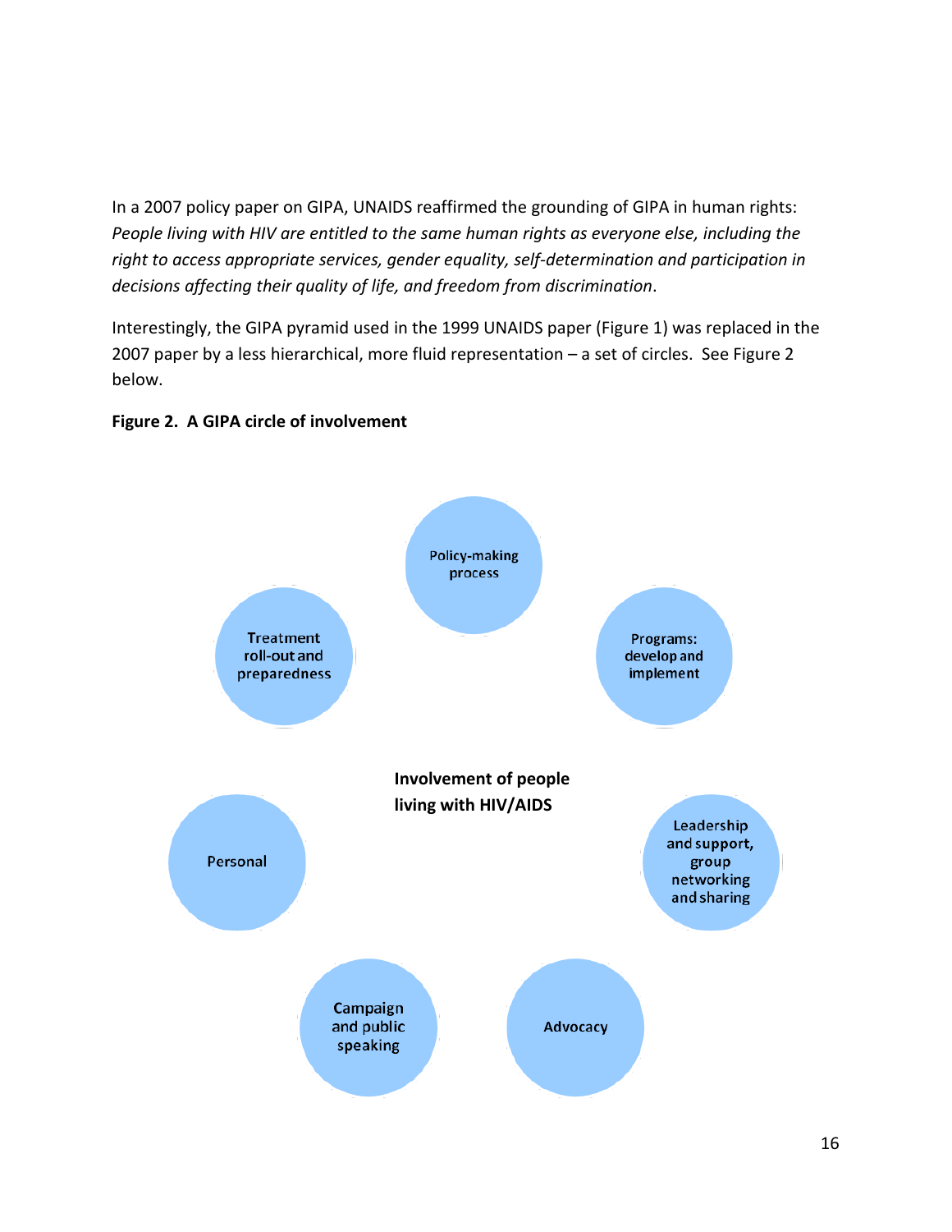In a 2007 policy paper on GIPA, UNAIDS reaffirmed the grounding of GIPA in human rights: *People living with HIV are entitled to the same human rights as everyone else, including the right to access appropriate services, gender equality, self-determination and participation in decisions affecting their quality of life, and freedom from discrimination*.

Interestingly, the GIPA pyramid used in the 1999 UNAIDS paper (Figure 1) was replaced in the 2007 paper by a less hierarchical, more fluid representation – a set of circles. See Figure 2 below.

**Figure 2. A GIPA circle of involvement**

Policy-making process

Programs: develop and implement

Leadership and support, group networking and sharing

Advocacy

Campaign and public speaking

Personal

Treatment roll-out and preparedness

**Involvement of people living with HIV/AIDS**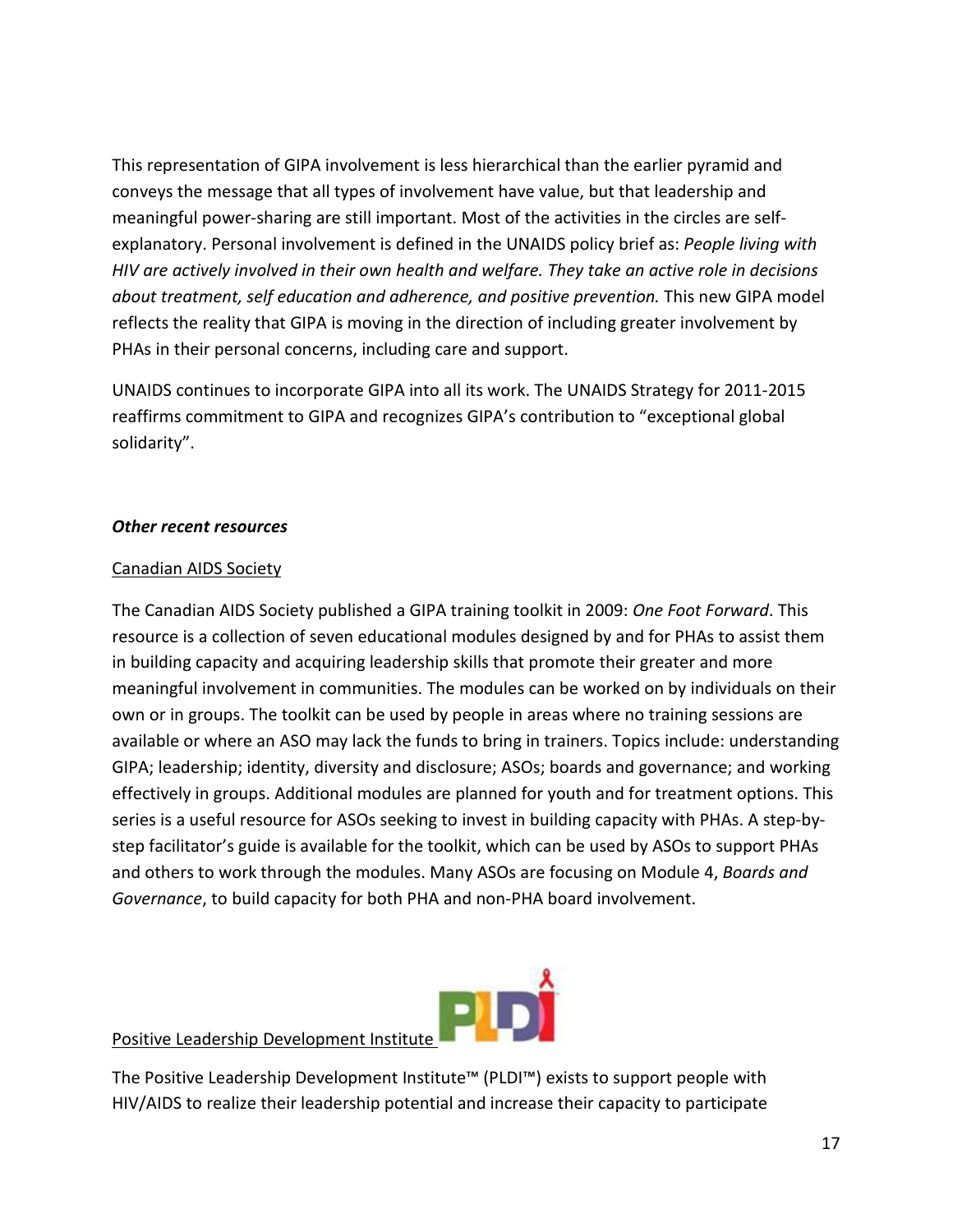This representation of GIPA involvement is less hierarchical than the earlier pyramid and conveys the message that all types of involvement have value, but that leadership and meaningful power-sharing are still important. Most of the activities in the circles are self-explanatory. Personal involvement is defined in the UNAIDS policy brief as: *People living with HIV are actively involved in their own health and welfare. They take an active role in decisions about treatment, self education and adherence, and positive prevention.* This new GIPA model reflects the reality that GIPA is moving in the direction of including greater involvement by PHAs in their personal concerns, including care and support.

UNAIDS continues to incorporate GIPA into all its work. The UNAIDS Strategy for 2011-2015 reaffirms commitment to GIPA and recognizes GIPA's contribution to "exceptional global solidarity".

***Other recent resources***

<u>Canadian AIDS Society</u>

The Canadian AIDS Society published a GIPA training toolkit in 2009: *One Foot Forward*. This resource is a collection of seven educational modules designed by and for PHAs to assist them in building capacity and acquiring leadership skills that promote their greater and more meaningful involvement in communities. The modules can be worked on by individuals on their own or in groups. The toolkit can be used by people in areas where no training sessions are available or where an ASO may lack the funds to bring in trainers. Topics include: understanding GIPA; leadership; identity, diversity and disclosure; ASOs; boards and governance; and working effectively in groups. Additional modules are planned for youth and for treatment options. This series is a useful resource for ASOs seeking to invest in building capacity with PHAs. A step-by-step facilitator's guide is available for the toolkit, which can be used by ASOs to support PHAs and others to work through the modules. Many ASOs are focusing on Module 4, *Boards and Governance*, to build capacity for both PHA and non-PHA board involvement.

<u>Positive Leadership Development Institute</u>

The Positive Leadership Development Institute™ (PLDI™) exists to support people with HIV/AIDS to realize their leadership potential and increase their capacity to participate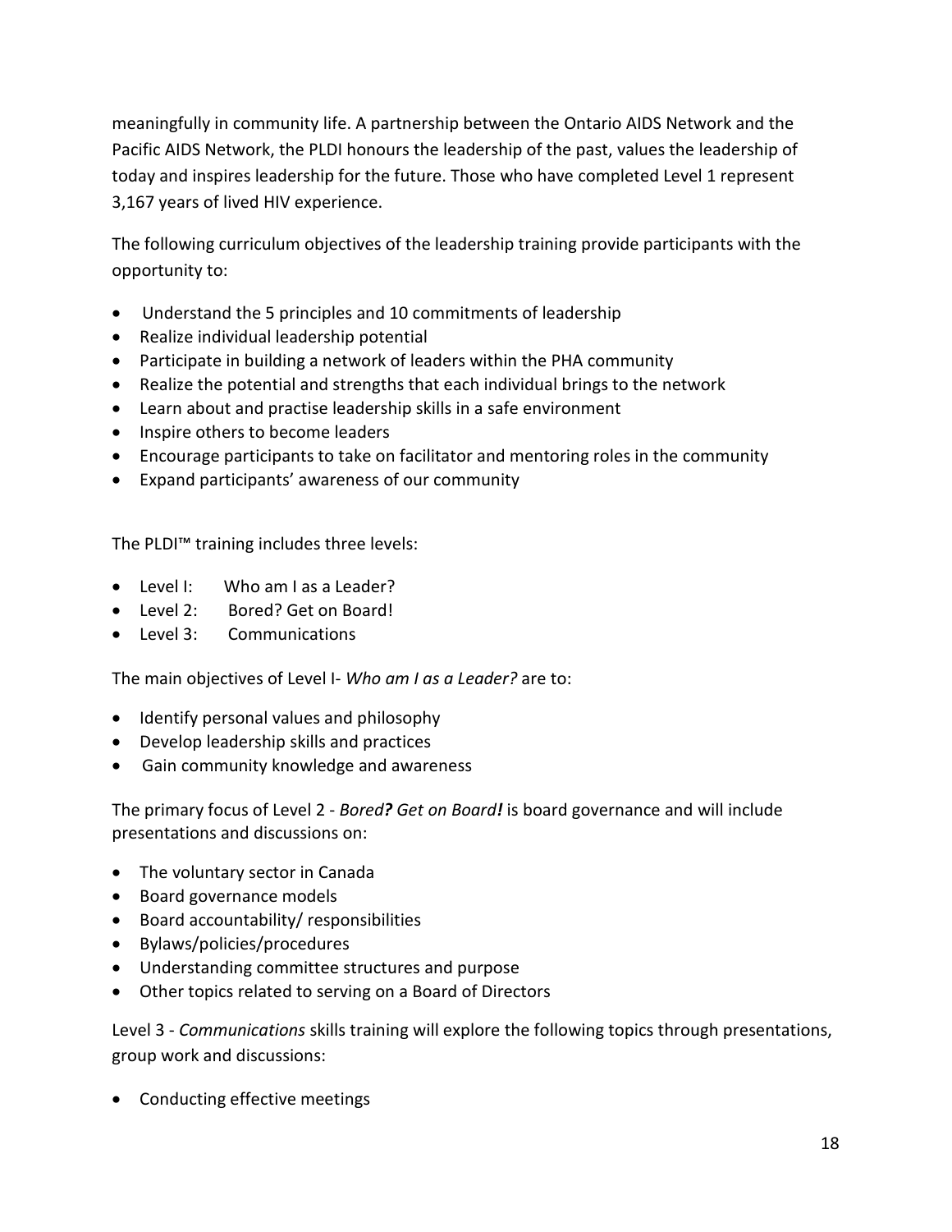meaningfully in community life. A partnership between the Ontario AIDS Network and the Pacific AIDS Network, the PLDI honours the leadership of the past, values the leadership of today and inspires leadership for the future. Those who have completed Level 1 represent 3,167 years of lived HIV experience.

The following curriculum objectives of the leadership training provide participants with the opportunity to:

- Understand the 5 principles and 10 commitments of leadership
- Realize individual leadership potential
- Participate in building a network of leaders within the PHA community
- Realize the potential and strengths that each individual brings to the network
- Learn about and practise leadership skills in a safe environment
- Inspire others to become leaders
- Encourage participants to take on facilitator and mentoring roles in the community
- Expand participants' awareness of our community

The PLDI™ training includes three levels:

- Level I: Who am I as a Leader?
- Level 2: Bored? Get on Board!
- Level 3: Communications

The main objectives of Level I- *Who am I as a Leader?* are to:

- Identify personal values and philosophy
- Develop leadership skills and practices
- Gain community knowledge and awareness

The primary focus of Level 2 - *Bored**?** Get on Board**!*** is board governance and will include presentations and discussions on:

- The voluntary sector in Canada
- Board governance models
- Board accountability/ responsibilities
- Bylaws/policies/procedures
- Understanding committee structures and purpose
- Other topics related to serving on a Board of Directors

Level 3 - *Communications* skills training will explore the following topics through presentations, group work and discussions:

- Conducting effective meetings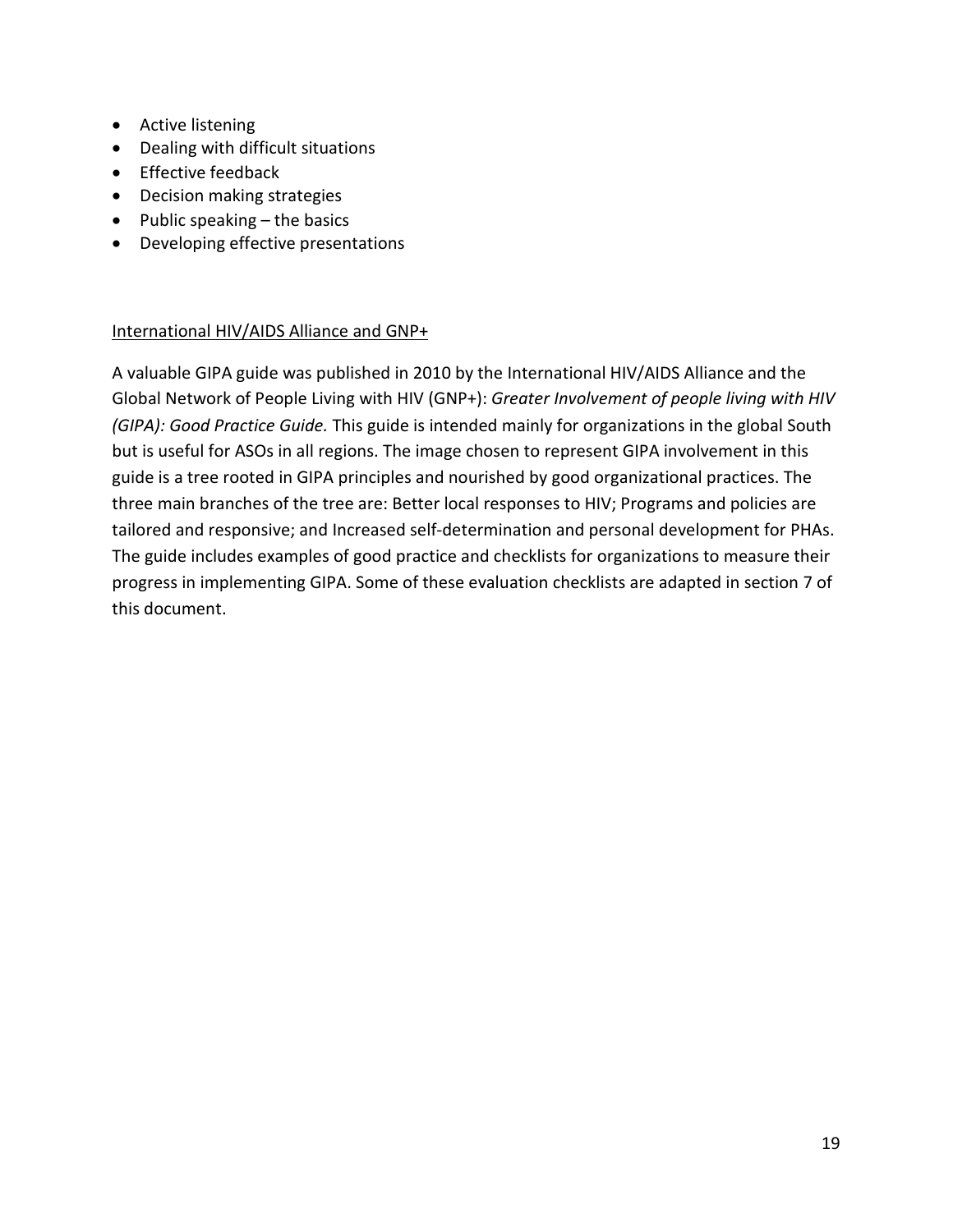- Active listening
- Dealing with difficult situations
- Effective feedback
- Decision making strategies
- Public speaking – the basics
- Developing effective presentations

<u>International HIV/AIDS Alliance and GNP+</u>

A valuable GIPA guide was published in 2010 by the International HIV/AIDS Alliance and the Global Network of People Living with HIV (GNP+): *Greater Involvement of people living with HIV (GIPA): Good Practice Guide.* This guide is intended mainly for organizations in the global South but is useful for ASOs in all regions. The image chosen to represent GIPA involvement in this guide is a tree rooted in GIPA principles and nourished by good organizational practices. The three main branches of the tree are: Better local responses to HIV; Programs and policies are tailored and responsive; and Increased self-determination and personal development for PHAs. The guide includes examples of good practice and checklists for organizations to measure their progress in implementing GIPA. Some of these evaluation checklists are adapted in section 7 of this document.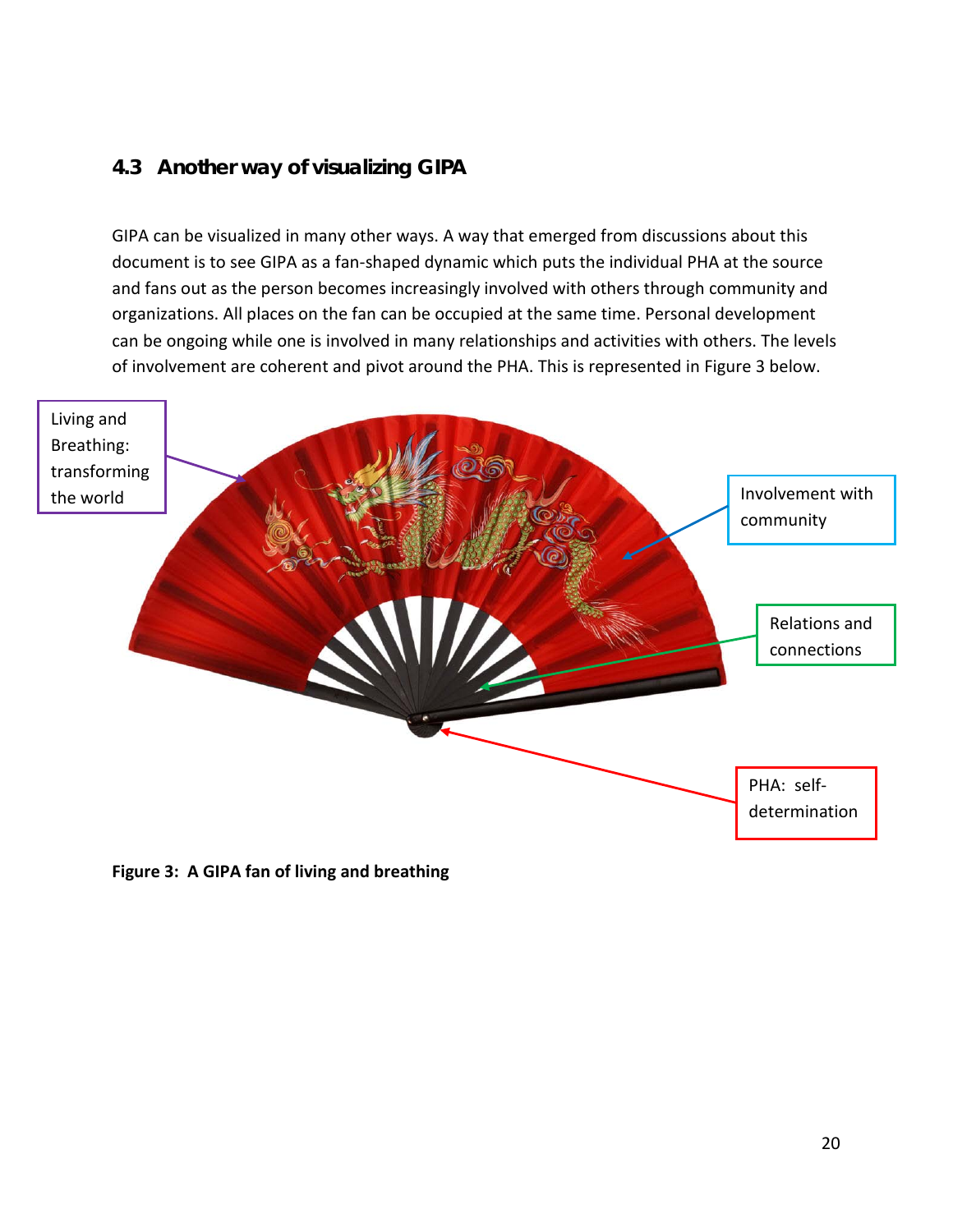## 4.3 Another way of visualizing GIPA

GIPA can be visualized in many other ways. A way that emerged from discussions about this document is to see GIPA as a fan-shaped dynamic which puts the individual PHA at the source and fans out as the person becomes increasingly involved with others through community and organizations. All places on the fan can be occupied at the same time. Personal development can be ongoing while one is involved in many relationships and activities with others. The levels of involvement are coherent and pivot around the PHA. This is represented in Figure 3 below.

Living and Breathing: transforming the world

Involvement with community

Relations and connections

PHA: self-determination

**Figure 3: A GIPA fan of living and breathing**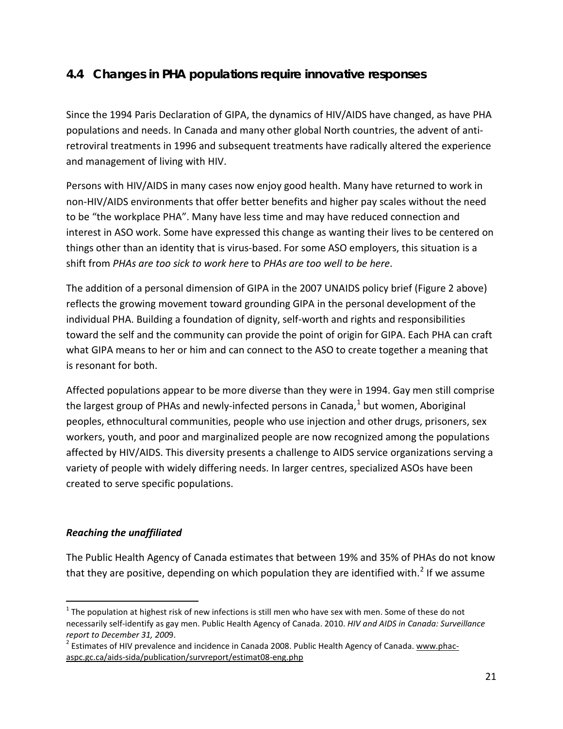## 4.4 Changes in PHA populations require innovative responses

Since the 1994 Paris Declaration of GIPA, the dynamics of HIV/AIDS have changed, as have PHA populations and needs. In Canada and many other global North countries, the advent of anti-retroviral treatments in 1996 and subsequent treatments have radically altered the experience and management of living with HIV.

Persons with HIV/AIDS in many cases now enjoy good health. Many have returned to work in non-HIV/AIDS environments that offer better benefits and higher pay scales without the need to be "the workplace PHA". Many have less time and may have reduced connection and interest in ASO work. Some have expressed this change as wanting their lives to be centered on things other than an identity that is virus-based. For some ASO employers, this situation is a shift from *PHAs are too sick to work here* to *PHAs are too well to be here*.

The addition of a personal dimension of GIPA in the 2007 UNAIDS policy brief (Figure 2 above) reflects the growing movement toward grounding GIPA in the personal development of the individual PHA. Building a foundation of dignity, self-worth and rights and responsibilities toward the self and the community can provide the point of origin for GIPA. Each PHA can craft what GIPA means to her or him and can connect to the ASO to create together a meaning that is resonant for both.

Affected populations appear to be more diverse than they were in 1994. Gay men still comprise the largest group of PHAs and newly-infected persons in Canada,[1] but women, Aboriginal peoples, ethnocultural communities, people who use injection and other drugs, prisoners, sex workers, youth, and poor and marginalized people are now recognized among the populations affected by HIV/AIDS. This diversity presents a challenge to AIDS service organizations serving a variety of people with widely differing needs. In larger centres, specialized ASOs have been created to serve specific populations.

### *Reaching the unaffiliated*

The Public Health Agency of Canada estimates that between 19% and 35% of PHAs do not know that they are positive, depending on which population they are identified with.[2] If we assume

---

[1] The population at highest risk of new infections is still men who have sex with men. Some of these do not necessarily self-identify as gay men. Public Health Agency of Canada. 2010. *HIV and AIDS in Canada: Surveillance report to December 31, 2009*.

[2] Estimates of HIV prevalence and incidence in Canada 2008. Public Health Agency of Canada. www.phac-aspc.gc.ca/aids-sida/publication/survreport/estimat08-eng.php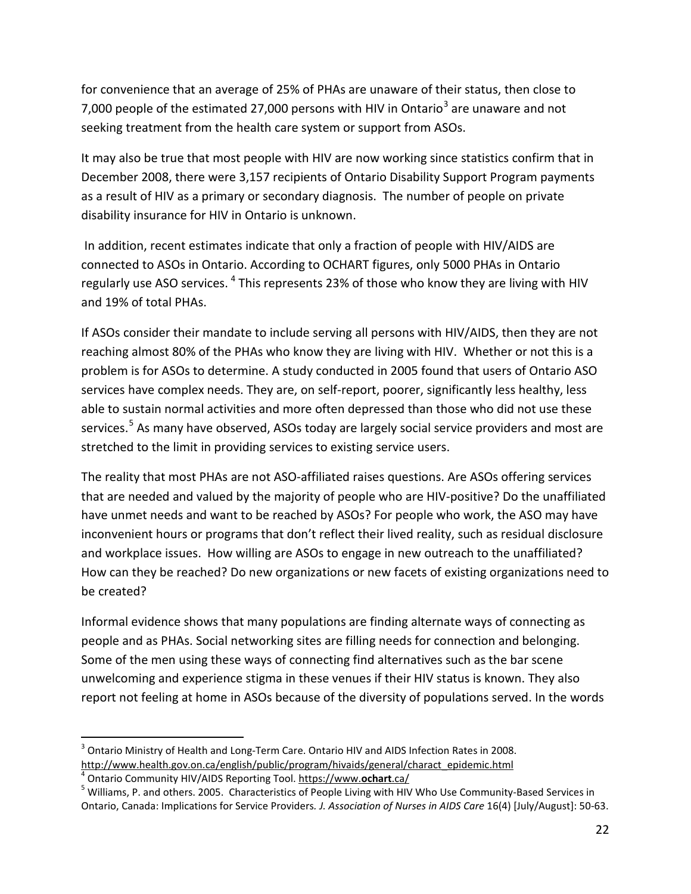for convenience that an average of 25% of PHAs are unaware of their status, then close to 7,000 people of the estimated 27,000 persons with HIV in Ontario[3] are unaware and not seeking treatment from the health care system or support from ASOs.

It may also be true that most people with HIV are now working since statistics confirm that in December 2008, there were 3,157 recipients of Ontario Disability Support Program payments as a result of HIV as a primary or secondary diagnosis. The number of people on private disability insurance for HIV in Ontario is unknown.

In addition, recent estimates indicate that only a fraction of people with HIV/AIDS are connected to ASOs in Ontario. According to OCHART figures, only 5000 PHAs in Ontario regularly use ASO services. [4] This represents 23% of those who know they are living with HIV and 19% of total PHAs.

If ASOs consider their mandate to include serving all persons with HIV/AIDS, then they are not reaching almost 80% of the PHAs who know they are living with HIV. Whether or not this is a problem is for ASOs to determine. A study conducted in 2005 found that users of Ontario ASO services have complex needs. They are, on self-report, poorer, significantly less healthy, less able to sustain normal activities and more often depressed than those who did not use these services.[5] As many have observed, ASOs today are largely social service providers and most are stretched to the limit in providing services to existing service users.

The reality that most PHAs are not ASO-affiliated raises questions. Are ASOs offering services that are needed and valued by the majority of people who are HIV-positive? Do the unaffiliated have unmet needs and want to be reached by ASOs? For people who work, the ASO may have inconvenient hours or programs that don't reflect their lived reality, such as residual disclosure and workplace issues. How willing are ASOs to engage in new outreach to the unaffiliated? How can they be reached? Do new organizations or new facets of existing organizations need to be created?

Informal evidence shows that many populations are finding alternate ways of connecting as people and as PHAs. Social networking sites are filling needs for connection and belonging. Some of the men using these ways of connecting find alternatives such as the bar scene unwelcoming and experience stigma in these venues if their HIV status is known. They also report not feeling at home in ASOs because of the diversity of populations served. In the words

---

[3] Ontario Ministry of Health and Long-Term Care. Ontario HIV and AIDS Infection Rates in 2008. http://www.health.gov.on.ca/english/public/program/hivaids/general/charact_epidemic.html

[4] Ontario Community HIV/AIDS Reporting Tool. https://www.**ochart**.ca/

[5] Williams, P. and others. 2005. Characteristics of People Living with HIV Who Use Community-Based Services in Ontario, Canada: Implications for Service Providers. *J. Association of Nurses in AIDS Care* 16(4) [July/August]: 50-63.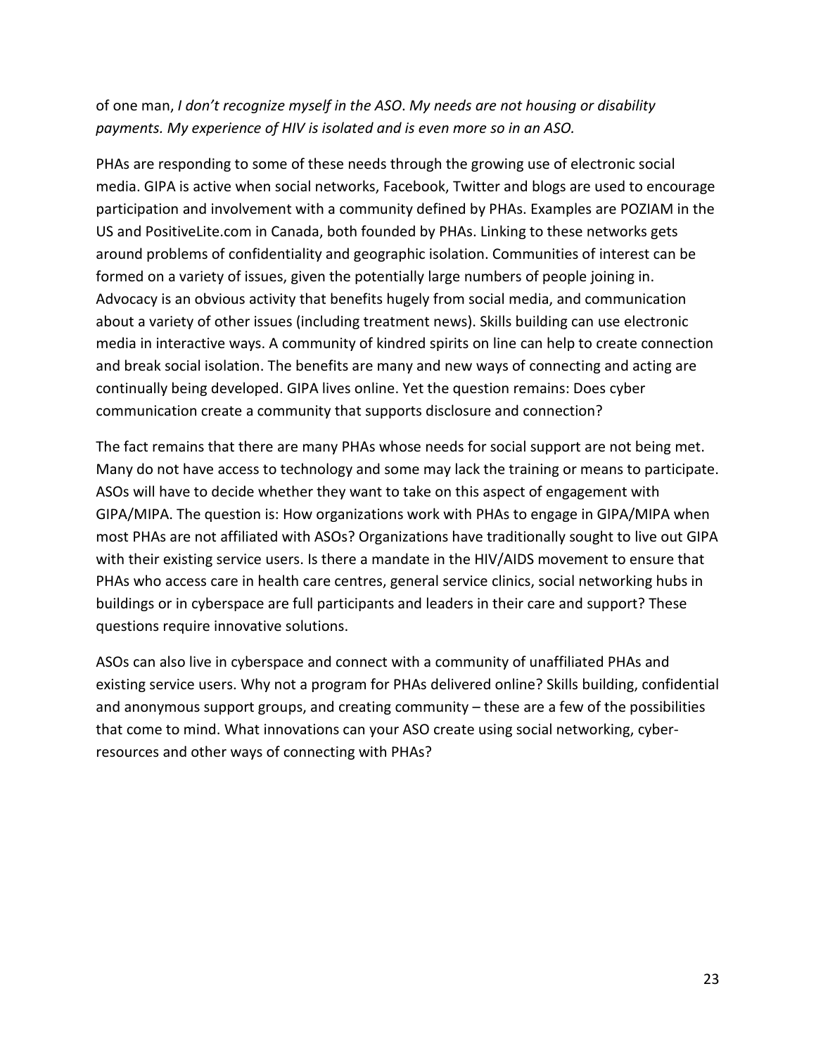of one man, *I don't recognize myself in the ASO. My needs are not housing or disability payments. My experience of HIV is isolated and is even more so in an ASO.*

PHAs are responding to some of these needs through the growing use of electronic social media. GIPA is active when social networks, Facebook, Twitter and blogs are used to encourage participation and involvement with a community defined by PHAs. Examples are POZIAM in the US and PositiveLite.com in Canada, both founded by PHAs. Linking to these networks gets around problems of confidentiality and geographic isolation. Communities of interest can be formed on a variety of issues, given the potentially large numbers of people joining in. Advocacy is an obvious activity that benefits hugely from social media, and communication about a variety of other issues (including treatment news). Skills building can use electronic media in interactive ways. A community of kindred spirits on line can help to create connection and break social isolation. The benefits are many and new ways of connecting and acting are continually being developed. GIPA lives online. Yet the question remains: Does cyber communication create a community that supports disclosure and connection?

The fact remains that there are many PHAs whose needs for social support are not being met. Many do not have access to technology and some may lack the training or means to participate. ASOs will have to decide whether they want to take on this aspect of engagement with GIPA/MIPA. The question is: How organizations work with PHAs to engage in GIPA/MIPA when most PHAs are not affiliated with ASOs? Organizations have traditionally sought to live out GIPA with their existing service users. Is there a mandate in the HIV/AIDS movement to ensure that PHAs who access care in health care centres, general service clinics, social networking hubs in buildings or in cyberspace are full participants and leaders in their care and support? These questions require innovative solutions.

ASOs can also live in cyberspace and connect with a community of unaffiliated PHAs and existing service users. Why not a program for PHAs delivered online? Skills building, confidential and anonymous support groups, and creating community – these are a few of the possibilities that come to mind. What innovations can your ASO create using social networking, cyber-resources and other ways of connecting with PHAs?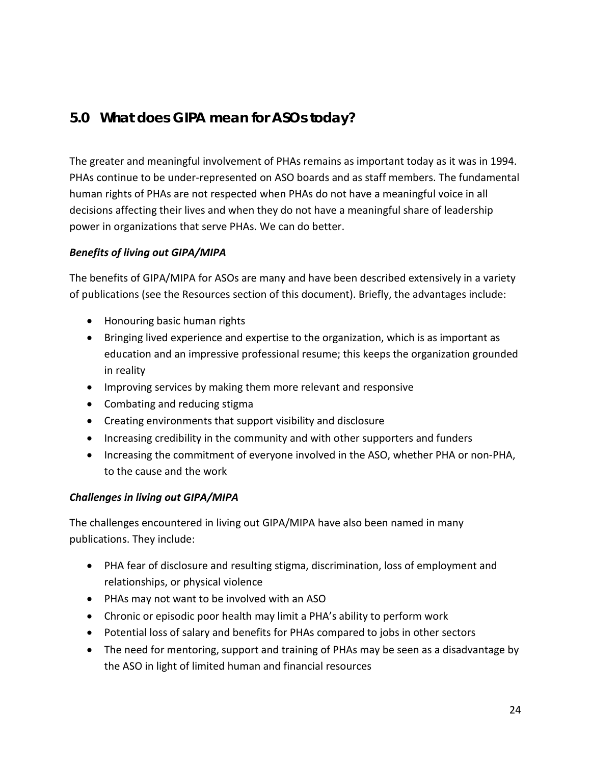## 5.0 What does GIPA mean for ASOs today?

The greater and meaningful involvement of PHAs remains as important today as it was in 1994. PHAs continue to be under-represented on ASO boards and as staff members. The fundamental human rights of PHAs are not respected when PHAs do not have a meaningful voice in all decisions affecting their lives and when they do not have a meaningful share of leadership power in organizations that serve PHAs. We can do better.

***Benefits of living out GIPA/MIPA***

The benefits of GIPA/MIPA for ASOs are many and have been described extensively in a variety of publications (see the Resources section of this document). Briefly, the advantages include:

- Honouring basic human rights
- Bringing lived experience and expertise to the organization, which is as important as education and an impressive professional resume; this keeps the organization grounded in reality
- Improving services by making them more relevant and responsive
- Combating and reducing stigma
- Creating environments that support visibility and disclosure
- Increasing credibility in the community and with other supporters and funders
- Increasing the commitment of everyone involved in the ASO, whether PHA or non-PHA, to the cause and the work

***Challenges in living out GIPA/MIPA***

The challenges encountered in living out GIPA/MIPA have also been named in many publications. They include:

- PHA fear of disclosure and resulting stigma, discrimination, loss of employment and relationships, or physical violence
- PHAs may not want to be involved with an ASO
- Chronic or episodic poor health may limit a PHA's ability to perform work
- Potential loss of salary and benefits for PHAs compared to jobs in other sectors
- The need for mentoring, support and training of PHAs may be seen as a disadvantage by the ASO in light of limited human and financial resources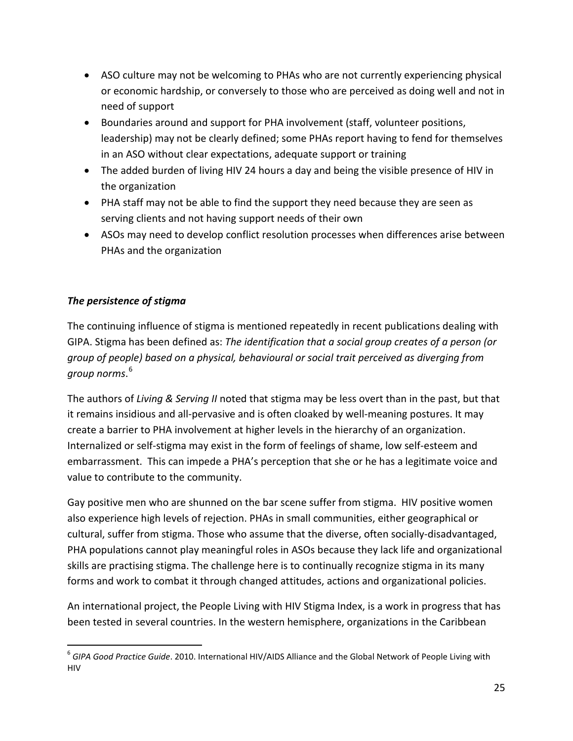- ASO culture may not be welcoming to PHAs who are not currently experiencing physical or economic hardship, or conversely to those who are perceived as doing well and not in need of support
- Boundaries around and support for PHA involvement (staff, volunteer positions, leadership) may not be clearly defined; some PHAs report having to fend for themselves in an ASO without clear expectations, adequate support or training
- The added burden of living HIV 24 hours a day and being the visible presence of HIV in the organization
- PHA staff may not be able to find the support they need because they are seen as serving clients and not having support needs of their own
- ASOs may need to develop conflict resolution processes when differences arise between PHAs and the organization

### *The persistence of stigma*

The continuing influence of stigma is mentioned repeatedly in recent publications dealing with GIPA. Stigma has been defined as: *The identification that a social group creates of a person (or group of people) based on a physical, behavioural or social trait perceived as diverging from group norms*.[6]

The authors of *Living & Serving II* noted that stigma may be less overt than in the past, but that it remains insidious and all-pervasive and is often cloaked by well-meaning postures. It may create a barrier to PHA involvement at higher levels in the hierarchy of an organization. Internalized or self-stigma may exist in the form of feelings of shame, low self-esteem and embarrassment. This can impede a PHA's perception that she or he has a legitimate voice and value to contribute to the community.

Gay positive men who are shunned on the bar scene suffer from stigma. HIV positive women also experience high levels of rejection. PHAs in small communities, either geographical or cultural, suffer from stigma. Those who assume that the diverse, often socially-disadvantaged, PHA populations cannot play meaningful roles in ASOs because they lack life and organizational skills are practising stigma. The challenge here is to continually recognize stigma in its many forms and work to combat it through changed attitudes, actions and organizational policies.

An international project, the People Living with HIV Stigma Index, is a work in progress that has been tested in several countries. In the western hemisphere, organizations in the Caribbean

[6] *GIPA Good Practice Guide*. 2010. International HIV/AIDS Alliance and the Global Network of People Living with HIV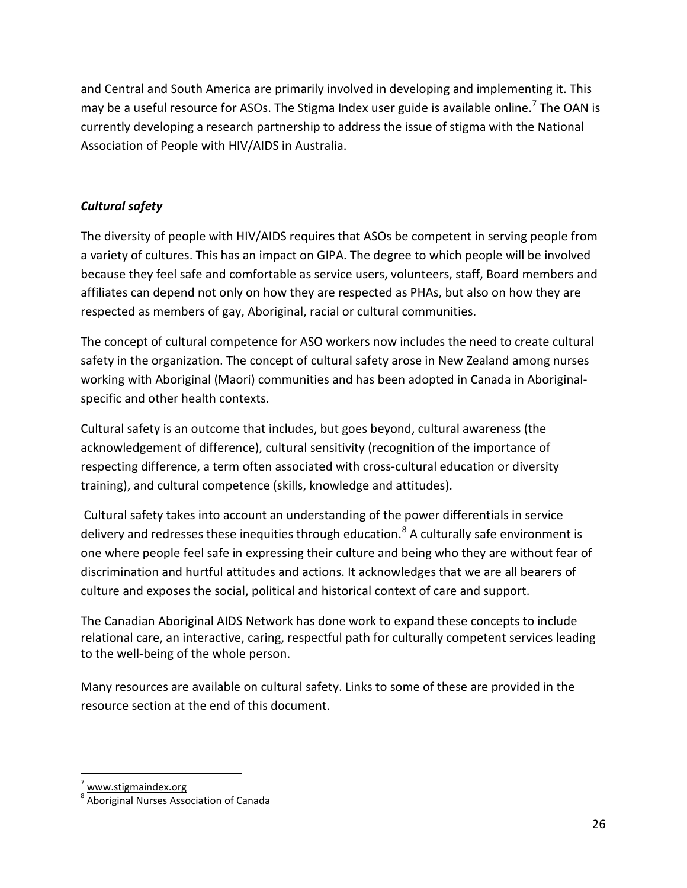and Central and South America are primarily involved in developing and implementing it. This may be a useful resource for ASOs. The Stigma Index user guide is available online.[7] The OAN is currently developing a research partnership to address the issue of stigma with the National Association of People with HIV/AIDS in Australia.

### *Cultural safety*

The diversity of people with HIV/AIDS requires that ASOs be competent in serving people from a variety of cultures. This has an impact on GIPA. The degree to which people will be involved because they feel safe and comfortable as service users, volunteers, staff, Board members and affiliates can depend not only on how they are respected as PHAs, but also on how they are respected as members of gay, Aboriginal, racial or cultural communities.

The concept of cultural competence for ASO workers now includes the need to create cultural safety in the organization. The concept of cultural safety arose in New Zealand among nurses working with Aboriginal (Maori) communities and has been adopted in Canada in Aboriginal-specific and other health contexts.

Cultural safety is an outcome that includes, but goes beyond, cultural awareness (the acknowledgement of difference), cultural sensitivity (recognition of the importance of respecting difference, a term often associated with cross-cultural education or diversity training), and cultural competence (skills, knowledge and attitudes).

Cultural safety takes into account an understanding of the power differentials in service delivery and redresses these inequities through education.[8] A culturally safe environment is one where people feel safe in expressing their culture and being who they are without fear of discrimination and hurtful attitudes and actions. It acknowledges that we are all bearers of culture and exposes the social, political and historical context of care and support.

The Canadian Aboriginal AIDS Network has done work to expand these concepts to include relational care, an interactive, caring, respectful path for culturally competent services leading to the well-being of the whole person.

Many resources are available on cultural safety. Links to some of these are provided in the resource section at the end of this document.

---

[7] www.stigmaindex.org

[8] Aboriginal Nurses Association of Canada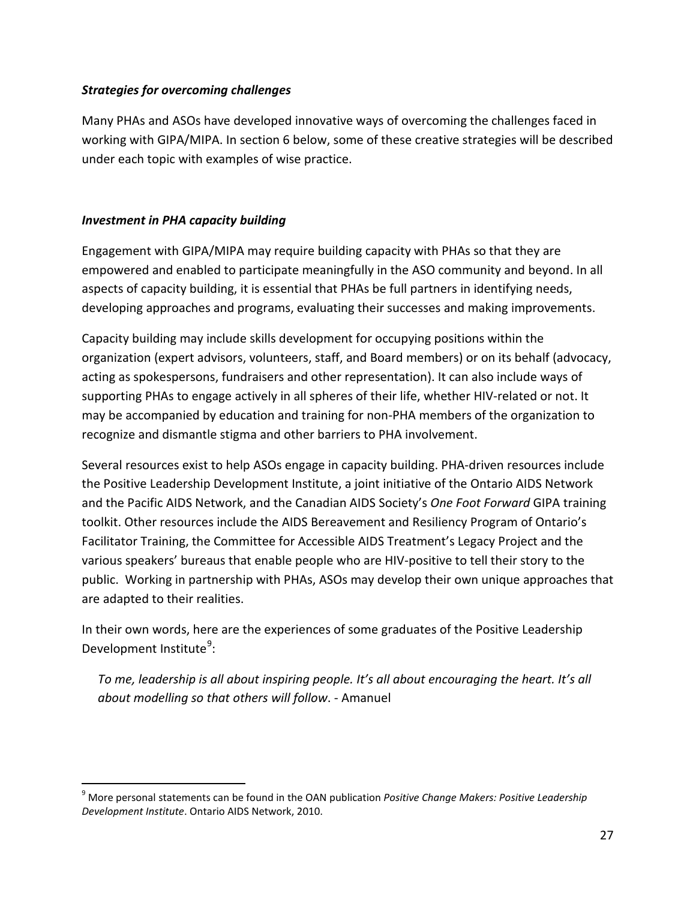***Strategies for overcoming challenges***

Many PHAs and ASOs have developed innovative ways of overcoming the challenges faced in working with GIPA/MIPA. In section 6 below, some of these creative strategies will be described under each topic with examples of wise practice.

***Investment in PHA capacity building***

Engagement with GIPA/MIPA may require building capacity with PHAs so that they are empowered and enabled to participate meaningfully in the ASO community and beyond. In all aspects of capacity building, it is essential that PHAs be full partners in identifying needs, developing approaches and programs, evaluating their successes and making improvements.

Capacity building may include skills development for occupying positions within the organization (expert advisors, volunteers, staff, and Board members) or on its behalf (advocacy, acting as spokespersons, fundraisers and other representation). It can also include ways of supporting PHAs to engage actively in all spheres of their life, whether HIV-related or not. It may be accompanied by education and training for non-PHA members of the organization to recognize and dismantle stigma and other barriers to PHA involvement.

Several resources exist to help ASOs engage in capacity building. PHA-driven resources include the Positive Leadership Development Institute, a joint initiative of the Ontario AIDS Network and the Pacific AIDS Network, and the Canadian AIDS Society's *One Foot Forward* GIPA training toolkit. Other resources include the AIDS Bereavement and Resiliency Program of Ontario's Facilitator Training, the Committee for Accessible AIDS Treatment's Legacy Project and the various speakers' bureaus that enable people who are HIV-positive to tell their story to the public. Working in partnership with PHAs, ASOs may develop their own unique approaches that are adapted to their realities.

In their own words, here are the experiences of some graduates of the Positive Leadership Development Institute[9]:

> *To me, leadership is all about inspiring people. It's all about encouraging the heart. It's all about modelling so that others will follow*. - Amanuel

---

[9] More personal statements can be found in the OAN publication *Positive Change Makers: Positive Leadership Development Institute*. Ontario AIDS Network, 2010.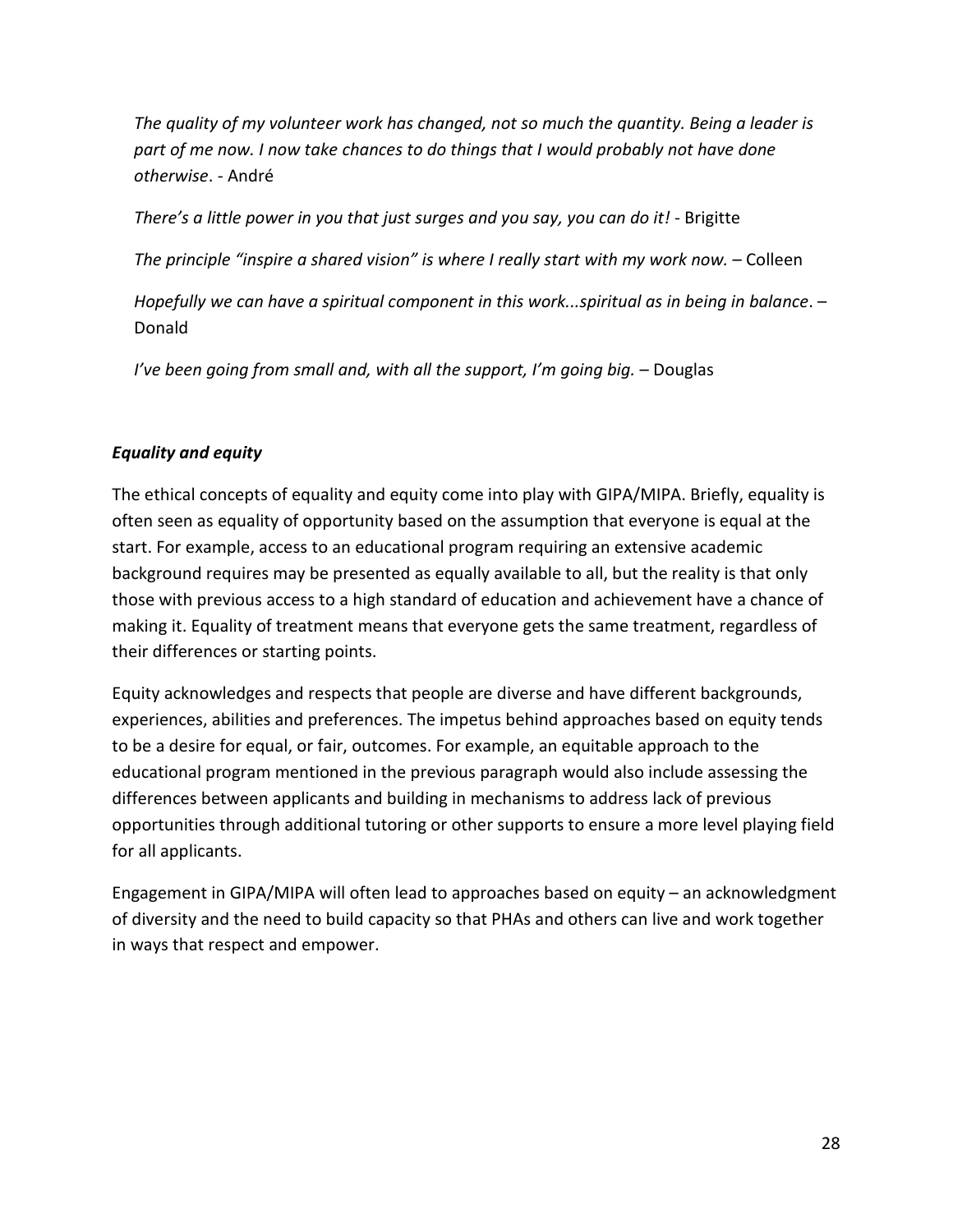*The quality of my volunteer work has changed, not so much the quantity. Being a leader is part of me now. I now take chances to do things that I would probably not have done otherwise*. - André

*There's a little power in you that just surges and you say, you can do it!* - Brigitte

*The principle "inspire a shared vision" is where I really start with my work now.* – Colleen

*Hopefully we can have a spiritual component in this work...spiritual as in being in balance*. – Donald

*I've been going from small and, with all the support, I'm going big.* – Douglas

***Equality and equity***

The ethical concepts of equality and equity come into play with GIPA/MIPA. Briefly, equality is often seen as equality of opportunity based on the assumption that everyone is equal at the start. For example, access to an educational program requiring an extensive academic background requires may be presented as equally available to all, but the reality is that only those with previous access to a high standard of education and achievement have a chance of making it. Equality of treatment means that everyone gets the same treatment, regardless of their differences or starting points.

Equity acknowledges and respects that people are diverse and have different backgrounds, experiences, abilities and preferences. The impetus behind approaches based on equity tends to be a desire for equal, or fair, outcomes. For example, an equitable approach to the educational program mentioned in the previous paragraph would also include assessing the differences between applicants and building in mechanisms to address lack of previous opportunities through additional tutoring or other supports to ensure a more level playing field for all applicants.

Engagement in GIPA/MIPA will often lead to approaches based on equity – an acknowledgment of diversity and the need to build capacity so that PHAs and others can live and work together in ways that respect and empower.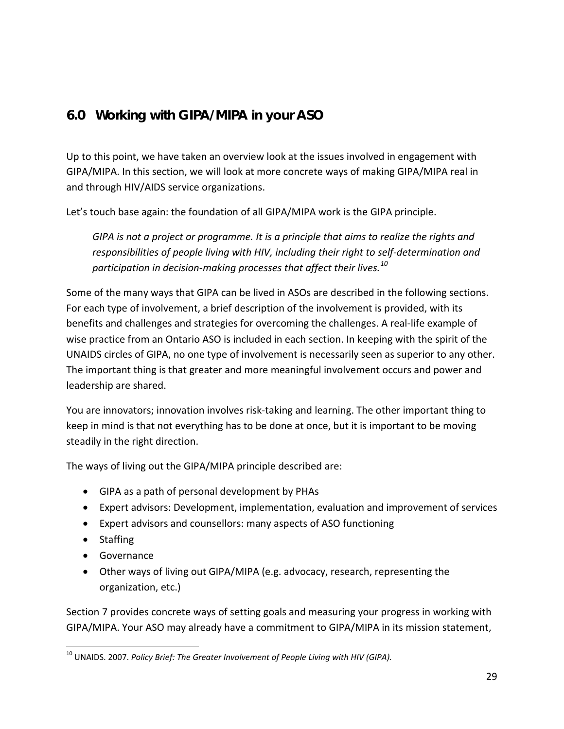## 6.0 Working with GIPA/MIPA in your ASO

Up to this point, we have taken an overview look at the issues involved in engagement with GIPA/MIPA. In this section, we will look at more concrete ways of making GIPA/MIPA real in and through HIV/AIDS service organizations.

Let's touch base again: the foundation of all GIPA/MIPA work is the GIPA principle.

> *GIPA is not a project or programme. It is a principle that aims to realize the rights and responsibilities of people living with HIV, including their right to self-determination and participation in decision-making processes that affect their lives.*[10]

Some of the many ways that GIPA can be lived in ASOs are described in the following sections. For each type of involvement, a brief description of the involvement is provided, with its benefits and challenges and strategies for overcoming the challenges. A real-life example of wise practice from an Ontario ASO is included in each section. In keeping with the spirit of the UNAIDS circles of GIPA, no one type of involvement is necessarily seen as superior to any other. The important thing is that greater and more meaningful involvement occurs and power and leadership are shared.

You are innovators; innovation involves risk-taking and learning. The other important thing to keep in mind is that not everything has to be done at once, but it is important to be moving steadily in the right direction.

The ways of living out the GIPA/MIPA principle described are:

- GIPA as a path of personal development by PHAs
- Expert advisors: Development, implementation, evaluation and improvement of services
- Expert advisors and counsellors: many aspects of ASO functioning
- Staffing
- Governance
- Other ways of living out GIPA/MIPA (e.g. advocacy, research, representing the organization, etc.)

Section 7 provides concrete ways of setting goals and measuring your progress in working with GIPA/MIPA. Your ASO may already have a commitment to GIPA/MIPA in its mission statement,

---

[10] UNAIDS. 2007. *Policy Brief: The Greater Involvement of People Living with HIV (GIPA).*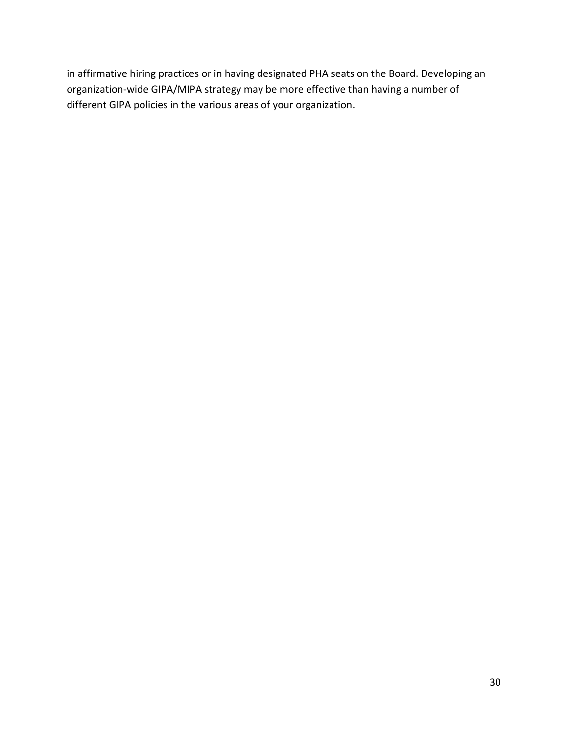in affirmative hiring practices or in having designated PHA seats on the Board. Developing an organization-wide GIPA/MIPA strategy may be more effective than having a number of different GIPA policies in the various areas of your organization.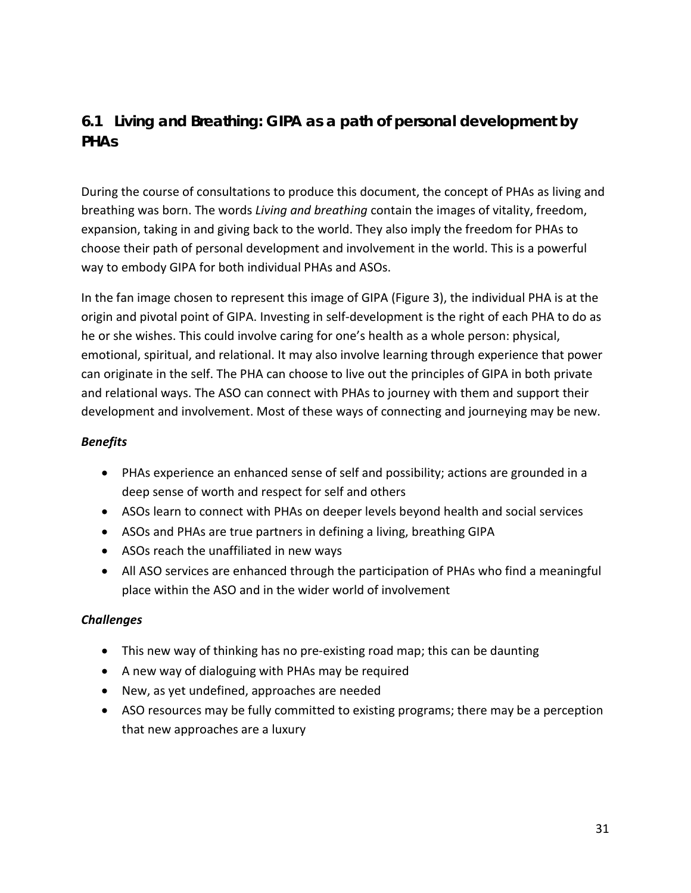## 6.1 Living and Breathing: GIPA as a path of personal development by PHAs

During the course of consultations to produce this document, the concept of PHAs as living and breathing was born. The words *Living and breathing* contain the images of vitality, freedom, expansion, taking in and giving back to the world. They also imply the freedom for PHAs to choose their path of personal development and involvement in the world. This is a powerful way to embody GIPA for both individual PHAs and ASOs.

In the fan image chosen to represent this image of GIPA (Figure 3), the individual PHA is at the origin and pivotal point of GIPA. Investing in self-development is the right of each PHA to do as he or she wishes. This could involve caring for one's health as a whole person: physical, emotional, spiritual, and relational. It may also involve learning through experience that power can originate in the self. The PHA can choose to live out the principles of GIPA in both private and relational ways. The ASO can connect with PHAs to journey with them and support their development and involvement. Most of these ways of connecting and journeying may be new.

***Benefits***

- PHAs experience an enhanced sense of self and possibility; actions are grounded in a deep sense of worth and respect for self and others
- ASOs learn to connect with PHAs on deeper levels beyond health and social services
- ASOs and PHAs are true partners in defining a living, breathing GIPA
- ASOs reach the unaffiliated in new ways
- All ASO services are enhanced through the participation of PHAs who find a meaningful place within the ASO and in the wider world of involvement

***Challenges***

- This new way of thinking has no pre-existing road map; this can be daunting
- A new way of dialoguing with PHAs may be required
- New, as yet undefined, approaches are needed
- ASO resources may be fully committed to existing programs; there may be a perception that new approaches are a luxury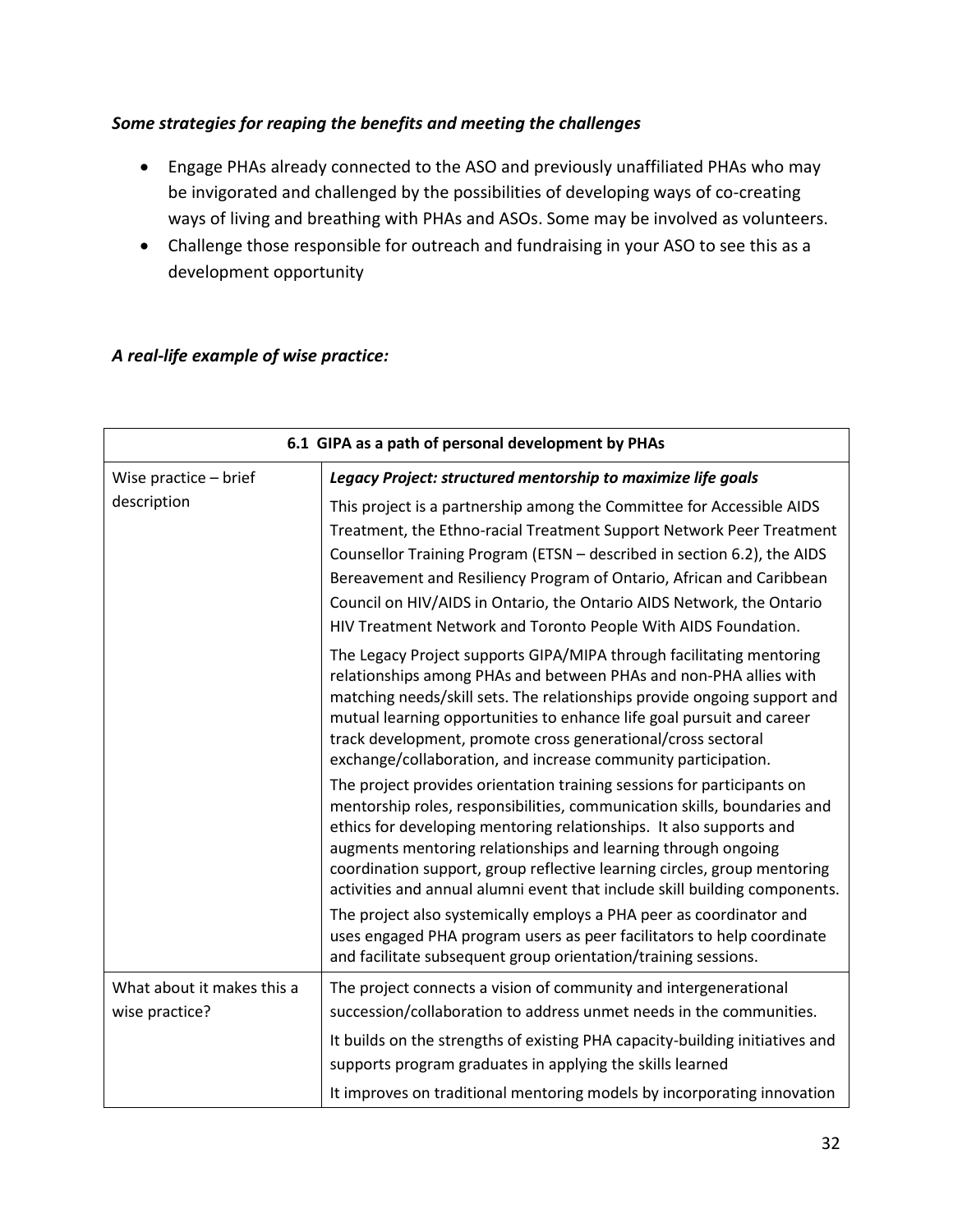***Some strategies for reaping the benefits and meeting the challenges***

- Engage PHAs already connected to the ASO and previously unaffiliated PHAs who may be invigorated and challenged by the possibilities of developing ways of co-creating ways of living and breathing with PHAs and ASOs. Some may be involved as volunteers.
- Challenge those responsible for outreach and fundraising in your ASO to see this as a development opportunity

***A real-life example of wise practice:***

| **6.1 GIPA as a path of personal development by PHAs** | |
|---|---|
| Wise practice – brief description | ***Legacy Project: structured mentorship to maximize life goals*** <br><br> This project is a partnership among the Committee for Accessible AIDS Treatment, the Ethno-racial Treatment Support Network Peer Treatment Counsellor Training Program (ETSN – described in section 6.2), the AIDS Bereavement and Resiliency Program of Ontario, African and Caribbean Council on HIV/AIDS in Ontario, the Ontario AIDS Network, the Ontario HIV Treatment Network and Toronto People With AIDS Foundation. <br><br> The Legacy Project supports GIPA/MIPA through facilitating mentoring relationships among PHAs and between PHAs and non-PHA allies with matching needs/skill sets. The relationships provide ongoing support and mutual learning opportunities to enhance life goal pursuit and career track development, promote cross generational/cross sectoral exchange/collaboration, and increase community participation. <br><br> The project provides orientation training sessions for participants on mentorship roles, responsibilities, communication skills, boundaries and ethics for developing mentoring relationships. It also supports and augments mentoring relationships and learning through ongoing coordination support, group reflective learning circles, group mentoring activities and annual alumni event that include skill building components. <br><br> The project also systemically employs a PHA peer as coordinator and uses engaged PHA program users as peer facilitators to help coordinate and facilitate subsequent group orientation/training sessions. |
| What about it makes this a wise practice? | The project connects a vision of community and intergenerational succession/collaboration to address unmet needs in the communities. <br><br> It builds on the strengths of existing PHA capacity-building initiatives and supports program graduates in applying the skills learned <br><br> It improves on traditional mentoring models by incorporating innovation |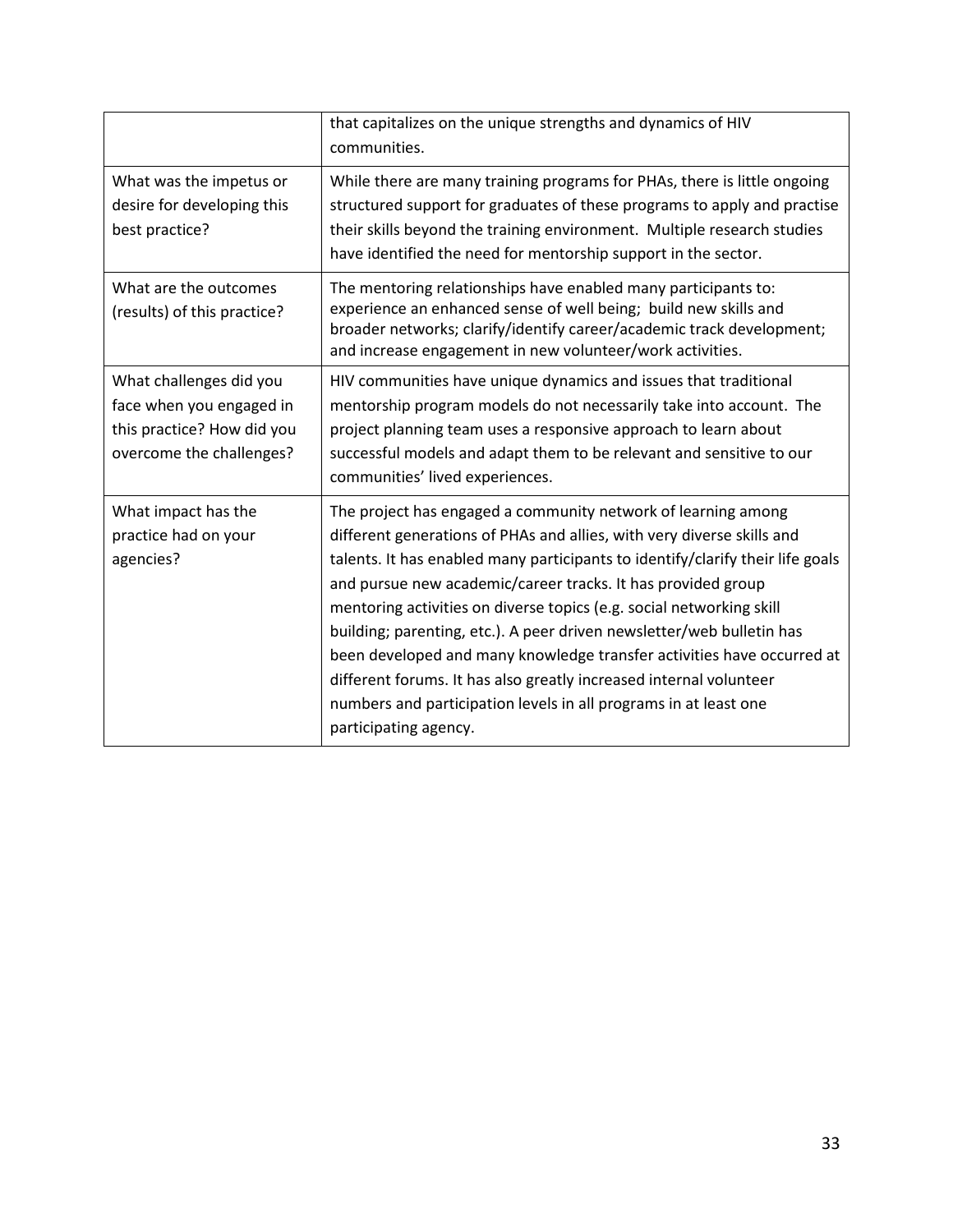| | |
|---|---|
| | that capitalizes on the unique strengths and dynamics of HIV communities. |
| What was the impetus or desire for developing this best practice? | While there are many training programs for PHAs, there is little ongoing structured support for graduates of these programs to apply and practise their skills beyond the training environment. Multiple research studies have identified the need for mentorship support in the sector. |
| What are the outcomes (results) of this practice? | The mentoring relationships have enabled many participants to: experience an enhanced sense of well being; build new skills and broader networks; clarify/identify career/academic track development; and increase engagement in new volunteer/work activities. |
| What challenges did you face when you engaged in this practice? How did you overcome the challenges? | HIV communities have unique dynamics and issues that traditional mentorship program models do not necessarily take into account. The project planning team uses a responsive approach to learn about successful models and adapt them to be relevant and sensitive to our communities' lived experiences. |
| What impact has the practice had on your agencies? | The project has engaged a community network of learning among different generations of PHAs and allies, with very diverse skills and talents. It has enabled many participants to identify/clarify their life goals and pursue new academic/career tracks. It has provided group mentoring activities on diverse topics (e.g. social networking skill building; parenting, etc.). A peer driven newsletter/web bulletin has been developed and many knowledge transfer activities have occurred at different forums. It has also greatly increased internal volunteer numbers and participation levels in all programs in at least one participating agency. |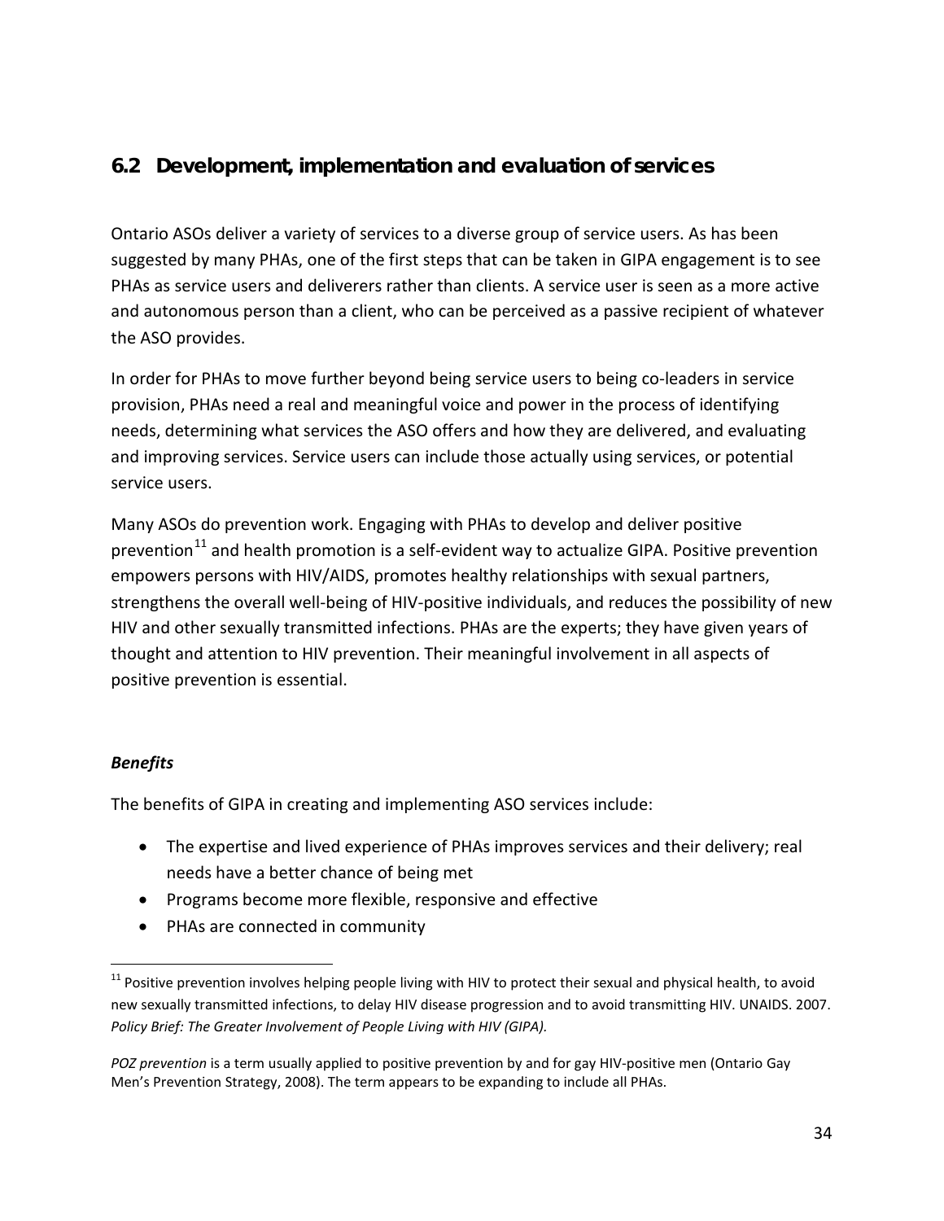## 6.2 Development, implementation and evaluation of services

Ontario ASOs deliver a variety of services to a diverse group of service users. As has been suggested by many PHAs, one of the first steps that can be taken in GIPA engagement is to see PHAs as service users and deliverers rather than clients. A service user is seen as a more active and autonomous person than a client, who can be perceived as a passive recipient of whatever the ASO provides.

In order for PHAs to move further beyond being service users to being co-leaders in service provision, PHAs need a real and meaningful voice and power in the process of identifying needs, determining what services the ASO offers and how they are delivered, and evaluating and improving services. Service users can include those actually using services, or potential service users.

Many ASOs do prevention work. Engaging with PHAs to develop and deliver positive prevention[11] and health promotion is a self-evident way to actualize GIPA. Positive prevention empowers persons with HIV/AIDS, promotes healthy relationships with sexual partners, strengthens the overall well-being of HIV-positive individuals, and reduces the possibility of new HIV and other sexually transmitted infections. PHAs are the experts; they have given years of thought and attention to HIV prevention. Their meaningful involvement in all aspects of positive prevention is essential.

### *Benefits*

The benefits of GIPA in creating and implementing ASO services include:

- The expertise and lived experience of PHAs improves services and their delivery; real needs have a better chance of being met
- Programs become more flexible, responsive and effective
- PHAs are connected in community

---

[11] Positive prevention involves helping people living with HIV to protect their sexual and physical health, to avoid new sexually transmitted infections, to delay HIV disease progression and to avoid transmitting HIV. UNAIDS. 2007. *Policy Brief: The Greater Involvement of People Living with HIV (GIPA).*

*POZ prevention* is a term usually applied to positive prevention by and for gay HIV-positive men (Ontario Gay Men's Prevention Strategy, 2008). The term appears to be expanding to include all PHAs.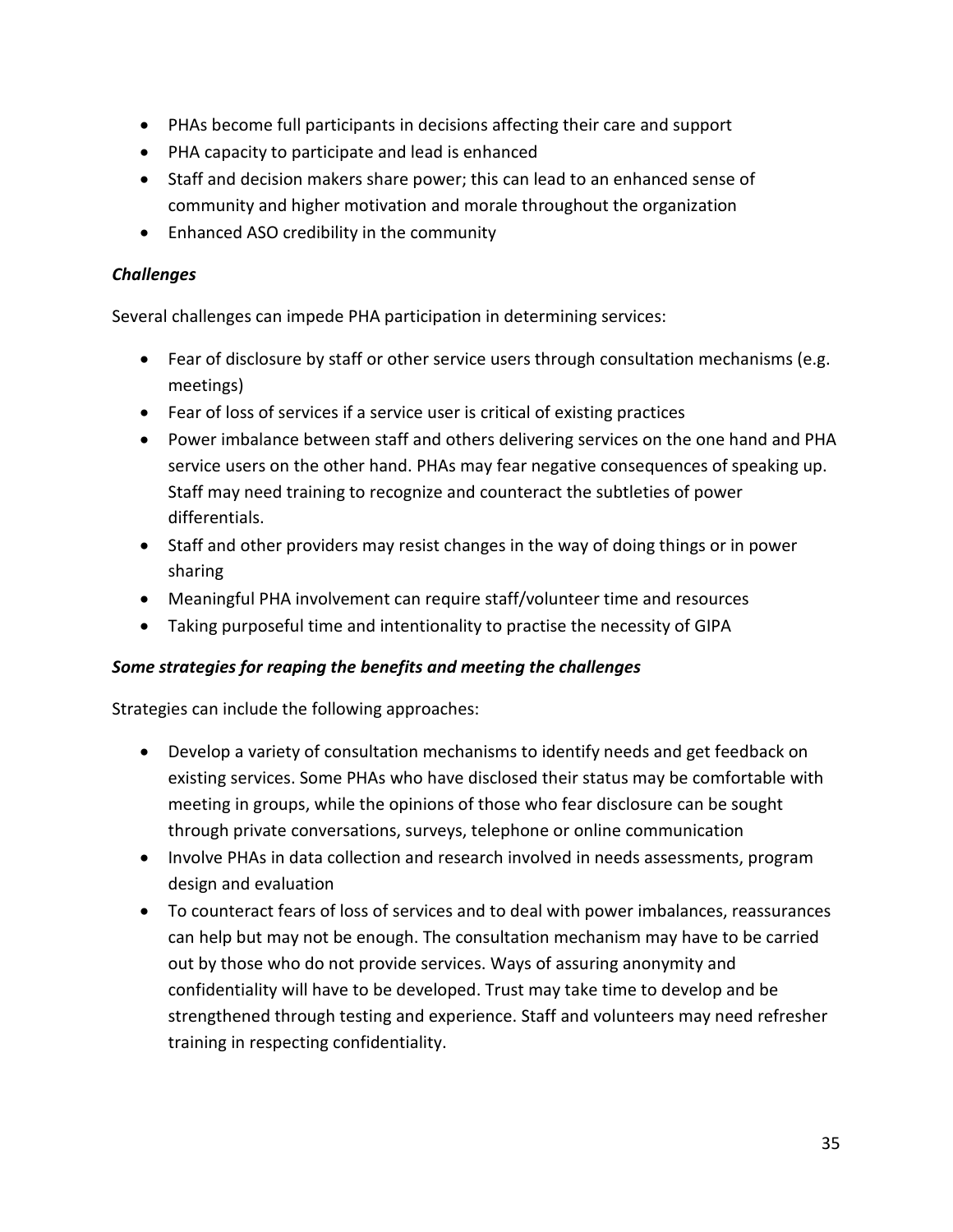- PHAs become full participants in decisions affecting their care and support
- PHA capacity to participate and lead is enhanced
- Staff and decision makers share power; this can lead to an enhanced sense of community and higher motivation and morale throughout the organization
- Enhanced ASO credibility in the community

***Challenges***

Several challenges can impede PHA participation in determining services:

- Fear of disclosure by staff or other service users through consultation mechanisms (e.g. meetings)
- Fear of loss of services if a service user is critical of existing practices
- Power imbalance between staff and others delivering services on the one hand and PHA service users on the other hand. PHAs may fear negative consequences of speaking up. Staff may need training to recognize and counteract the subtleties of power differentials.
- Staff and other providers may resist changes in the way of doing things or in power sharing
- Meaningful PHA involvement can require staff/volunteer time and resources
- Taking purposeful time and intentionality to practise the necessity of GIPA

***Some strategies for reaping the benefits and meeting the challenges***

Strategies can include the following approaches:

- Develop a variety of consultation mechanisms to identify needs and get feedback on existing services. Some PHAs who have disclosed their status may be comfortable with meeting in groups, while the opinions of those who fear disclosure can be sought through private conversations, surveys, telephone or online communication
- Involve PHAs in data collection and research involved in needs assessments, program design and evaluation
- To counteract fears of loss of services and to deal with power imbalances, reassurances can help but may not be enough. The consultation mechanism may have to be carried out by those who do not provide services. Ways of assuring anonymity and confidentiality will have to be developed. Trust may take time to develop and be strengthened through testing and experience. Staff and volunteers may need refresher training in respecting confidentiality.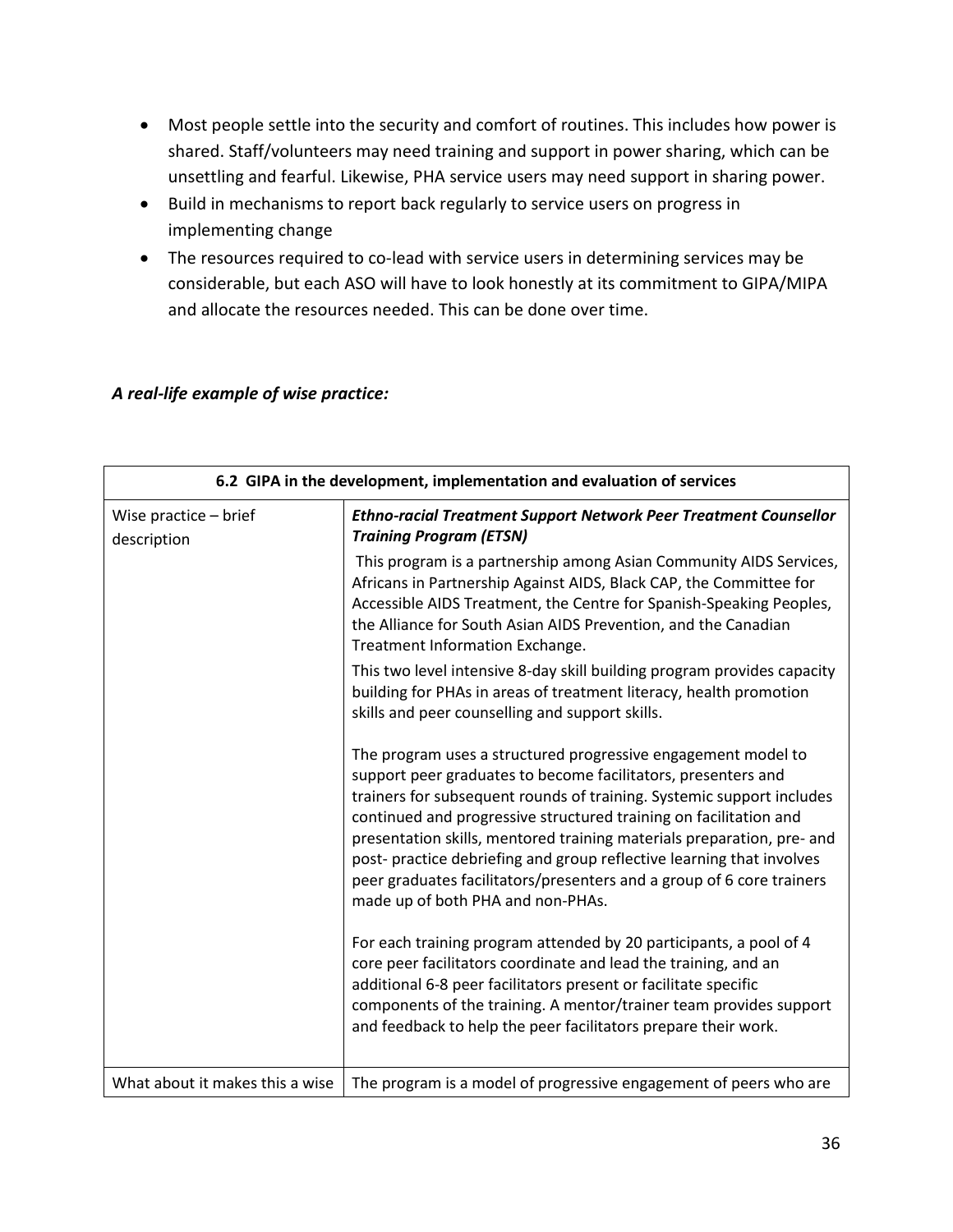- Most people settle into the security and comfort of routines. This includes how power is shared. Staff/volunteers may need training and support in power sharing, which can be unsettling and fearful. Likewise, PHA service users may need support in sharing power.
- Build in mechanisms to report back regularly to service users on progress in implementing change
- The resources required to co-lead with service users in determining services may be considerable, but each ASO will have to look honestly at its commitment to GIPA/MIPA and allocate the resources needed. This can be done over time.

***A real-life example of wise practice:***

| 6.2 GIPA in the development, implementation and evaluation of services | |
|---|---|
| Wise practice – brief description | ***Ethno-racial Treatment Support Network Peer Treatment Counsellor Training Program (ETSN)*** <br> This program is a partnership among Asian Community AIDS Services, Africans in Partnership Against AIDS, Black CAP, the Committee for Accessible AIDS Treatment, the Centre for Spanish-Speaking Peoples, the Alliance for South Asian AIDS Prevention, and the Canadian Treatment Information Exchange. <br> This two level intensive 8-day skill building program provides capacity building for PHAs in areas of treatment literacy, health promotion skills and peer counselling and support skills. <br><br> The program uses a structured progressive engagement model to support peer graduates to become facilitators, presenters and trainers for subsequent rounds of training. Systemic support includes continued and progressive structured training on facilitation and presentation skills, mentored training materials preparation, pre- and post- practice debriefing and group reflective learning that involves peer graduates facilitators/presenters and a group of 6 core trainers made up of both PHA and non-PHAs. <br><br> For each training program attended by 20 participants, a pool of 4 core peer facilitators coordinate and lead the training, and an additional 6-8 peer facilitators present or facilitate specific components of the training. A mentor/trainer team provides support and feedback to help the peer facilitators prepare their work. |
| What about it makes this a wise | The program is a model of progressive engagement of peers who are |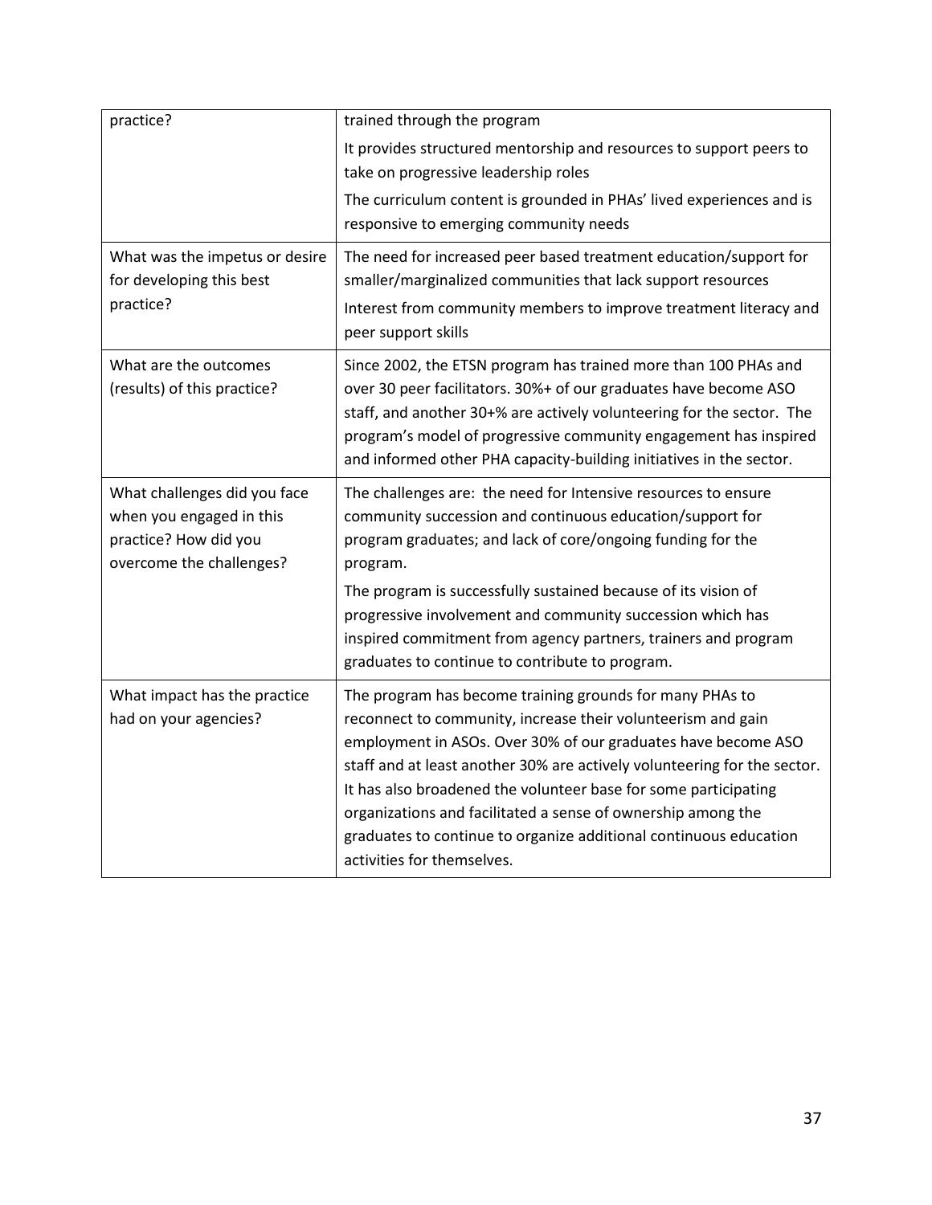| | |
|---|---|
| practice? | trained through the program<br>It provides structured mentorship and resources to support peers to take on progressive leadership roles<br>The curriculum content is grounded in PHAs' lived experiences and is responsive to emerging community needs |
| What was the impetus or desire for developing this best practice? | The need for increased peer based treatment education/support for smaller/marginalized communities that lack support resources<br>Interest from community members to improve treatment literacy and peer support skills |
| What are the outcomes (results) of this practice? | Since 2002, the ETSN program has trained more than 100 PHAs and over 30 peer facilitators. 30%+ of our graduates have become ASO staff, and another 30+% are actively volunteering for the sector. The program's model of progressive community engagement has inspired and informed other PHA capacity-building initiatives in the sector. |
| What challenges did you face when you engaged in this practice? How did you overcome the challenges? | The challenges are: the need for Intensive resources to ensure community succession and continuous education/support for program graduates; and lack of core/ongoing funding for the program.<br>The program is successfully sustained because of its vision of progressive involvement and community succession which has inspired commitment from agency partners, trainers and program graduates to continue to contribute to program. |
| What impact has the practice had on your agencies? | The program has become training grounds for many PHAs to reconnect to community, increase their volunteerism and gain employment in ASOs. Over 30% of our graduates have become ASO staff and at least another 30% are actively volunteering for the sector. It has also broadened the volunteer base for some participating organizations and facilitated a sense of ownership among the graduates to continue to organize additional continuous education activities for themselves. |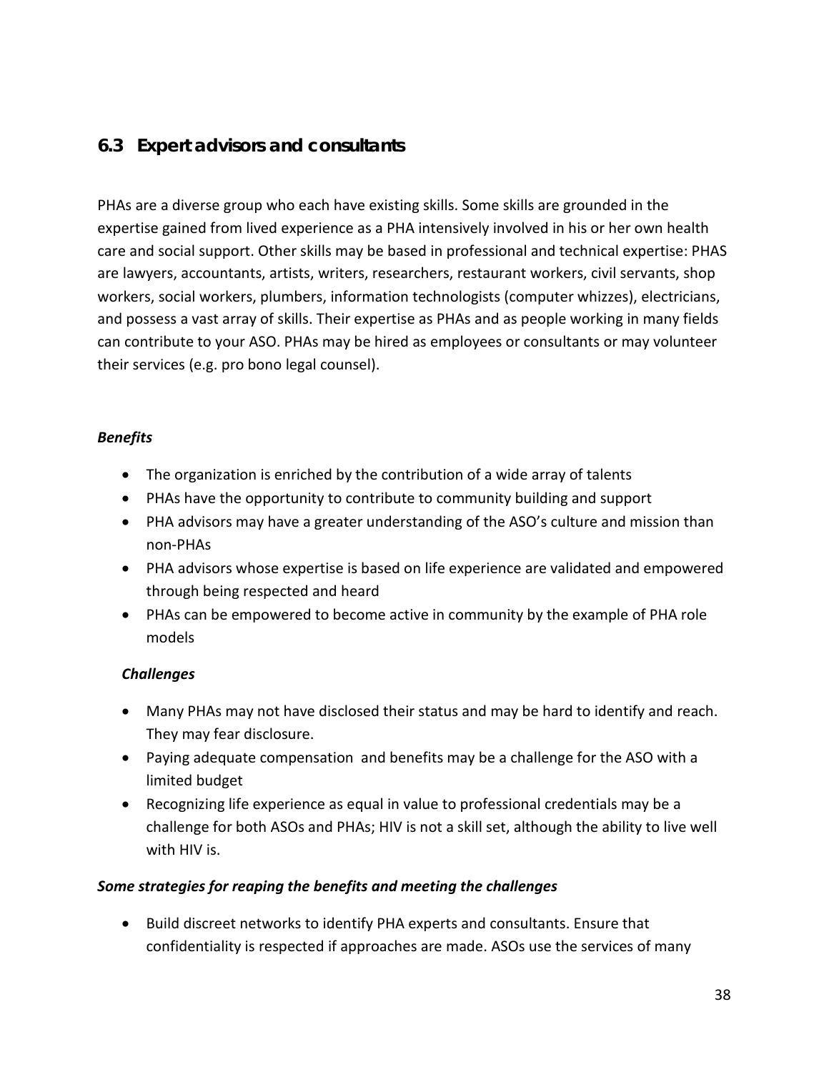## 6.3 Expert advisors and consultants

PHAs are a diverse group who each have existing skills. Some skills are grounded in the expertise gained from lived experience as a PHA intensively involved in his or her own health care and social support. Other skills may be based in professional and technical expertise: PHAS are lawyers, accountants, artists, writers, researchers, restaurant workers, civil servants, shop workers, social workers, plumbers, information technologists (computer whizzes), electricians, and possess a vast array of skills. Their expertise as PHAs and as people working in many fields can contribute to your ASO. PHAs may be hired as employees or consultants or may volunteer their services (e.g. pro bono legal counsel).

***Benefits***

- The organization is enriched by the contribution of a wide array of talents
- PHAs have the opportunity to contribute to community building and support
- PHA advisors may have a greater understanding of the ASO's culture and mission than non-PHAs
- PHA advisors whose expertise is based on life experience are validated and empowered through being respected and heard
- PHAs can be empowered to become active in community by the example of PHA role models

***Challenges***

- Many PHAs may not have disclosed their status and may be hard to identify and reach. They may fear disclosure.
- Paying adequate compensation and benefits may be a challenge for the ASO with a limited budget
- Recognizing life experience as equal in value to professional credentials may be a challenge for both ASOs and PHAs; HIV is not a skill set, although the ability to live well with HIV is.

***Some strategies for reaping the benefits and meeting the challenges***

- Build discreet networks to identify PHA experts and consultants. Ensure that confidentiality is respected if approaches are made. ASOs use the services of many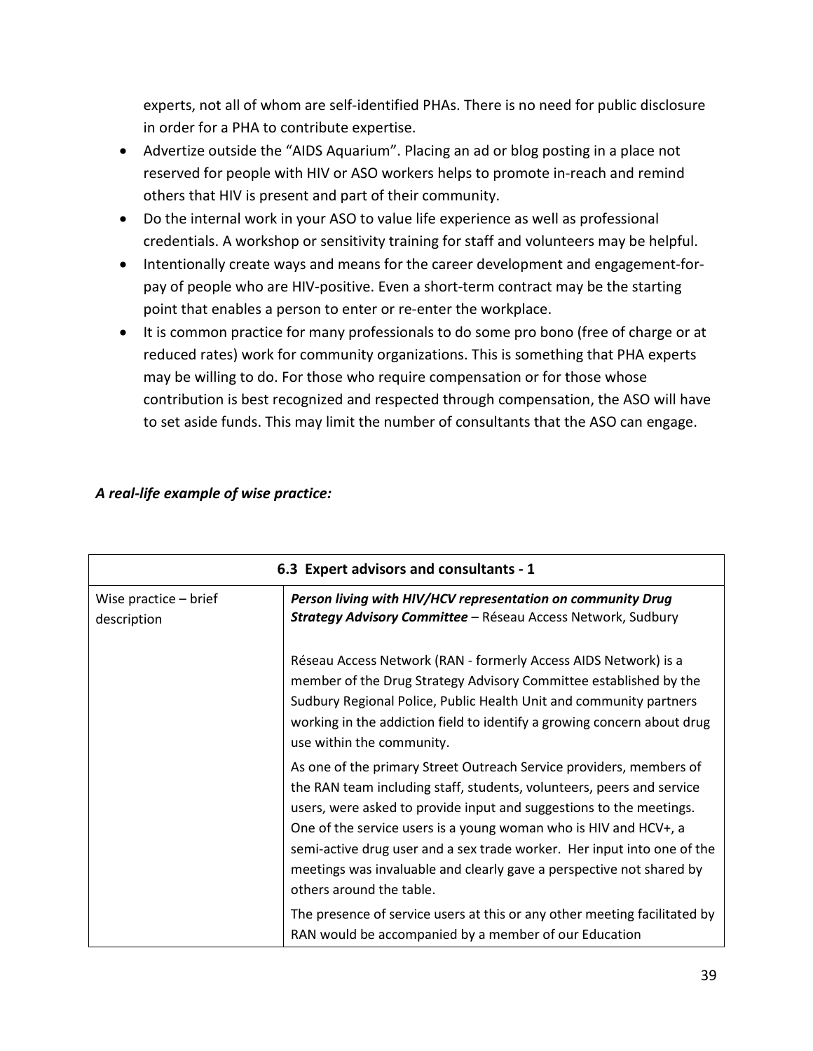experts, not all of whom are self-identified PHAs. There is no need for public disclosure in order for a PHA to contribute expertise.

- Advertize outside the "AIDS Aquarium". Placing an ad or blog posting in a place not reserved for people with HIV or ASO workers helps to promote in-reach and remind others that HIV is present and part of their community.
- Do the internal work in your ASO to value life experience as well as professional credentials. A workshop or sensitivity training for staff and volunteers may be helpful.
- Intentionally create ways and means for the career development and engagement-for-pay of people who are HIV-positive. Even a short-term contract may be the starting point that enables a person to enter or re-enter the workplace.
- It is common practice for many professionals to do some pro bono (free of charge or at reduced rates) work for community organizations. This is something that PHA experts may be willing to do. For those who require compensation or for those whose contribution is best recognized and respected through compensation, the ASO will have to set aside funds. This may limit the number of consultants that the ASO can engage.

***A real-life example of wise practice:***

| **6.3 Expert advisors and consultants - 1** | |
|---|---|
| Wise practice – brief description | ***Person living with HIV/HCV representation on community Drug Strategy Advisory Committee*** – Réseau Access Network, Sudbury<br><br>Réseau Access Network (RAN - formerly Access AIDS Network) is a member of the Drug Strategy Advisory Committee established by the Sudbury Regional Police, Public Health Unit and community partners working in the addiction field to identify a growing concern about drug use within the community.<br><br>As one of the primary Street Outreach Service providers, members of the RAN team including staff, students, volunteers, peers and service users, were asked to provide input and suggestions to the meetings. One of the service users is a young woman who is HIV and HCV+, a semi-active drug user and a sex trade worker. Her input into one of the meetings was invaluable and clearly gave a perspective not shared by others around the table.<br><br>The presence of service users at this or any other meeting facilitated by RAN would be accompanied by a member of our Education |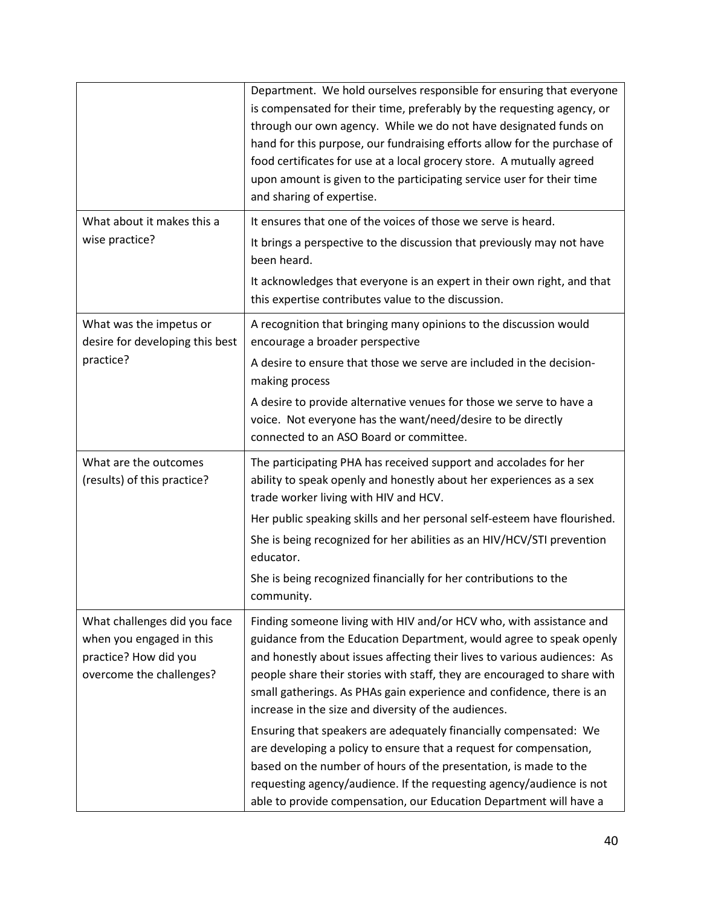| | |
|---|---|
| | Department. We hold ourselves responsible for ensuring that everyone is compensated for their time, preferably by the requesting agency, or through our own agency. While we do not have designated funds on hand for this purpose, our fundraising efforts allow for the purchase of food certificates for use at a local grocery store. A mutually agreed upon amount is given to the participating service user for their time and sharing of expertise. |
| What about it makes this a wise practice? | It ensures that one of the voices of those we serve is heard.<br>It brings a perspective to the discussion that previously may not have been heard.<br>It acknowledges that everyone is an expert in their own right, and that this expertise contributes value to the discussion. |
| What was the impetus or desire for developing this best practice? | A recognition that bringing many opinions to the discussion would encourage a broader perspective<br>A desire to ensure that those we serve are included in the decision-making process<br>A desire to provide alternative venues for those we serve to have a voice. Not everyone has the want/need/desire to be directly connected to an ASO Board or committee. |
| What are the outcomes (results) of this practice? | The participating PHA has received support and accolades for her ability to speak openly and honestly about her experiences as a sex trade worker living with HIV and HCV.<br>Her public speaking skills and her personal self-esteem have flourished.<br>She is being recognized for her abilities as an HIV/HCV/STI prevention educator.<br>She is being recognized financially for her contributions to the community. |
| What challenges did you face when you engaged in this practice? How did you overcome the challenges? | Finding someone living with HIV and/or HCV who, with assistance and guidance from the Education Department, would agree to speak openly and honestly about issues affecting their lives to various audiences: As people share their stories with staff, they are encouraged to share with small gatherings. As PHAs gain experience and confidence, there is an increase in the size and diversity of the audiences.<br>Ensuring that speakers are adequately financially compensated: We are developing a policy to ensure that a request for compensation, based on the number of hours of the presentation, is made to the requesting agency/audience. If the requesting agency/audience is not able to provide compensation, our Education Department will have a |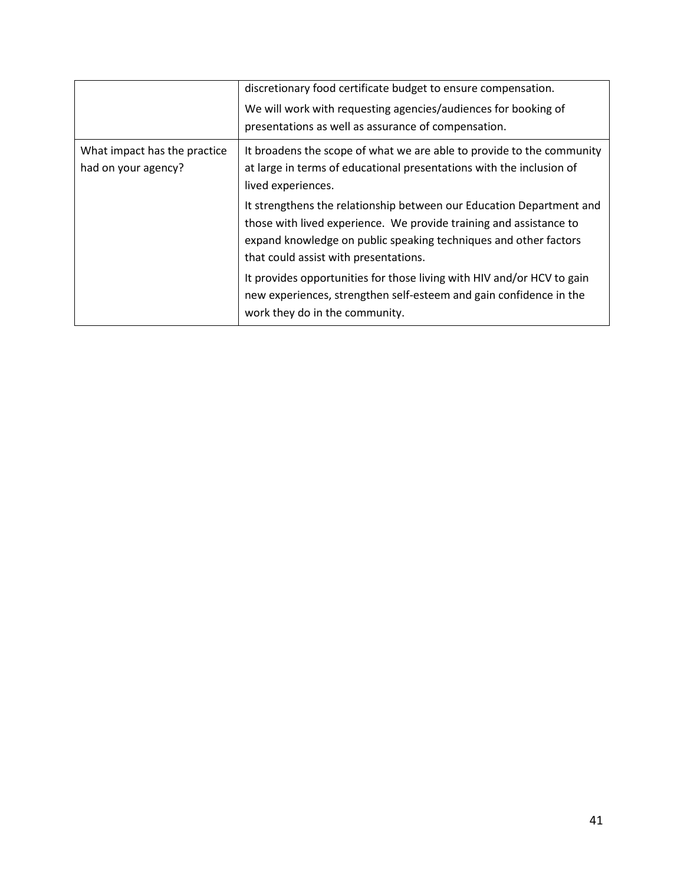| | |
|---|---|
| | discretionary food certificate budget to ensure compensation.<br><br>We will work with requesting agencies/audiences for booking of presentations as well as assurance of compensation. |
| What impact has the practice had on your agency? | It broadens the scope of what we are able to provide to the community at large in terms of educational presentations with the inclusion of lived experiences.<br><br>It strengthens the relationship between our Education Department and those with lived experience. We provide training and assistance to expand knowledge on public speaking techniques and other factors that could assist with presentations.<br><br>It provides opportunities for those living with HIV and/or HCV to gain new experiences, strengthen self-esteem and gain confidence in the work they do in the community. |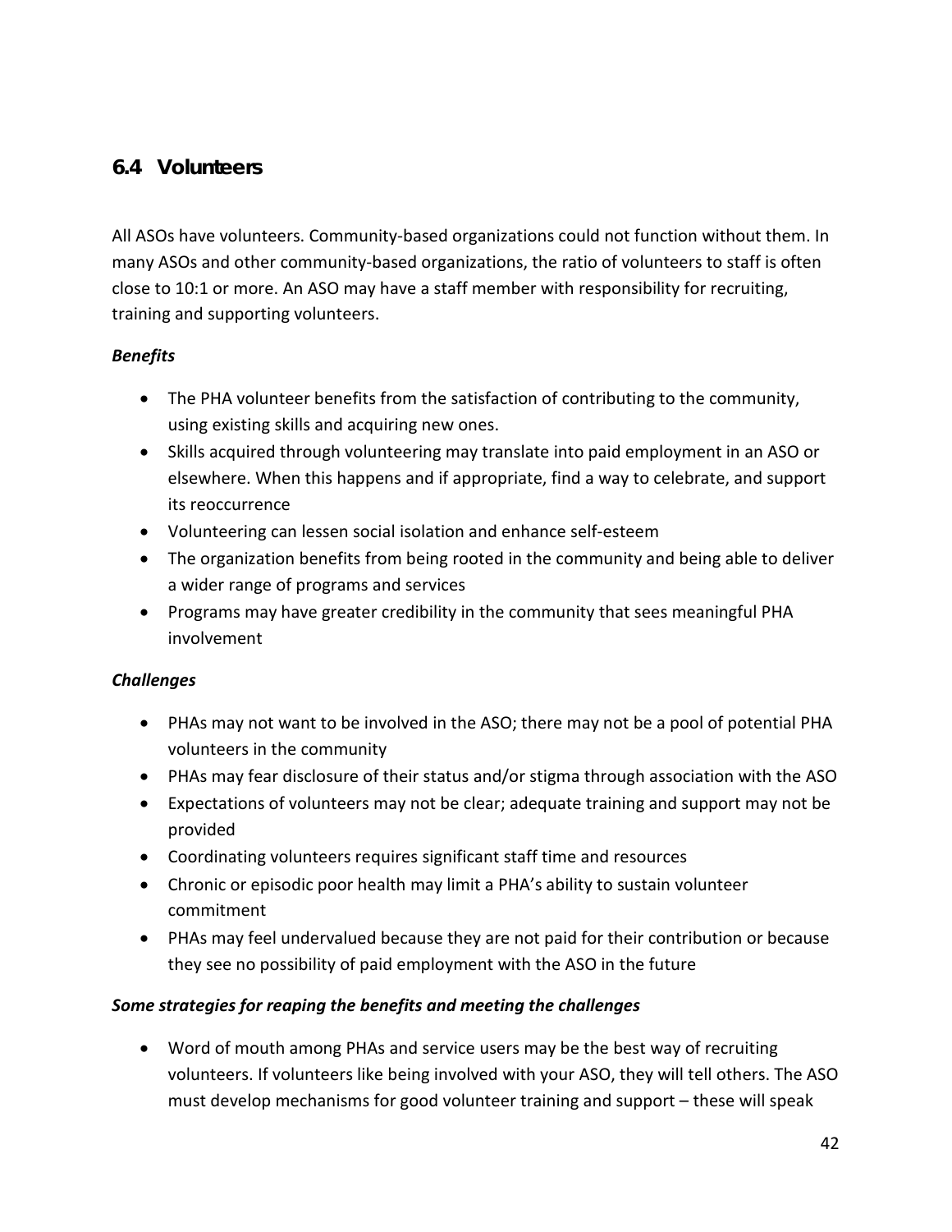## 6.4 Volunteers

All ASOs have volunteers. Community-based organizations could not function without them. In many ASOs and other community-based organizations, the ratio of volunteers to staff is often close to 10:1 or more. An ASO may have a staff member with responsibility for recruiting, training and supporting volunteers.

***Benefits***

- The PHA volunteer benefits from the satisfaction of contributing to the community, using existing skills and acquiring new ones.
- Skills acquired through volunteering may translate into paid employment in an ASO or elsewhere. When this happens and if appropriate, find a way to celebrate, and support its reoccurrence
- Volunteering can lessen social isolation and enhance self-esteem
- The organization benefits from being rooted in the community and being able to deliver a wider range of programs and services
- Programs may have greater credibility in the community that sees meaningful PHA involvement

***Challenges***

- PHAs may not want to be involved in the ASO; there may not be a pool of potential PHA volunteers in the community
- PHAs may fear disclosure of their status and/or stigma through association with the ASO
- Expectations of volunteers may not be clear; adequate training and support may not be provided
- Coordinating volunteers requires significant staff time and resources
- Chronic or episodic poor health may limit a PHA's ability to sustain volunteer commitment
- PHAs may feel undervalued because they are not paid for their contribution or because they see no possibility of paid employment with the ASO in the future

***Some strategies for reaping the benefits and meeting the challenges***

- Word of mouth among PHAs and service users may be the best way of recruiting volunteers. If volunteers like being involved with your ASO, they will tell others. The ASO must develop mechanisms for good volunteer training and support – these will speak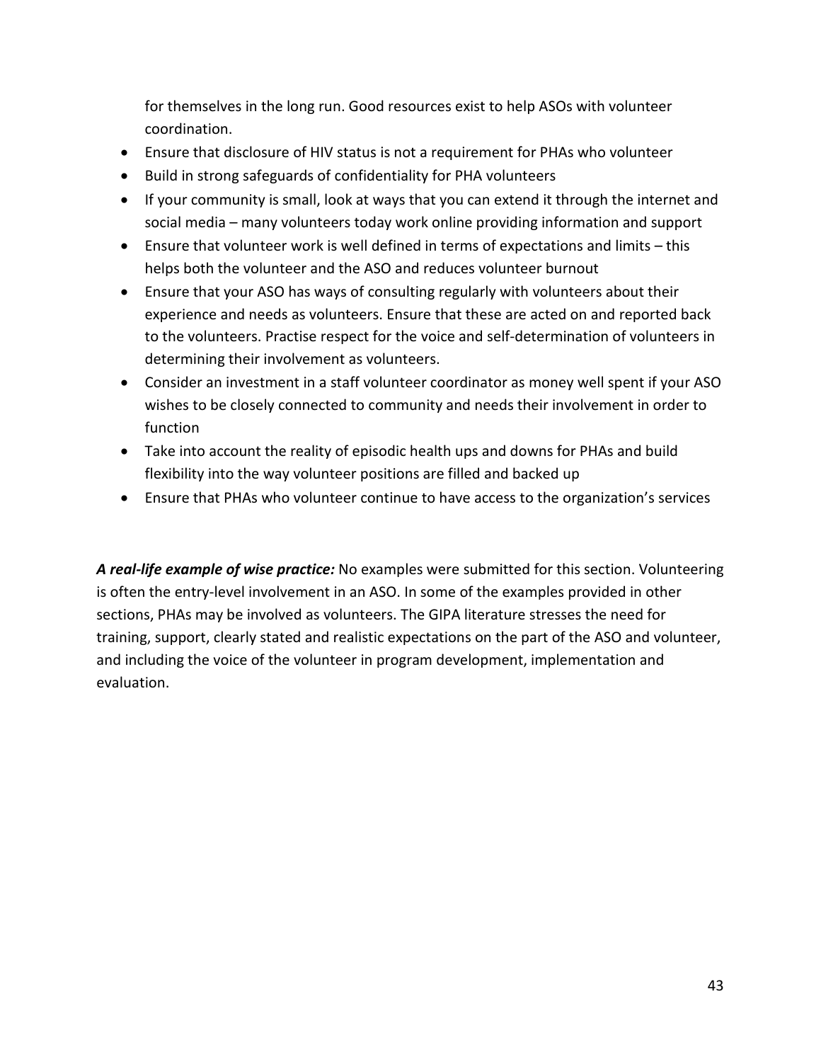for themselves in the long run. Good resources exist to help ASOs with volunteer coordination.

- Ensure that disclosure of HIV status is not a requirement for PHAs who volunteer
- Build in strong safeguards of confidentiality for PHA volunteers
- If your community is small, look at ways that you can extend it through the internet and social media – many volunteers today work online providing information and support
- Ensure that volunteer work is well defined in terms of expectations and limits – this helps both the volunteer and the ASO and reduces volunteer burnout
- Ensure that your ASO has ways of consulting regularly with volunteers about their experience and needs as volunteers. Ensure that these are acted on and reported back to the volunteers. Practise respect for the voice and self-determination of volunteers in determining their involvement as volunteers.
- Consider an investment in a staff volunteer coordinator as money well spent if your ASO wishes to be closely connected to community and needs their involvement in order to function
- Take into account the reality of episodic health ups and downs for PHAs and build flexibility into the way volunteer positions are filled and backed up
- Ensure that PHAs who volunteer continue to have access to the organization's services

***A real-life example of wise practice:*** No examples were submitted for this section. Volunteering is often the entry-level involvement in an ASO. In some of the examples provided in other sections, PHAs may be involved as volunteers. The GIPA literature stresses the need for training, support, clearly stated and realistic expectations on the part of the ASO and volunteer, and including the voice of the volunteer in program development, implementation and evaluation.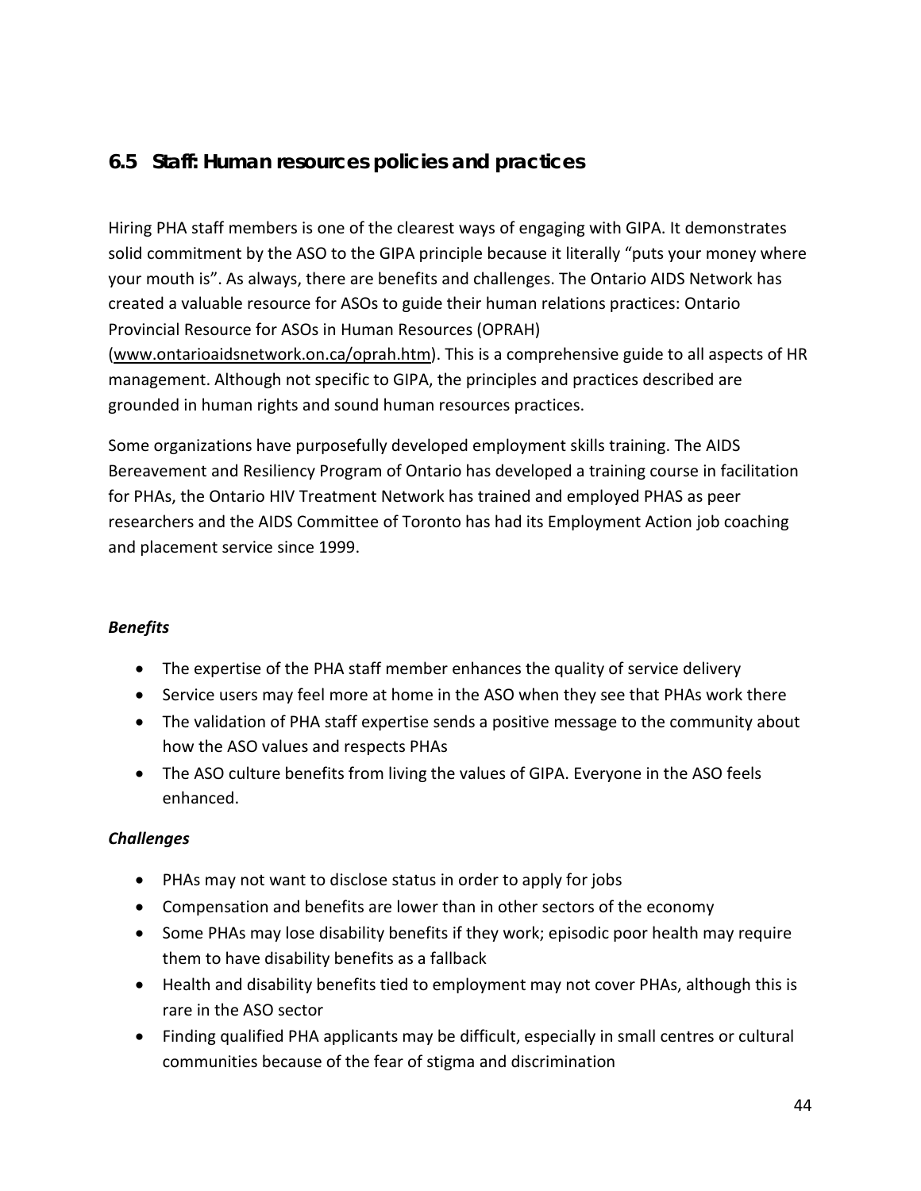## 6.5 Staff: Human resources policies and practices

Hiring PHA staff members is one of the clearest ways of engaging with GIPA. It demonstrates solid commitment by the ASO to the GIPA principle because it literally "puts your money where your mouth is". As always, there are benefits and challenges. The Ontario AIDS Network has created a valuable resource for ASOs to guide their human relations practices: Ontario Provincial Resource for ASOs in Human Resources (OPRAH) (www.ontarioaidsnetwork.on.ca/oprah.htm). This is a comprehensive guide to all aspects of HR management. Although not specific to GIPA, the principles and practices described are grounded in human rights and sound human resources practices.

Some organizations have purposefully developed employment skills training. The AIDS Bereavement and Resiliency Program of Ontario has developed a training course in facilitation for PHAs, the Ontario HIV Treatment Network has trained and employed PHAS as peer researchers and the AIDS Committee of Toronto has had its Employment Action job coaching and placement service since 1999.

***Benefits***

- The expertise of the PHA staff member enhances the quality of service delivery
- Service users may feel more at home in the ASO when they see that PHAs work there
- The validation of PHA staff expertise sends a positive message to the community about how the ASO values and respects PHAs
- The ASO culture benefits from living the values of GIPA. Everyone in the ASO feels enhanced.

***Challenges***

- PHAs may not want to disclose status in order to apply for jobs
- Compensation and benefits are lower than in other sectors of the economy
- Some PHAs may lose disability benefits if they work; episodic poor health may require them to have disability benefits as a fallback
- Health and disability benefits tied to employment may not cover PHAs, although this is rare in the ASO sector
- Finding qualified PHA applicants may be difficult, especially in small centres or cultural communities because of the fear of stigma and discrimination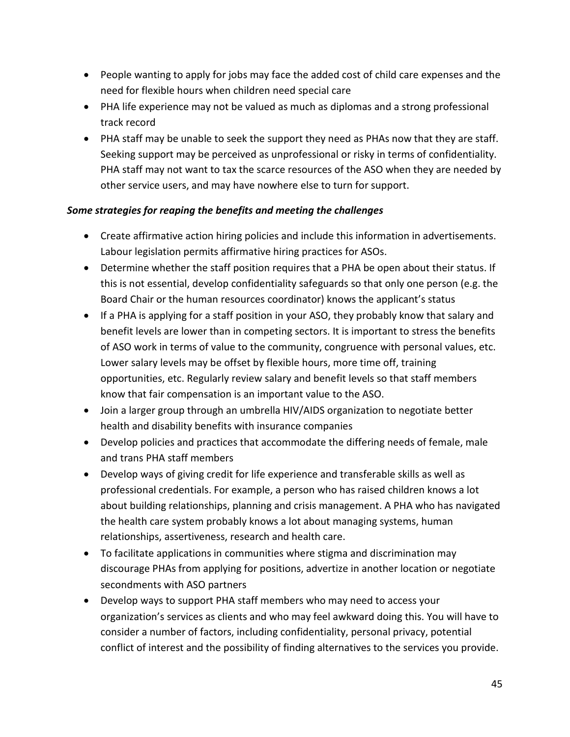- People wanting to apply for jobs may face the added cost of child care expenses and the need for flexible hours when children need special care
- PHA life experience may not be valued as much as diplomas and a strong professional track record
- PHA staff may be unable to seek the support they need as PHAs now that they are staff. Seeking support may be perceived as unprofessional or risky in terms of confidentiality. PHA staff may not want to tax the scarce resources of the ASO when they are needed by other service users, and may have nowhere else to turn for support.

***Some strategies for reaping the benefits and meeting the challenges***

- Create affirmative action hiring policies and include this information in advertisements. Labour legislation permits affirmative hiring practices for ASOs.
- Determine whether the staff position requires that a PHA be open about their status. If this is not essential, develop confidentiality safeguards so that only one person (e.g. the Board Chair or the human resources coordinator) knows the applicant's status
- If a PHA is applying for a staff position in your ASO, they probably know that salary and benefit levels are lower than in competing sectors. It is important to stress the benefits of ASO work in terms of value to the community, congruence with personal values, etc. Lower salary levels may be offset by flexible hours, more time off, training opportunities, etc. Regularly review salary and benefit levels so that staff members know that fair compensation is an important value to the ASO.
- Join a larger group through an umbrella HIV/AIDS organization to negotiate better health and disability benefits with insurance companies
- Develop policies and practices that accommodate the differing needs of female, male and trans PHA staff members
- Develop ways of giving credit for life experience and transferable skills as well as professional credentials. For example, a person who has raised children knows a lot about building relationships, planning and crisis management. A PHA who has navigated the health care system probably knows a lot about managing systems, human relationships, assertiveness, research and health care.
- To facilitate applications in communities where stigma and discrimination may discourage PHAs from applying for positions, advertize in another location or negotiate secondments with ASO partners
- Develop ways to support PHA staff members who may need to access your organization's services as clients and who may feel awkward doing this. You will have to consider a number of factors, including confidentiality, personal privacy, potential conflict of interest and the possibility of finding alternatives to the services you provide.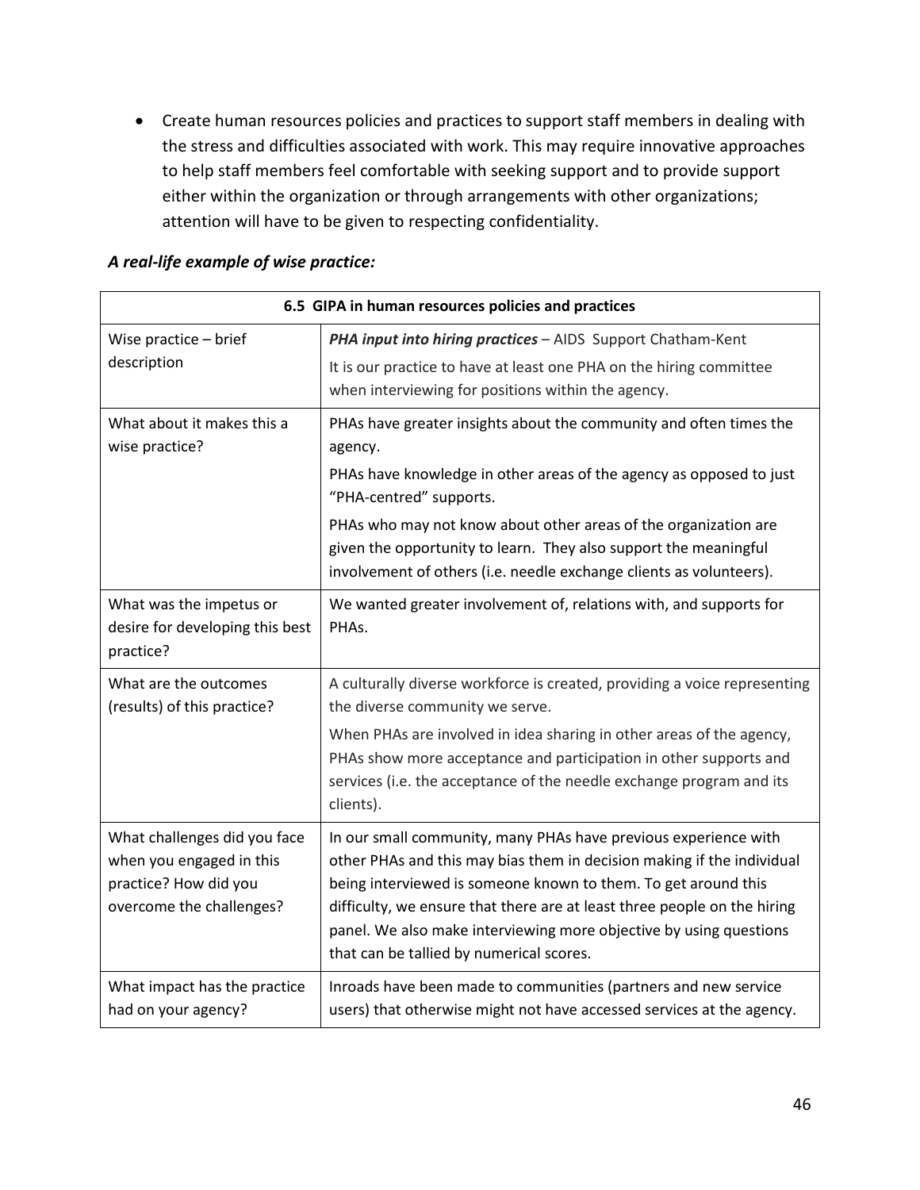- Create human resources policies and practices to support staff members in dealing with the stress and difficulties associated with work. This may require innovative approaches to help staff members feel comfortable with seeking support and to provide support either within the organization or through arrangements with other organizations; attention will have to be given to respecting confidentiality.

***A real-life example of wise practice:***

| **6.5 GIPA in human resources policies and practices** | |
|---|---|
| Wise practice – brief description | ***PHA input into hiring practices*** – AIDS Support Chatham-Kent<br>It is our practice to have at least one PHA on the hiring committee when interviewing for positions within the agency. |
| What about it makes this a wise practice? | PHAs have greater insights about the community and often times the agency.<br>PHAs have knowledge in other areas of the agency as opposed to just "PHA-centred" supports.<br>PHAs who may not know about other areas of the organization are given the opportunity to learn. They also support the meaningful involvement of others (i.e. needle exchange clients as volunteers). |
| What was the impetus or desire for developing this best practice? | We wanted greater involvement of, relations with, and supports for PHAs. |
| What are the outcomes (results) of this practice? | A culturally diverse workforce is created, providing a voice representing the diverse community we serve.<br>When PHAs are involved in idea sharing in other areas of the agency, PHAs show more acceptance and participation in other supports and services (i.e. the acceptance of the needle exchange program and its clients). |
| What challenges did you face when you engaged in this practice? How did you overcome the challenges? | In our small community, many PHAs have previous experience with other PHAs and this may bias them in decision making if the individual being interviewed is someone known to them. To get around this difficulty, we ensure that there are at least three people on the hiring panel. We also make interviewing more objective by using questions that can be tallied by numerical scores. |
| What impact has the practice had on your agency? | Inroads have been made to communities (partners and new service users) that otherwise might not have accessed services at the agency. |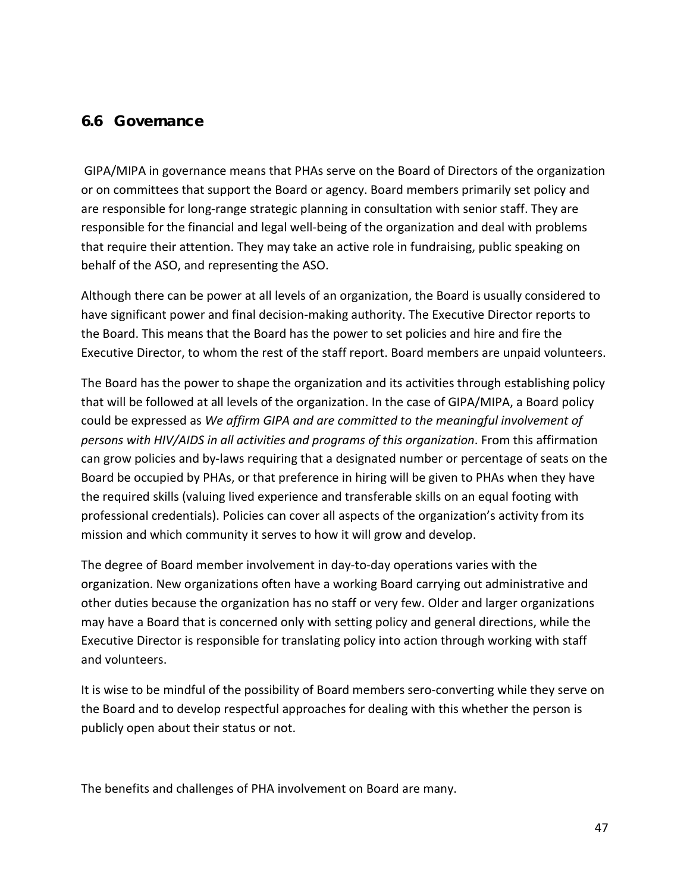## 6.6 Governance

GIPA/MIPA in governance means that PHAs serve on the Board of Directors of the organization or on committees that support the Board or agency. Board members primarily set policy and are responsible for long-range strategic planning in consultation with senior staff. They are responsible for the financial and legal well-being of the organization and deal with problems that require their attention. They may take an active role in fundraising, public speaking on behalf of the ASO, and representing the ASO.

Although there can be power at all levels of an organization, the Board is usually considered to have significant power and final decision-making authority. The Executive Director reports to the Board. This means that the Board has the power to set policies and hire and fire the Executive Director, to whom the rest of the staff report. Board members are unpaid volunteers.

The Board has the power to shape the organization and its activities through establishing policy that will be followed at all levels of the organization. In the case of GIPA/MIPA, a Board policy could be expressed as *We affirm GIPA and are committed to the meaningful involvement of persons with HIV/AIDS in all activities and programs of this organization*. From this affirmation can grow policies and by-laws requiring that a designated number or percentage of seats on the Board be occupied by PHAs, or that preference in hiring will be given to PHAs when they have the required skills (valuing lived experience and transferable skills on an equal footing with professional credentials). Policies can cover all aspects of the organization's activity from its mission and which community it serves to how it will grow and develop.

The degree of Board member involvement in day-to-day operations varies with the organization. New organizations often have a working Board carrying out administrative and other duties because the organization has no staff or very few. Older and larger organizations may have a Board that is concerned only with setting policy and general directions, while the Executive Director is responsible for translating policy into action through working with staff and volunteers.

It is wise to be mindful of the possibility of Board members sero-converting while they serve on the Board and to develop respectful approaches for dealing with this whether the person is publicly open about their status or not.

The benefits and challenges of PHA involvement on Board are many.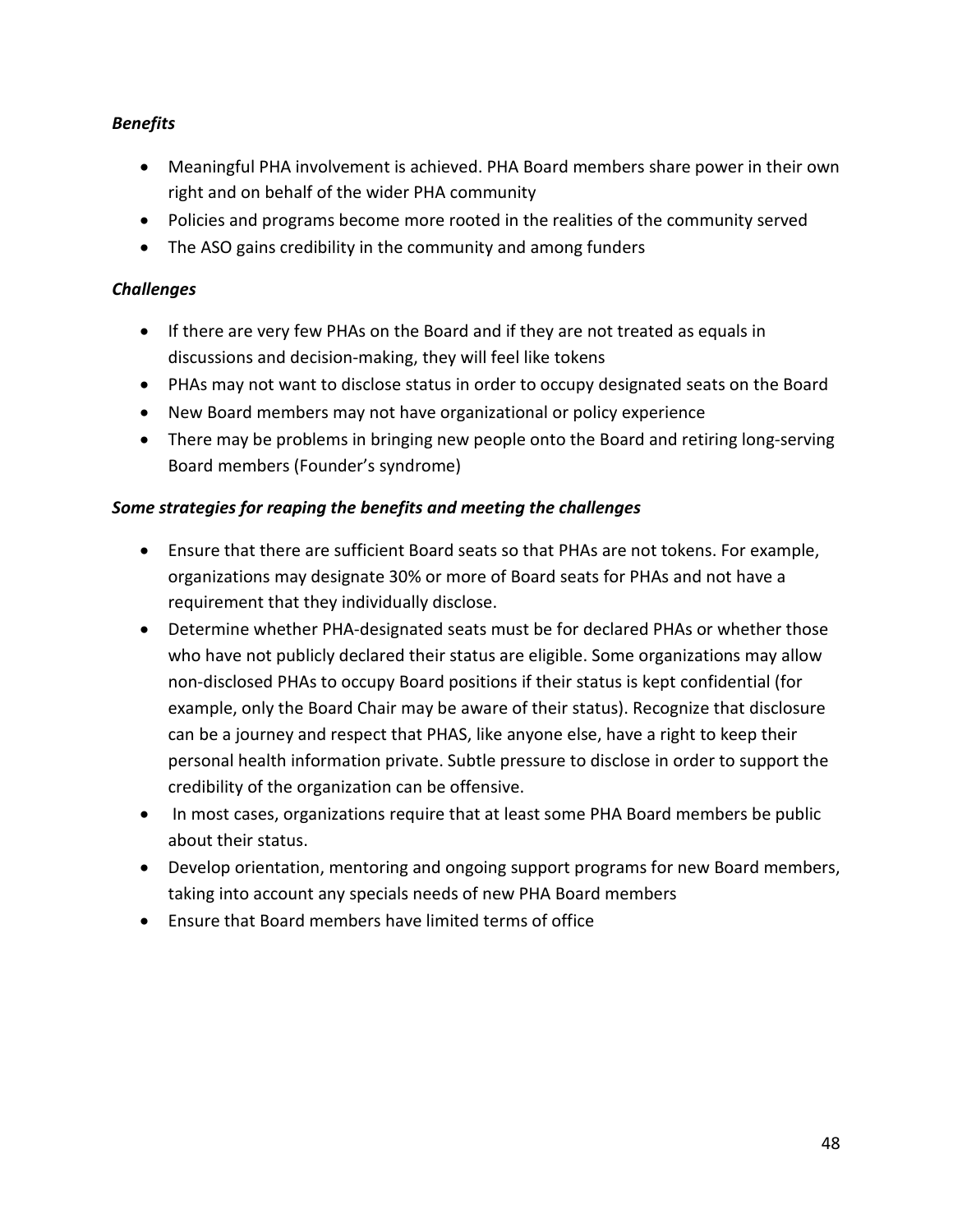***Benefits***

- Meaningful PHA involvement is achieved. PHA Board members share power in their own right and on behalf of the wider PHA community
- Policies and programs become more rooted in the realities of the community served
- The ASO gains credibility in the community and among funders

***Challenges***

- If there are very few PHAs on the Board and if they are not treated as equals in discussions and decision-making, they will feel like tokens
- PHAs may not want to disclose status in order to occupy designated seats on the Board
- New Board members may not have organizational or policy experience
- There may be problems in bringing new people onto the Board and retiring long-serving Board members (Founder's syndrome)

***Some strategies for reaping the benefits and meeting the challenges***

- Ensure that there are sufficient Board seats so that PHAs are not tokens. For example, organizations may designate 30% or more of Board seats for PHAs and not have a requirement that they individually disclose.
- Determine whether PHA-designated seats must be for declared PHAs or whether those who have not publicly declared their status are eligible. Some organizations may allow non-disclosed PHAs to occupy Board positions if their status is kept confidential (for example, only the Board Chair may be aware of their status). Recognize that disclosure can be a journey and respect that PHAS, like anyone else, have a right to keep their personal health information private. Subtle pressure to disclose in order to support the credibility of the organization can be offensive.
- In most cases, organizations require that at least some PHA Board members be public about their status.
- Develop orientation, mentoring and ongoing support programs for new Board members, taking into account any specials needs of new PHA Board members
- Ensure that Board members have limited terms of office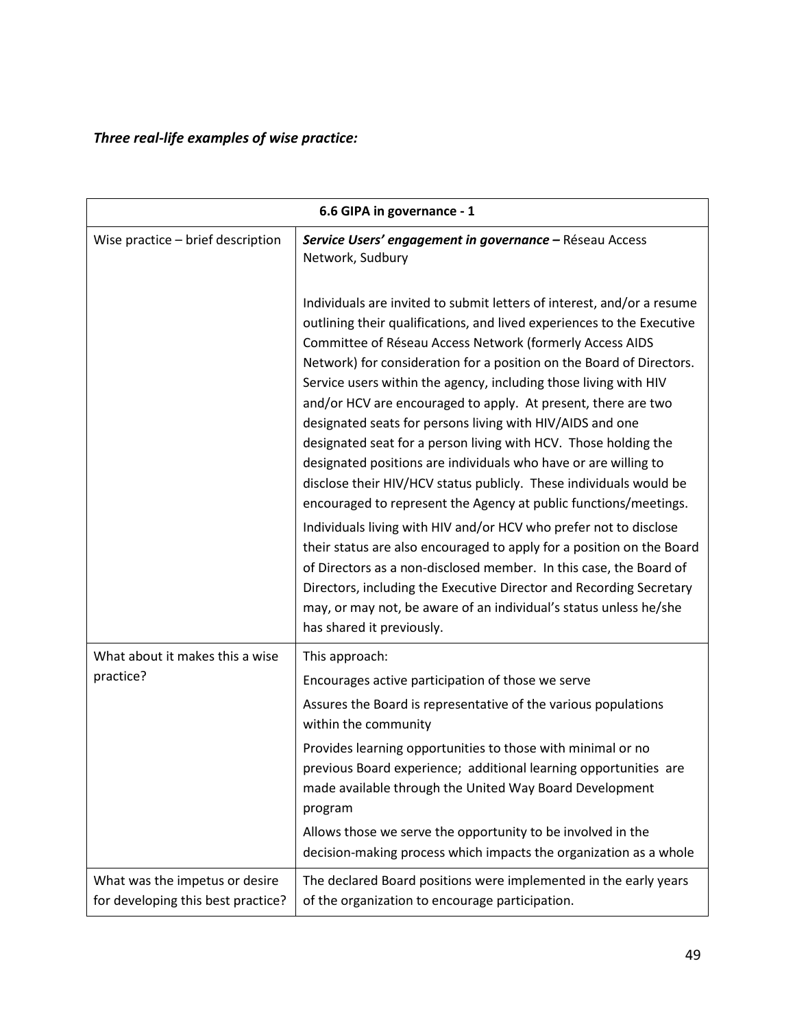***Three real-life examples of wise practice:***

| 6.6 GIPA in governance - 1 | |
|---|---|
| Wise practice – brief description | ***Service Users' engagement in governance –*** Réseau Access Network, Sudbury<br><br>Individuals are invited to submit letters of interest, and/or a resume outlining their qualifications, and lived experiences to the Executive Committee of Réseau Access Network (formerly Access AIDS Network) for consideration for a position on the Board of Directors. Service users within the agency, including those living with HIV and/or HCV are encouraged to apply. At present, there are two designated seats for persons living with HIV/AIDS and one designated seat for a person living with HCV. Those holding the designated positions are individuals who have or are willing to disclose their HIV/HCV status publicly. These individuals would be encouraged to represent the Agency at public functions/meetings.<br><br>Individuals living with HIV and/or HCV who prefer not to disclose their status are also encouraged to apply for a position on the Board of Directors as a non-disclosed member. In this case, the Board of Directors, including the Executive Director and Recording Secretary may, or may not, be aware of an individual's status unless he/she has shared it previously. |
| What about it makes this a wise practice? | This approach:<br><br>Encourages active participation of those we serve<br><br>Assures the Board is representative of the various populations within the community<br><br>Provides learning opportunities to those with minimal or no previous Board experience; additional learning opportunities are made available through the United Way Board Development program<br><br>Allows those we serve the opportunity to be involved in the decision-making process which impacts the organization as a whole |
| What was the impetus or desire for developing this best practice? | The declared Board positions were implemented in the early years of the organization to encourage participation. |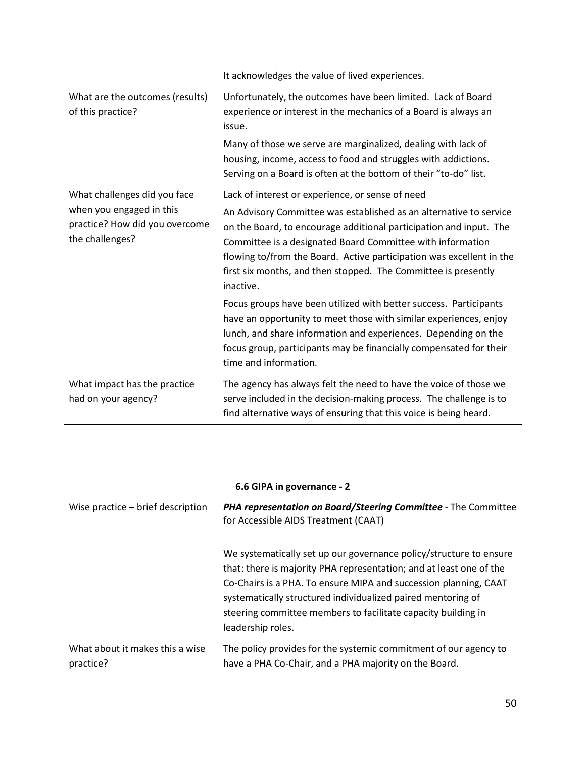| | |
|---|---|
| | It acknowledges the value of lived experiences. |
| What are the outcomes (results) of this practice? | Unfortunately, the outcomes have been limited. Lack of Board experience or interest in the mechanics of a Board is always an issue.<br><br>Many of those we serve are marginalized, dealing with lack of housing, income, access to food and struggles with addictions. Serving on a Board is often at the bottom of their "to-do" list. |
| What challenges did you face when you engaged in this practice? How did you overcome the challenges? | Lack of interest or experience, or sense of need<br><br>An Advisory Committee was established as an alternative to service on the Board, to encourage additional participation and input. The Committee is a designated Board Committee with information flowing to/from the Board. Active participation was excellent in the first six months, and then stopped. The Committee is presently inactive.<br><br>Focus groups have been utilized with better success. Participants have an opportunity to meet those with similar experiences, enjoy lunch, and share information and experiences. Depending on the focus group, participants may be financially compensated for their time and information. |
| What impact has the practice had on your agency? | The agency has always felt the need to have the voice of those we serve included in the decision-making process. The challenge is to find alternative ways of ensuring that this voice is being heard. |

| **6.6 GIPA in governance - 2** | |
|---|---|
| Wise practice – brief description | ***PHA representation on Board/Steering Committee*** - The Committee for Accessible AIDS Treatment (CAAT)<br><br>We systematically set up our governance policy/structure to ensure that: there is majority PHA representation; and at least one of the Co-Chairs is a PHA. To ensure MIPA and succession planning, CAAT systematically structured individualized paired mentoring of steering committee members to facilitate capacity building in leadership roles. |
| What about it makes this a wise practice? | The policy provides for the systemic commitment of our agency to have a PHA Co-Chair, and a PHA majority on the Board. |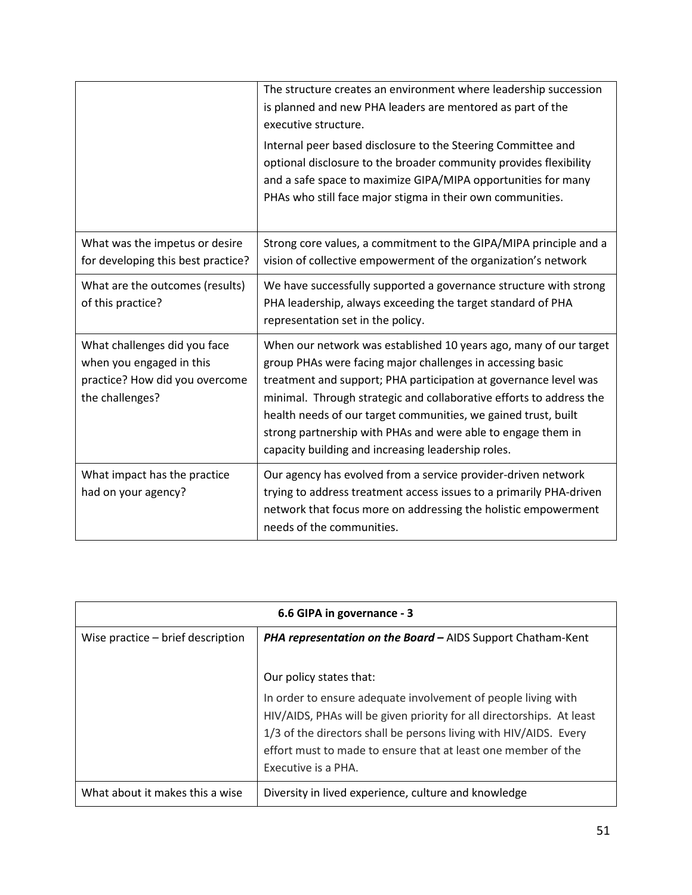| | |
|---|---|
| | The structure creates an environment where leadership succession is planned and new PHA leaders are mentored as part of the executive structure.<br><br>Internal peer based disclosure to the Steering Committee and optional disclosure to the broader community provides flexibility and a safe space to maximize GIPA/MIPA opportunities for many PHAs who still face major stigma in their own communities. |
| What was the impetus or desire for developing this best practice? | Strong core values, a commitment to the GIPA/MIPA principle and a vision of collective empowerment of the organization's network |
| What are the outcomes (results) of this practice? | We have successfully supported a governance structure with strong PHA leadership, always exceeding the target standard of PHA representation set in the policy. |
| What challenges did you face when you engaged in this practice? How did you overcome the challenges? | When our network was established 10 years ago, many of our target group PHAs were facing major challenges in accessing basic treatment and support; PHA participation at governance level was minimal. Through strategic and collaborative efforts to address the health needs of our target communities, we gained trust, built strong partnership with PHAs and were able to engage them in capacity building and increasing leadership roles. |
| What impact has the practice had on your agency? | Our agency has evolved from a service provider-driven network trying to address treatment access issues to a primarily PHA-driven network that focus more on addressing the holistic empowerment needs of the communities. |

| **6.6 GIPA in governance - 3** | |
|---|---|
| Wise practice – brief description | ***PHA representation on the Board –*** AIDS Support Chatham-Kent<br><br>Our policy states that:<br><br>In order to ensure adequate involvement of people living with HIV/AIDS, PHAs will be given priority for all directorships. At least 1/3 of the directors shall be persons living with HIV/AIDS. Every effort must to made to ensure that at least one member of the Executive is a PHA. |
| What about it makes this a wise | Diversity in lived experience, culture and knowledge |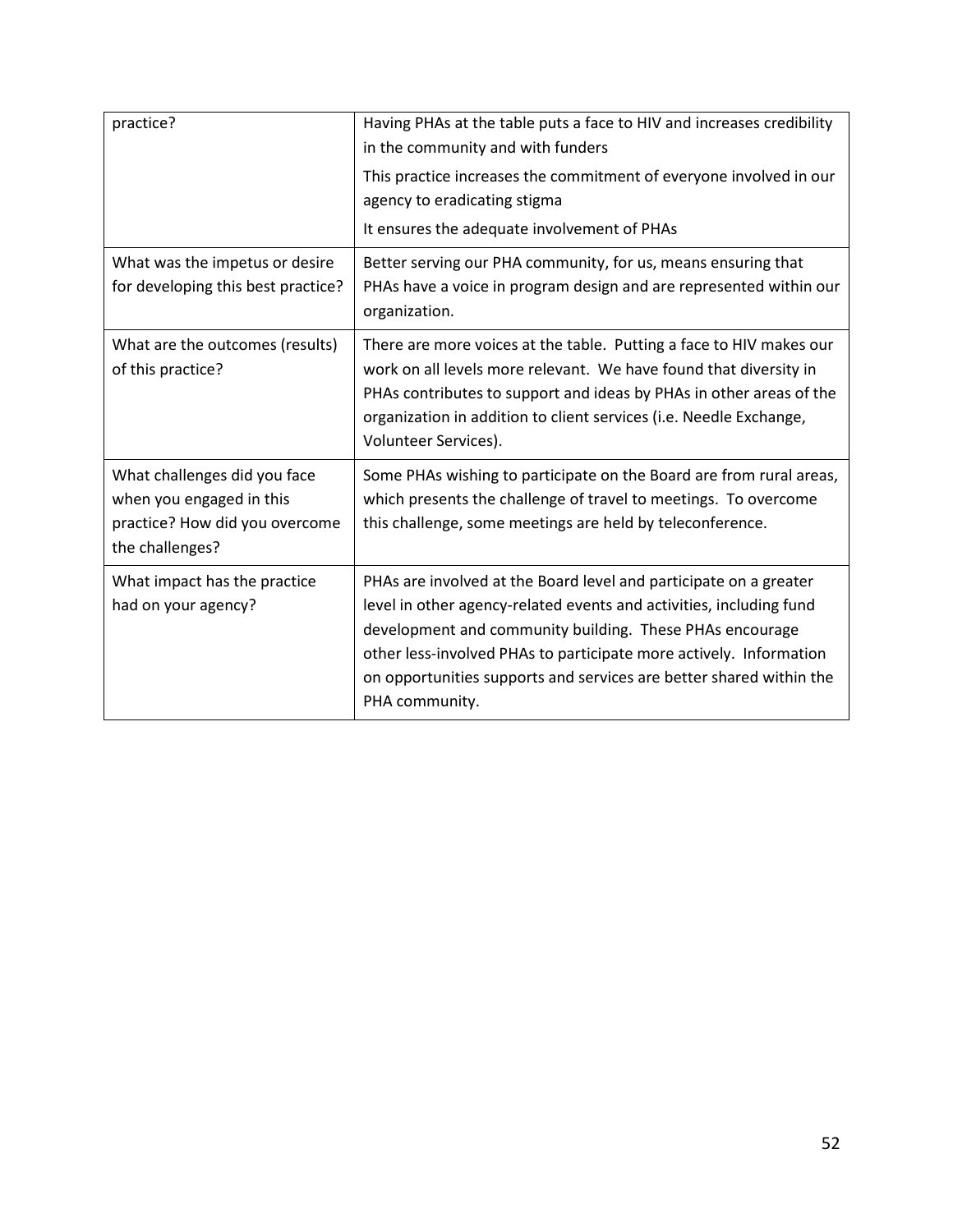| | |
|---|---|
| practice? | Having PHAs at the table puts a face to HIV and increases credibility in the community and with funders<br>This practice increases the commitment of everyone involved in our agency to eradicating stigma<br>It ensures the adequate involvement of PHAs |
| What was the impetus or desire for developing this best practice? | Better serving our PHA community, for us, means ensuring that PHAs have a voice in program design and are represented within our organization. |
| What are the outcomes (results) of this practice? | There are more voices at the table. Putting a face to HIV makes our work on all levels more relevant. We have found that diversity in PHAs contributes to support and ideas by PHAs in other areas of the organization in addition to client services (i.e. Needle Exchange, Volunteer Services). |
| What challenges did you face when you engaged in this practice? How did you overcome the challenges? | Some PHAs wishing to participate on the Board are from rural areas, which presents the challenge of travel to meetings. To overcome this challenge, some meetings are held by teleconference. |
| What impact has the practice had on your agency? | PHAs are involved at the Board level and participate on a greater level in other agency-related events and activities, including fund development and community building. These PHAs encourage other less-involved PHAs to participate more actively. Information on opportunities supports and services are better shared within the PHA community. |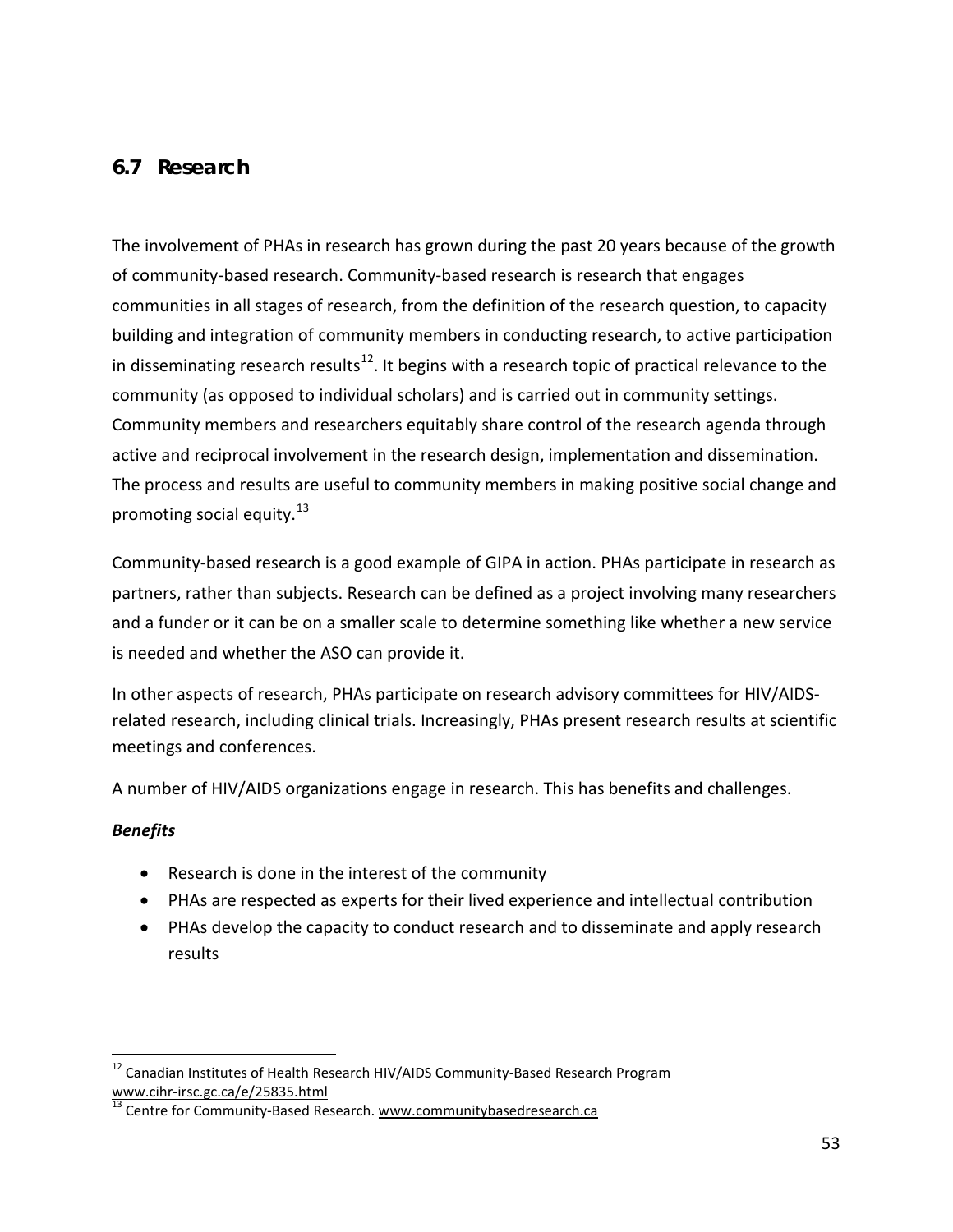## 6.7 Research

The involvement of PHAs in research has grown during the past 20 years because of the growth of community-based research. Community-based research is research that engages communities in all stages of research, from the definition of the research question, to capacity building and integration of community members in conducting research, to active participation in disseminating research results[12]. It begins with a research topic of practical relevance to the community (as opposed to individual scholars) and is carried out in community settings. Community members and researchers equitably share control of the research agenda through active and reciprocal involvement in the research design, implementation and dissemination. The process and results are useful to community members in making positive social change and promoting social equity.[13]

Community-based research is a good example of GIPA in action. PHAs participate in research as partners, rather than subjects. Research can be defined as a project involving many researchers and a funder or it can be on a smaller scale to determine something like whether a new service is needed and whether the ASO can provide it.

In other aspects of research, PHAs participate on research advisory committees for HIV/AIDS-related research, including clinical trials. Increasingly, PHAs present research results at scientific meetings and conferences.

A number of HIV/AIDS organizations engage in research. This has benefits and challenges.

***Benefits***

- Research is done in the interest of the community
- PHAs are respected as experts for their lived experience and intellectual contribution
- PHAs develop the capacity to conduct research and to disseminate and apply research results

---

[12] Canadian Institutes of Health Research HIV/AIDS Community-Based Research Program www.cihr-irsc.gc.ca/e/25835.html

[13] Centre for Community-Based Research. www.communitybasedresearch.ca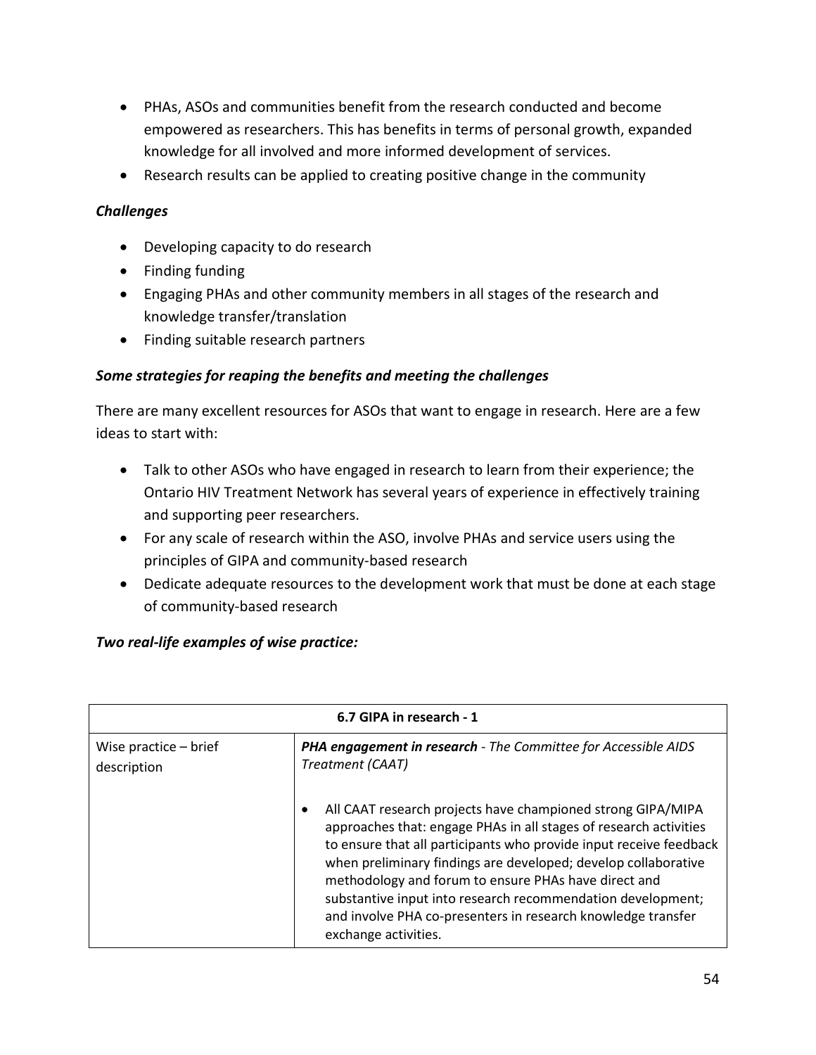- PHAs, ASOs and communities benefit from the research conducted and become empowered as researchers. This has benefits in terms of personal growth, expanded knowledge for all involved and more informed development of services.
- Research results can be applied to creating positive change in the community

***Challenges***

- Developing capacity to do research
- Finding funding
- Engaging PHAs and other community members in all stages of the research and knowledge transfer/translation
- Finding suitable research partners

***Some strategies for reaping the benefits and meeting the challenges***

There are many excellent resources for ASOs that want to engage in research. Here are a few ideas to start with:

- Talk to other ASOs who have engaged in research to learn from their experience; the Ontario HIV Treatment Network has several years of experience in effectively training and supporting peer researchers.
- For any scale of research within the ASO, involve PHAs and service users using the principles of GIPA and community-based research
- Dedicate adequate resources to the development work that must be done at each stage of community-based research

***Two real-life examples of wise practice:***

| **6.7 GIPA in research - 1** | |
|---|---|
| Wise practice – brief description | ***PHA engagement in research*** - *The Committee for Accessible AIDS Treatment (CAAT)*<br><br>• All CAAT research projects have championed strong GIPA/MIPA approaches that: engage PHAs in all stages of research activities to ensure that all participants who provide input receive feedback when preliminary findings are developed; develop collaborative methodology and forum to ensure PHAs have direct and substantive input into research recommendation development; and involve PHA co-presenters in research knowledge transfer exchange activities. |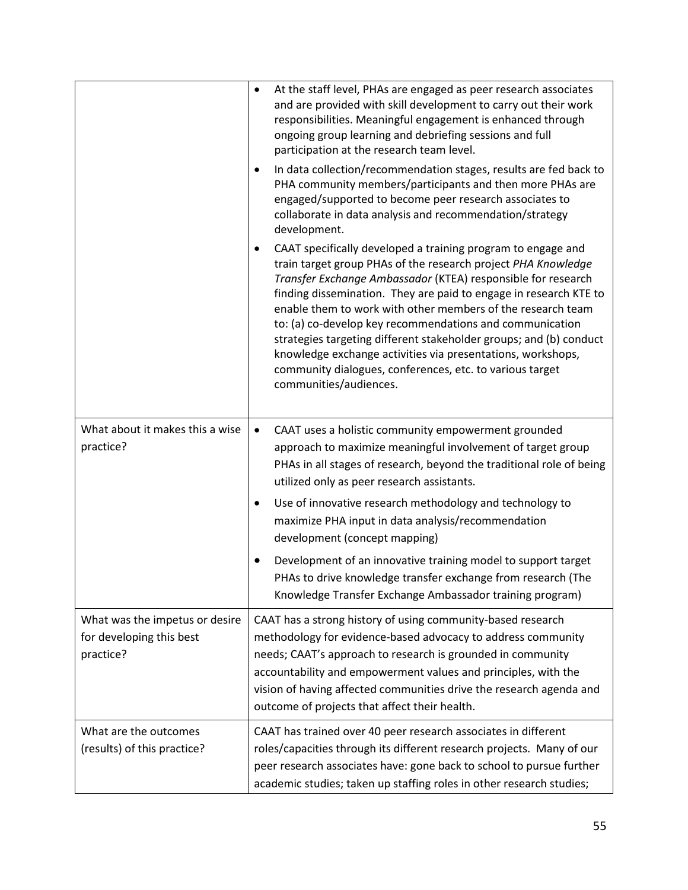| | |
|---|---|
| | • At the staff level, PHAs are engaged as peer research associates and are provided with skill development to carry out their work responsibilities. Meaningful engagement is enhanced through ongoing group learning and debriefing sessions and full participation at the research team level.<br>• In data collection/recommendation stages, results are fed back to PHA community members/participants and then more PHAs are engaged/supported to become peer research associates to collaborate in data analysis and recommendation/strategy development.<br>• CAAT specifically developed a training program to engage and train target group PHAs of the research project *PHA Knowledge Transfer Exchange Ambassador* (KTEA) responsible for research finding dissemination. They are paid to engage in research KTE to enable them to work with other members of the research team to: (a) co-develop key recommendations and communication strategies targeting different stakeholder groups; and (b) conduct knowledge exchange activities via presentations, workshops, community dialogues, conferences, etc. to various target communities/audiences. |
| What about it makes this a wise practice? | • CAAT uses a holistic community empowerment grounded approach to maximize meaningful involvement of target group PHAs in all stages of research, beyond the traditional role of being utilized only as peer research assistants.<br>• Use of innovative research methodology and technology to maximize PHA input in data analysis/recommendation development (concept mapping)<br>• Development of an innovative training model to support target PHAs to drive knowledge transfer exchange from research (The Knowledge Transfer Exchange Ambassador training program) |
| What was the impetus or desire for developing this best practice? | CAAT has a strong history of using community-based research methodology for evidence-based advocacy to address community needs; CAAT's approach to research is grounded in community accountability and empowerment values and principles, with the vision of having affected communities drive the research agenda and outcome of projects that affect their health. |
| What are the outcomes (results) of this practice? | CAAT has trained over 40 peer research associates in different roles/capacities through its different research projects. Many of our peer research associates have: gone back to school to pursue further academic studies; taken up staffing roles in other research studies; |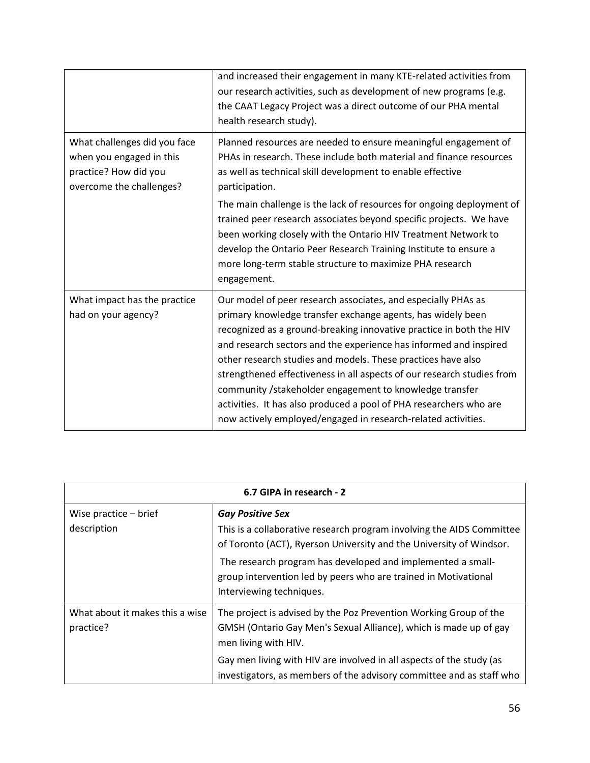| | |
|---|---|
| | and increased their engagement in many KTE-related activities from our research activities, such as development of new programs (e.g. the CAAT Legacy Project was a direct outcome of our PHA mental health research study). |
| What challenges did you face when you engaged in this practice? How did you overcome the challenges? | Planned resources are needed to ensure meaningful engagement of PHAs in research. These include both material and finance resources as well as technical skill development to enable effective participation.<br><br>The main challenge is the lack of resources for ongoing deployment of trained peer research associates beyond specific projects. We have been working closely with the Ontario HIV Treatment Network to develop the Ontario Peer Research Training Institute to ensure a more long-term stable structure to maximize PHA research engagement. |
| What impact has the practice had on your agency? | Our model of peer research associates, and especially PHAs as primary knowledge transfer exchange agents, has widely been recognized as a ground-breaking innovative practice in both the HIV and research sectors and the experience has informed and inspired other research studies and models. These practices have also strengthened effectiveness in all aspects of our research studies from community /stakeholder engagement to knowledge transfer activities. It has also produced a pool of PHA researchers who are now actively employed/engaged in research-related activities. |

| 6.7 GIPA in research - 2 | |
|---|---|
| Wise practice – brief description | ***Gay Positive Sex***<br>This is a collaborative research program involving the AIDS Committee of Toronto (ACT), Ryerson University and the University of Windsor.<br><br>The research program has developed and implemented a small-group intervention led by peers who are trained in Motivational Interviewing techniques. |
| What about it makes this a wise practice? | The project is advised by the Poz Prevention Working Group of the GMSH (Ontario Gay Men's Sexual Alliance), which is made up of gay men living with HIV.<br><br>Gay men living with HIV are involved in all aspects of the study (as investigators, as members of the advisory committee and as staff who |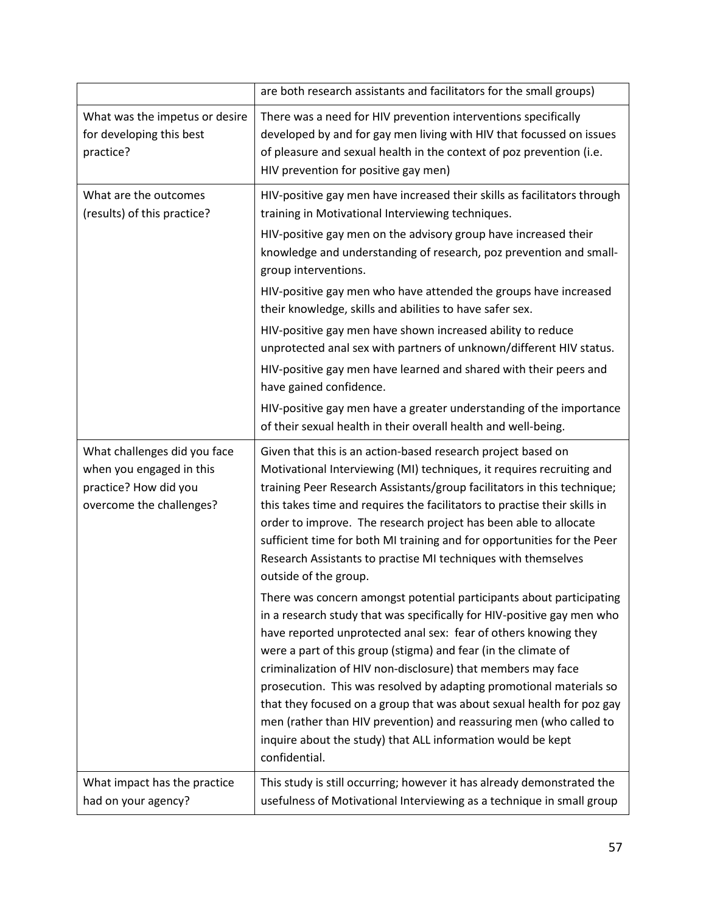| | |
|---|---|
| | are both research assistants and facilitators for the small groups) |
| What was the impetus or desire for developing this best practice? | There was a need for HIV prevention interventions specifically developed by and for gay men living with HIV that focussed on issues of pleasure and sexual health in the context of poz prevention (i.e. HIV prevention for positive gay men) |
| What are the outcomes (results) of this practice? | HIV-positive gay men have increased their skills as facilitators through training in Motivational Interviewing techniques.<br>HIV-positive gay men on the advisory group have increased their knowledge and understanding of research, poz prevention and small-group interventions.<br>HIV-positive gay men who have attended the groups have increased their knowledge, skills and abilities to have safer sex.<br>HIV-positive gay men have shown increased ability to reduce unprotected anal sex with partners of unknown/different HIV status.<br>HIV-positive gay men have learned and shared with their peers and have gained confidence.<br>HIV-positive gay men have a greater understanding of the importance of their sexual health in their overall health and well-being. |
| What challenges did you face when you engaged in this practice? How did you overcome the challenges? | Given that this is an action-based research project based on Motivational Interviewing (MI) techniques, it requires recruiting and training Peer Research Assistants/group facilitators in this technique; this takes time and requires the facilitators to practise their skills in order to improve. The research project has been able to allocate sufficient time for both MI training and for opportunities for the Peer Research Assistants to practise MI techniques with themselves outside of the group.<br>There was concern amongst potential participants about participating in a research study that was specifically for HIV-positive gay men who have reported unprotected anal sex: fear of others knowing they were a part of this group (stigma) and fear (in the climate of criminalization of HIV non-disclosure) that members may face prosecution. This was resolved by adapting promotional materials so that they focused on a group that was about sexual health for poz gay men (rather than HIV prevention) and reassuring men (who called to inquire about the study) that ALL information would be kept confidential. |
| What impact has the practice had on your agency? | This study is still occurring; however it has already demonstrated the usefulness of Motivational Interviewing as a technique in small group |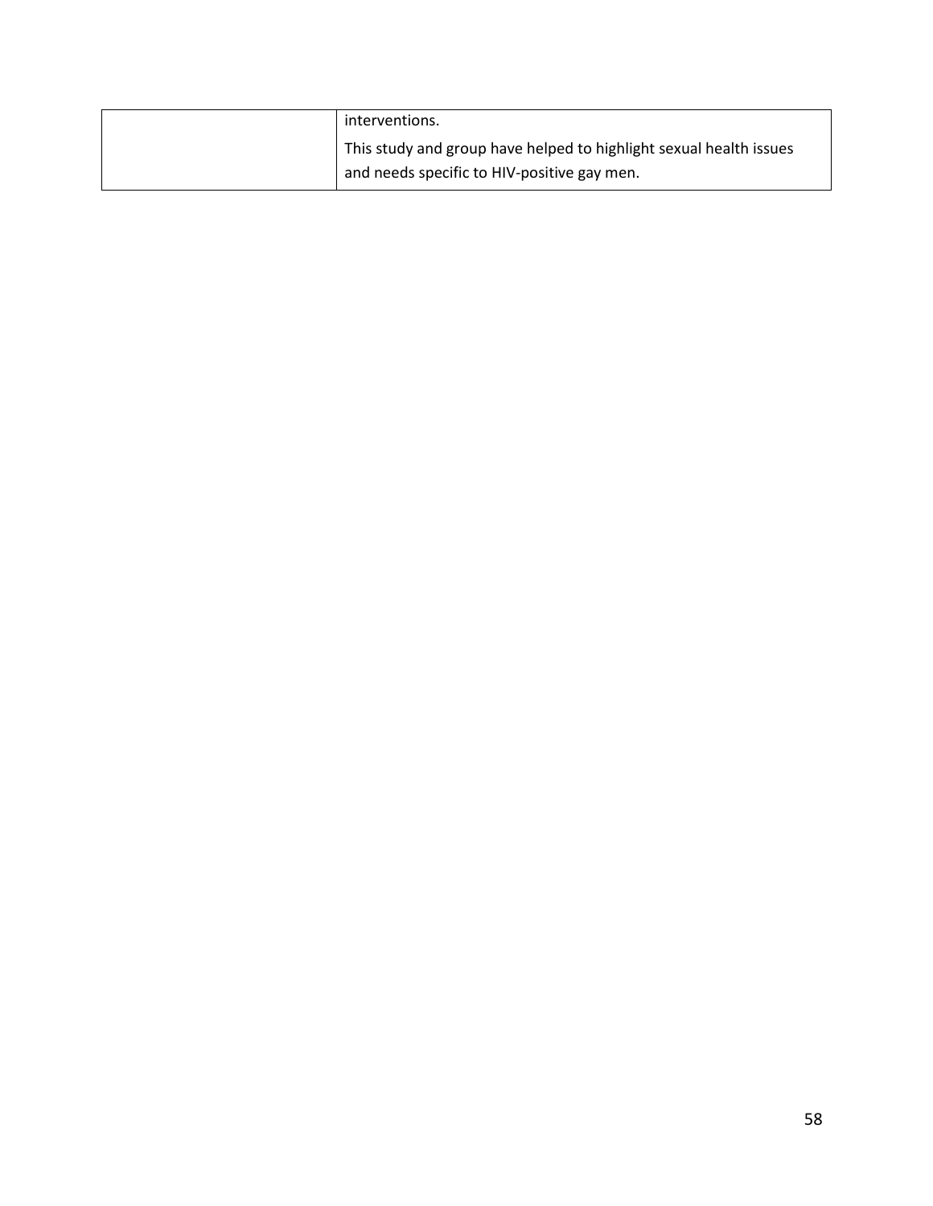| | |
|---|---|
| | interventions.<br>This study and group have helped to highlight sexual health issues and needs specific to HIV-positive gay men. |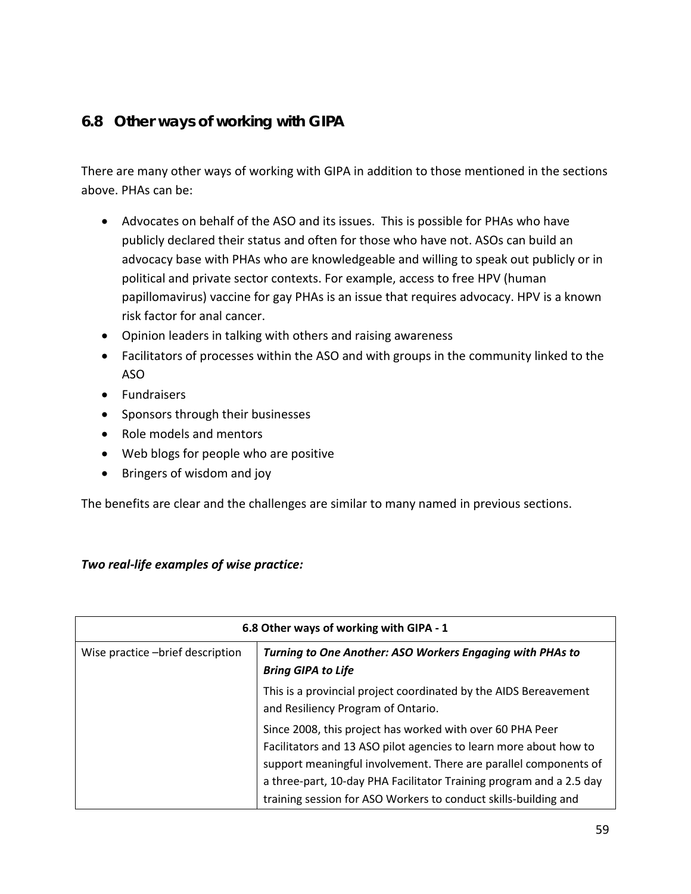## 6.8 Other ways of working with GIPA

There are many other ways of working with GIPA in addition to those mentioned in the sections above. PHAs can be:

- Advocates on behalf of the ASO and its issues. This is possible for PHAs who have publicly declared their status and often for those who have not. ASOs can build an advocacy base with PHAs who are knowledgeable and willing to speak out publicly or in political and private sector contexts. For example, access to free HPV (human papillomavirus) vaccine for gay PHAs is an issue that requires advocacy. HPV is a known risk factor for anal cancer.
- Opinion leaders in talking with others and raising awareness
- Facilitators of processes within the ASO and with groups in the community linked to the ASO
- Fundraisers
- Sponsors through their businesses
- Role models and mentors
- Web blogs for people who are positive
- Bringers of wisdom and joy

The benefits are clear and the challenges are similar to many named in previous sections.

***Two real-life examples of wise practice:***

| 6.8 Other ways of working with GIPA - 1 | |
|---|---|
| Wise practice –brief description | ***Turning to One Another: ASO Workers Engaging with PHAs to Bring GIPA to Life***<br><br>This is a provincial project coordinated by the AIDS Bereavement and Resiliency Program of Ontario.<br><br>Since 2008, this project has worked with over 60 PHA Peer Facilitators and 13 ASO pilot agencies to learn more about how to support meaningful involvement. There are parallel components of a three-part, 10-day PHA Facilitator Training program and a 2.5 day training session for ASO Workers to conduct skills-building and |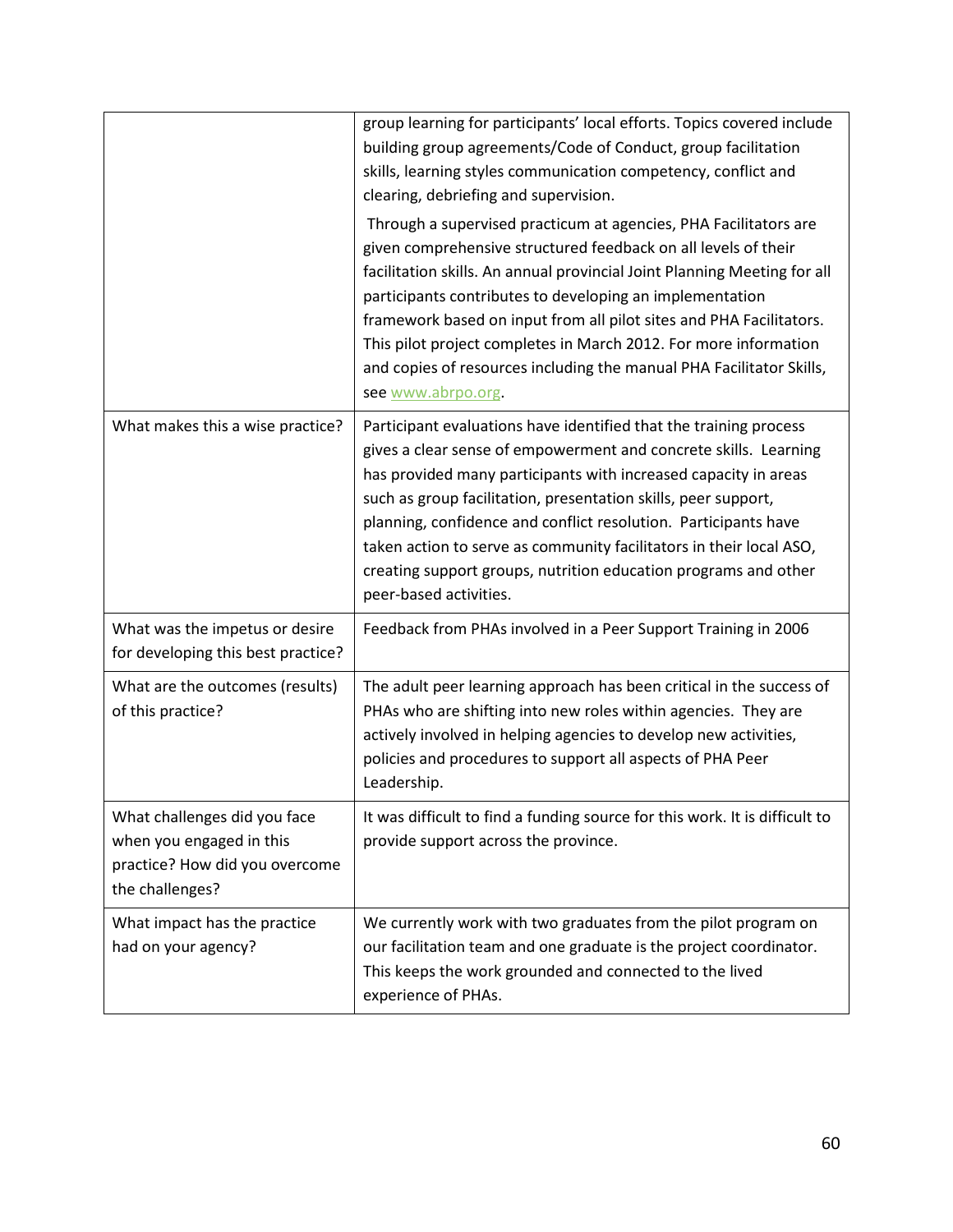| | |
|---|---|
| | group learning for participants' local efforts. Topics covered include building group agreements/Code of Conduct, group facilitation skills, learning styles communication competency, conflict and clearing, debriefing and supervision.<br><br>Through a supervised practicum at agencies, PHA Facilitators are given comprehensive structured feedback on all levels of their facilitation skills. An annual provincial Joint Planning Meeting for all participants contributes to developing an implementation framework based on input from all pilot sites and PHA Facilitators. This pilot project completes in March 2012. For more information and copies of resources including the manual PHA Facilitator Skills, see www.abrpo.org. |
| What makes this a wise practice? | Participant evaluations have identified that the training process gives a clear sense of empowerment and concrete skills. Learning has provided many participants with increased capacity in areas such as group facilitation, presentation skills, peer support, planning, confidence and conflict resolution. Participants have taken action to serve as community facilitators in their local ASO, creating support groups, nutrition education programs and other peer-based activities. |
| What was the impetus or desire for developing this best practice? | Feedback from PHAs involved in a Peer Support Training in 2006 |
| What are the outcomes (results) of this practice? | The adult peer learning approach has been critical in the success of PHAs who are shifting into new roles within agencies. They are actively involved in helping agencies to develop new activities, policies and procedures to support all aspects of PHA Peer Leadership. |
| What challenges did you face when you engaged in this practice? How did you overcome the challenges? | It was difficult to find a funding source for this work. It is difficult to provide support across the province. |
| What impact has the practice had on your agency? | We currently work with two graduates from the pilot program on our facilitation team and one graduate is the project coordinator. This keeps the work grounded and connected to the lived experience of PHAs. |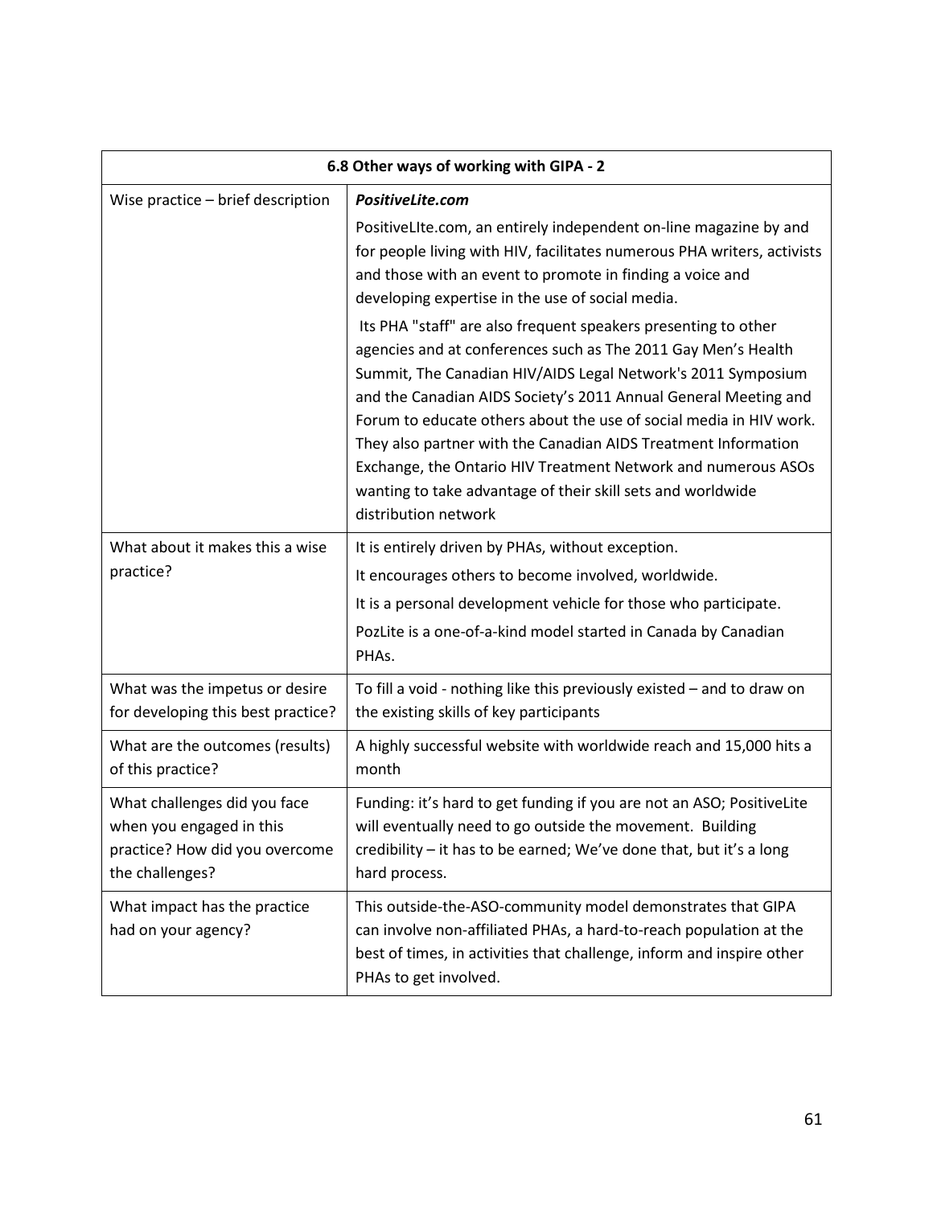| 6.8 Other ways of working with GIPA - 2 | |
|---|---|
| Wise practice – brief description | ***PositiveLite.com***<br>PositiveLIte.com, an entirely independent on-line magazine by and for people living with HIV, facilitates numerous PHA writers, activists and those with an event to promote in finding a voice and developing expertise in the use of social media.<br>Its PHA "staff" are also frequent speakers presenting to other agencies and at conferences such as The 2011 Gay Men's Health Summit, The Canadian HIV/AIDS Legal Network's 2011 Symposium and the Canadian AIDS Society's 2011 Annual General Meeting and Forum to educate others about the use of social media in HIV work. They also partner with the Canadian AIDS Treatment Information Exchange, the Ontario HIV Treatment Network and numerous ASOs wanting to take advantage of their skill sets and worldwide distribution network |
| What about it makes this a wise practice? | It is entirely driven by PHAs, without exception.<br>It encourages others to become involved, worldwide.<br>It is a personal development vehicle for those who participate.<br>PozLite is a one-of-a-kind model started in Canada by Canadian PHAs. |
| What was the impetus or desire for developing this best practice? | To fill a void - nothing like this previously existed – and to draw on the existing skills of key participants |
| What are the outcomes (results) of this practice? | A highly successful website with worldwide reach and 15,000 hits a month |
| What challenges did you face when you engaged in this practice? How did you overcome the challenges? | Funding: it's hard to get funding if you are not an ASO; PositiveLite will eventually need to go outside the movement. Building credibility – it has to be earned; We've done that, but it's a long hard process. |
| What impact has the practice had on your agency? | This outside-the-ASO-community model demonstrates that GIPA can involve non-affiliated PHAs, a hard-to-reach population at the best of times, in activities that challenge, inform and inspire other PHAs to get involved. |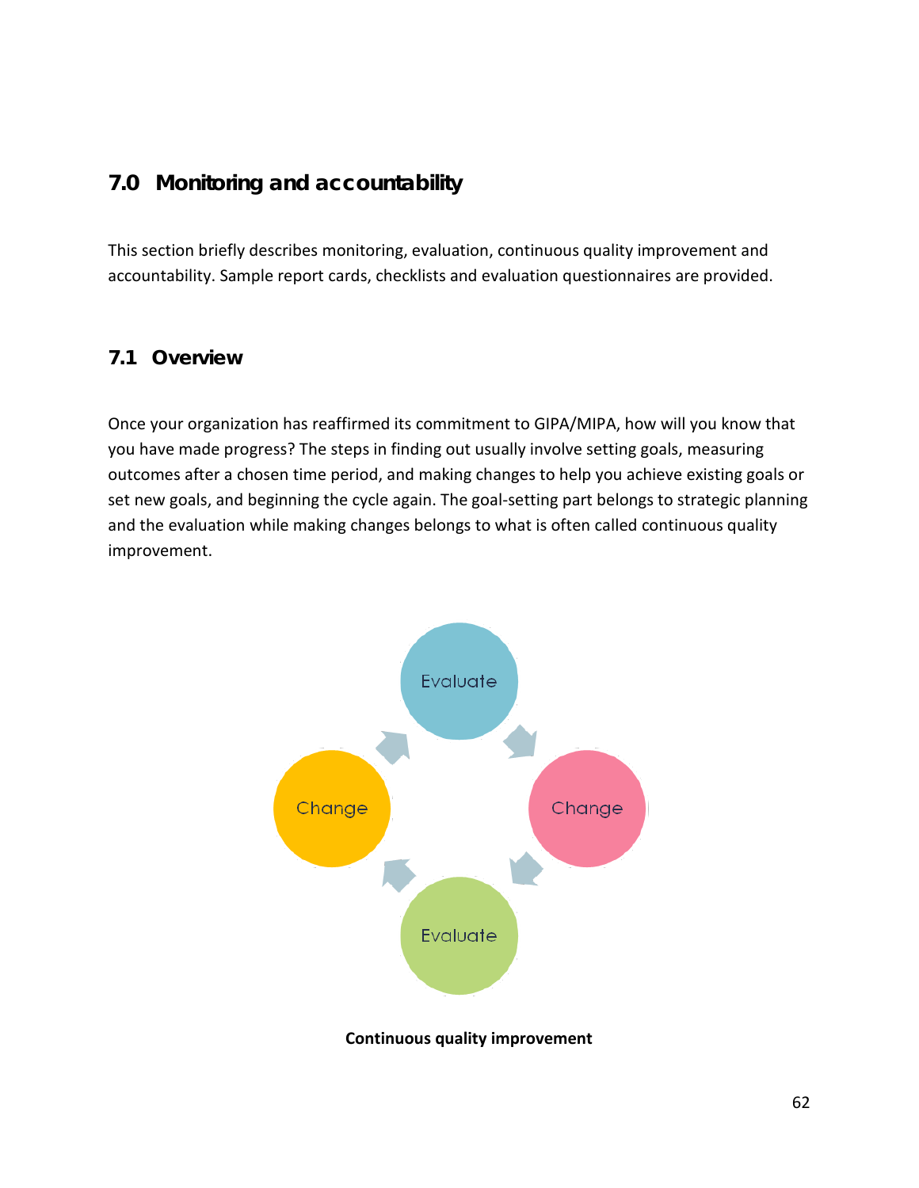## 7.0 Monitoring and accountability

This section briefly describes monitoring, evaluation, continuous quality improvement and accountability. Sample report cards, checklists and evaluation questionnaires are provided.

### 7.1 Overview

Once your organization has reaffirmed its commitment to GIPA/MIPA, how will you know that you have made progress? The steps in finding out usually involve setting goals, measuring outcomes after a chosen time period, and making changes to help you achieve existing goals or set new goals, and beginning the cycle again. The goal-setting part belongs to strategic planning and the evaluation while making changes belongs to what is often called continuous quality improvement.

Evaluate → Change → Evaluate → Change

**Continuous quality improvement**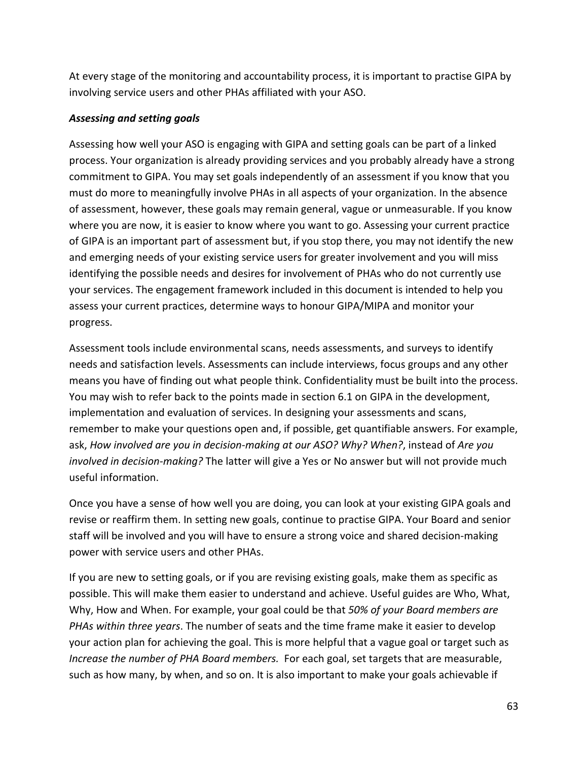At every stage of the monitoring and accountability process, it is important to practise GIPA by involving service users and other PHAs affiliated with your ASO.

***Assessing and setting goals***

Assessing how well your ASO is engaging with GIPA and setting goals can be part of a linked process. Your organization is already providing services and you probably already have a strong commitment to GIPA. You may set goals independently of an assessment if you know that you must do more to meaningfully involve PHAs in all aspects of your organization. In the absence of assessment, however, these goals may remain general, vague or unmeasurable. If you know where you are now, it is easier to know where you want to go. Assessing your current practice of GIPA is an important part of assessment but, if you stop there, you may not identify the new and emerging needs of your existing service users for greater involvement and you will miss identifying the possible needs and desires for involvement of PHAs who do not currently use your services. The engagement framework included in this document is intended to help you assess your current practices, determine ways to honour GIPA/MIPA and monitor your progress.

Assessment tools include environmental scans, needs assessments, and surveys to identify needs and satisfaction levels. Assessments can include interviews, focus groups and any other means you have of finding out what people think. Confidentiality must be built into the process. You may wish to refer back to the points made in section 6.1 on GIPA in the development, implementation and evaluation of services. In designing your assessments and scans, remember to make your questions open and, if possible, get quantifiable answers. For example, ask, *How involved are you in decision-making at our ASO? Why? When?*, instead of *Are you involved in decision-making?* The latter will give a Yes or No answer but will not provide much useful information.

Once you have a sense of how well you are doing, you can look at your existing GIPA goals and revise or reaffirm them. In setting new goals, continue to practise GIPA. Your Board and senior staff will be involved and you will have to ensure a strong voice and shared decision-making power with service users and other PHAs.

If you are new to setting goals, or if you are revising existing goals, make them as specific as possible. This will make them easier to understand and achieve. Useful guides are Who, What, Why, How and When. For example, your goal could be that *50% of your Board members are PHAs within three years*. The number of seats and the time frame make it easier to develop your action plan for achieving the goal. This is more helpful that a vague goal or target such as *Increase the number of PHA Board members.* For each goal, set targets that are measurable, such as how many, by when, and so on. It is also important to make your goals achievable if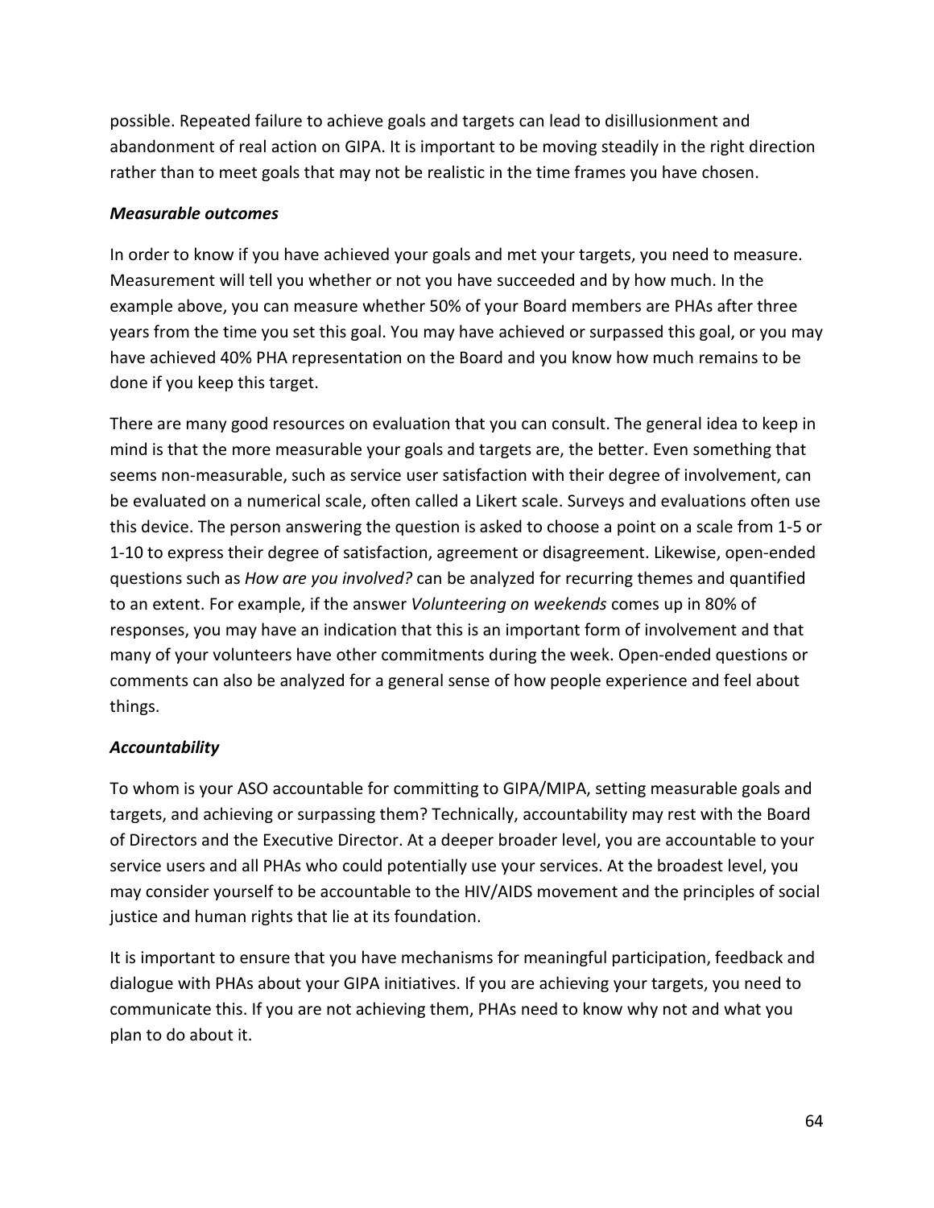possible. Repeated failure to achieve goals and targets can lead to disillusionment and abandonment of real action on GIPA. It is important to be moving steadily in the right direction rather than to meet goals that may not be realistic in the time frames you have chosen.

***Measurable outcomes***

In order to know if you have achieved your goals and met your targets, you need to measure. Measurement will tell you whether or not you have succeeded and by how much. In the example above, you can measure whether 50% of your Board members are PHAs after three years from the time you set this goal. You may have achieved or surpassed this goal, or you may have achieved 40% PHA representation on the Board and you know how much remains to be done if you keep this target.

There are many good resources on evaluation that you can consult. The general idea to keep in mind is that the more measurable your goals and targets are, the better. Even something that seems non-measurable, such as service user satisfaction with their degree of involvement, can be evaluated on a numerical scale, often called a Likert scale. Surveys and evaluations often use this device. The person answering the question is asked to choose a point on a scale from 1-5 or 1-10 to express their degree of satisfaction, agreement or disagreement. Likewise, open-ended questions such as *How are you involved?* can be analyzed for recurring themes and quantified to an extent. For example, if the answer *Volunteering on weekends* comes up in 80% of responses, you may have an indication that this is an important form of involvement and that many of your volunteers have other commitments during the week. Open-ended questions or comments can also be analyzed for a general sense of how people experience and feel about things.

***Accountability***

To whom is your ASO accountable for committing to GIPA/MIPA, setting measurable goals and targets, and achieving or surpassing them? Technically, accountability may rest with the Board of Directors and the Executive Director. At a deeper broader level, you are accountable to your service users and all PHAs who could potentially use your services. At the broadest level, you may consider yourself to be accountable to the HIV/AIDS movement and the principles of social justice and human rights that lie at its foundation.

It is important to ensure that you have mechanisms for meaningful participation, feedback and dialogue with PHAs about your GIPA initiatives. If you are achieving your targets, you need to communicate this. If you are not achieving them, PHAs need to know why not and what you plan to do about it.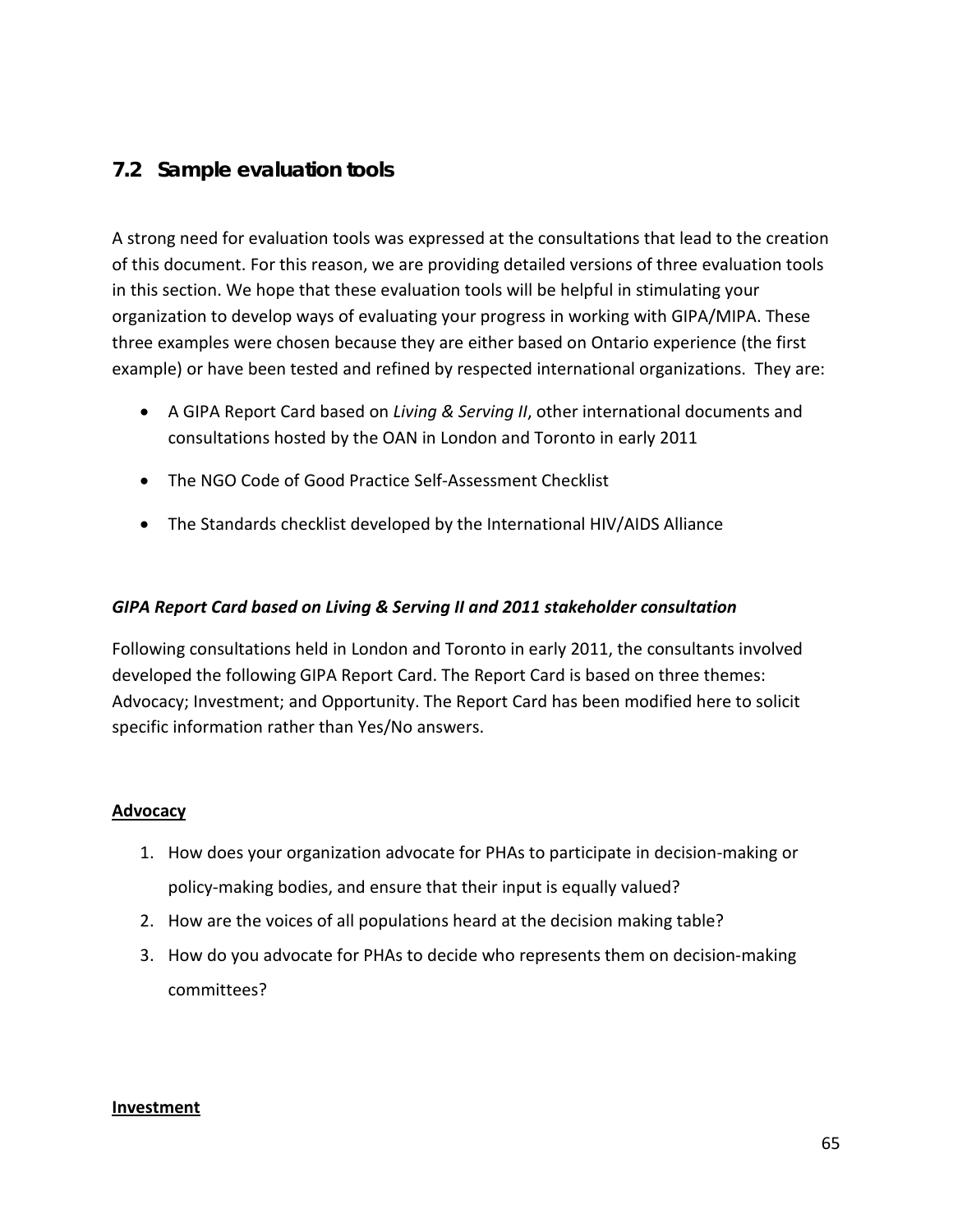## 7.2 Sample evaluation tools

A strong need for evaluation tools was expressed at the consultations that lead to the creation of this document. For this reason, we are providing detailed versions of three evaluation tools in this section. We hope that these evaluation tools will be helpful in stimulating your organization to develop ways of evaluating your progress in working with GIPA/MIPA. These three examples were chosen because they are either based on Ontario experience (the first example) or have been tested and refined by respected international organizations. They are:

- A GIPA Report Card based on *Living & Serving II*, other international documents and consultations hosted by the OAN in London and Toronto in early 2011
- The NGO Code of Good Practice Self-Assessment Checklist
- The Standards checklist developed by the International HIV/AIDS Alliance

***GIPA Report Card based on Living & Serving II and 2011 stakeholder consultation***

Following consultations held in London and Toronto in early 2011, the consultants involved developed the following GIPA Report Card. The Report Card is based on three themes: Advocacy; Investment; and Opportunity. The Report Card has been modified here to solicit specific information rather than Yes/No answers.

**Advocacy**

1. How does your organization advocate for PHAs to participate in decision-making or policy-making bodies, and ensure that their input is equally valued?
2. How are the voices of all populations heard at the decision making table?
3. How do you advocate for PHAs to decide who represents them on decision-making committees?

**Investment**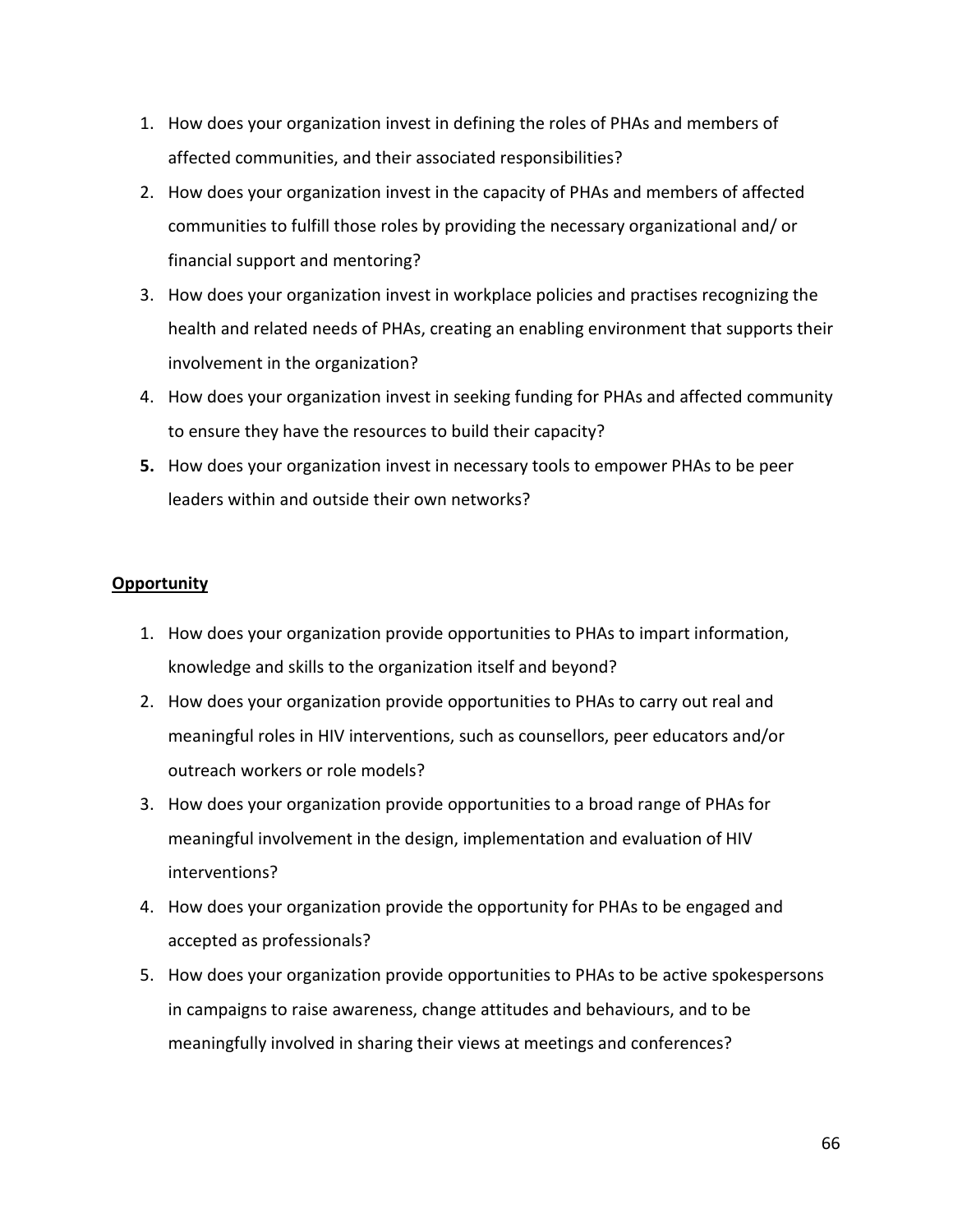1. How does your organization invest in defining the roles of PHAs and members of affected communities, and their associated responsibilities?
2. How does your organization invest in the capacity of PHAs and members of affected communities to fulfill those roles by providing the necessary organizational and/ or financial support and mentoring?
3. How does your organization invest in workplace policies and practises recognizing the health and related needs of PHAs, creating an enabling environment that supports their involvement in the organization?
4. How does your organization invest in seeking funding for PHAs and affected community to ensure they have the resources to build their capacity?
5. How does your organization invest in necessary tools to empower PHAs to be peer leaders within and outside their own networks?

**Opportunity**

1. How does your organization provide opportunities to PHAs to impart information, knowledge and skills to the organization itself and beyond?
2. How does your organization provide opportunities to PHAs to carry out real and meaningful roles in HIV interventions, such as counsellors, peer educators and/or outreach workers or role models?
3. How does your organization provide opportunities to a broad range of PHAs for meaningful involvement in the design, implementation and evaluation of HIV interventions?
4. How does your organization provide the opportunity for PHAs to be engaged and accepted as professionals?
5. How does your organization provide opportunities to PHAs to be active spokespersons in campaigns to raise awareness, change attitudes and behaviours, and to be meaningfully involved in sharing their views at meetings and conferences?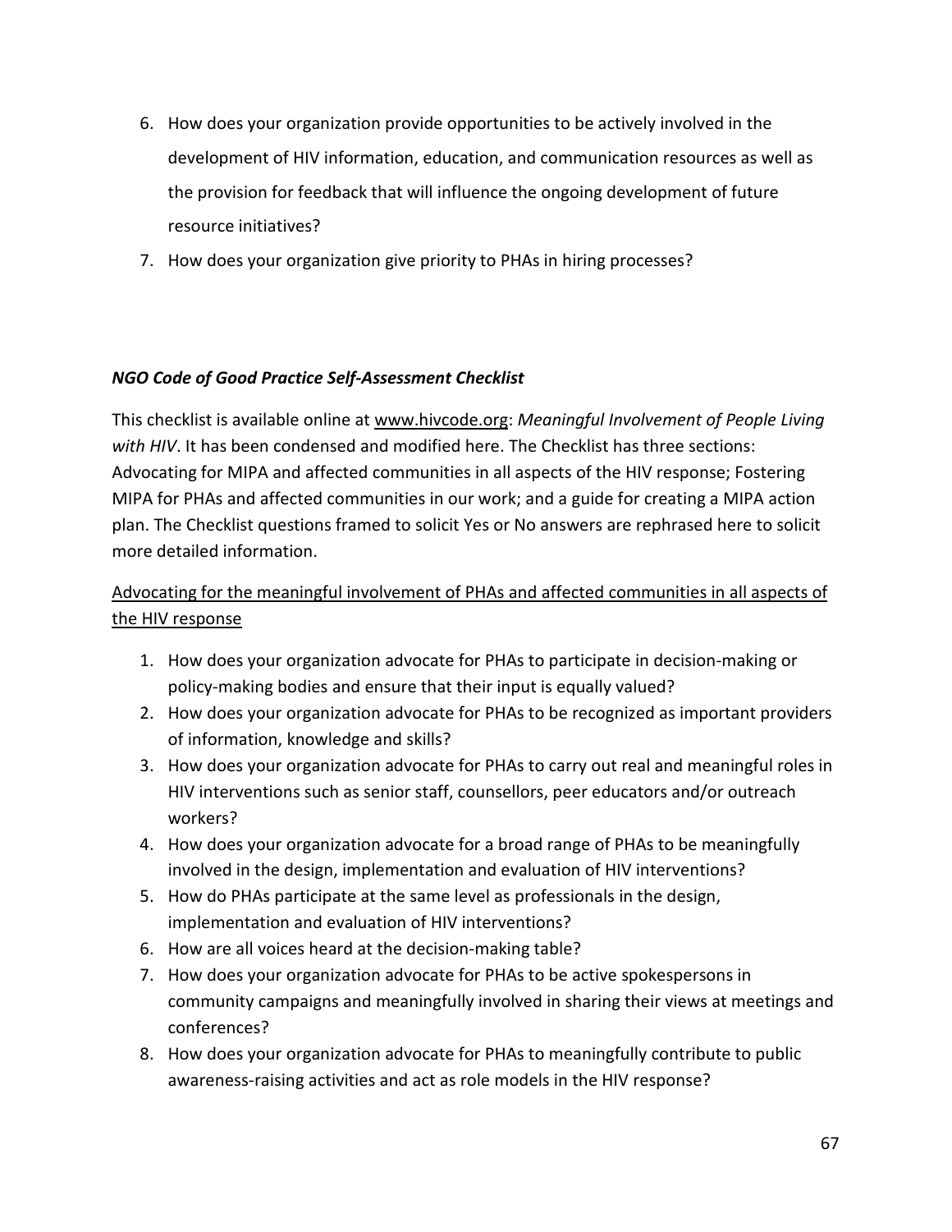6. How does your organization provide opportunities to be actively involved in the development of HIV information, education, and communication resources as well as the provision for feedback that will influence the ongoing development of future resource initiatives?
7. How does your organization give priority to PHAs in hiring processes?

***NGO Code of Good Practice Self-Assessment Checklist***

This checklist is available online at www.hivcode.org: *Meaningful Involvement of People Living with HIV*. It has been condensed and modified here. The Checklist has three sections: Advocating for MIPA and affected communities in all aspects of the HIV response; Fostering MIPA for PHAs and affected communities in our work; and a guide for creating a MIPA action plan. The Checklist questions framed to solicit Yes or No answers are rephrased here to solicit more detailed information.

<u>Advocating for the meaningful involvement of PHAs and affected communities in all aspects of the HIV response</u>

1. How does your organization advocate for PHAs to participate in decision-making or policy-making bodies and ensure that their input is equally valued?
2. How does your organization advocate for PHAs to be recognized as important providers of information, knowledge and skills?
3. How does your organization advocate for PHAs to carry out real and meaningful roles in HIV interventions such as senior staff, counsellors, peer educators and/or outreach workers?
4. How does your organization advocate for a broad range of PHAs to be meaningfully involved in the design, implementation and evaluation of HIV interventions?
5. How do PHAs participate at the same level as professionals in the design, implementation and evaluation of HIV interventions?
6. How are all voices heard at the decision-making table?
7. How does your organization advocate for PHAs to be active spokespersons in community campaigns and meaningfully involved in sharing their views at meetings and conferences?
8. How does your organization advocate for PHAs to meaningfully contribute to public awareness-raising activities and act as role models in the HIV response?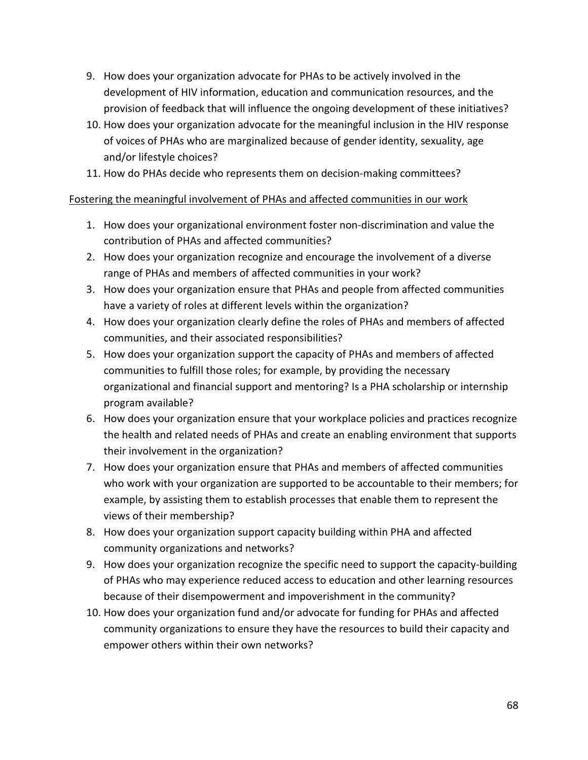9. How does your organization advocate for PHAs to be actively involved in the development of HIV information, education and communication resources, and the provision of feedback that will influence the ongoing development of these initiatives?
10. How does your organization advocate for the meaningful inclusion in the HIV response of voices of PHAs who are marginalized because of gender identity, sexuality, age and/or lifestyle choices?
11. How do PHAs decide who represents them on decision-making committees?

<u>Fostering the meaningful involvement of PHAs and affected communities in our work</u>

1. How does your organizational environment foster non-discrimination and value the contribution of PHAs and affected communities?
2. How does your organization recognize and encourage the involvement of a diverse range of PHAs and members of affected communities in your work?
3. How does your organization ensure that PHAs and people from affected communities have a variety of roles at different levels within the organization?
4. How does your organization clearly define the roles of PHAs and members of affected communities, and their associated responsibilities?
5. How does your organization support the capacity of PHAs and members of affected communities to fulfill those roles; for example, by providing the necessary organizational and financial support and mentoring? Is a PHA scholarship or internship program available?
6. How does your organization ensure that your workplace policies and practices recognize the health and related needs of PHAs and create an enabling environment that supports their involvement in the organization?
7. How does your organization ensure that PHAs and members of affected communities who work with your organization are supported to be accountable to their members; for example, by assisting them to establish processes that enable them to represent the views of their membership?
8. How does your organization support capacity building within PHA and affected community organizations and networks?
9. How does your organization recognize the specific need to support the capacity-building of PHAs who may experience reduced access to education and other learning resources because of their disempowerment and impoverishment in the community?
10. How does your organization fund and/or advocate for funding for PHAs and affected community organizations to ensure they have the resources to build their capacity and empower others within their own networks?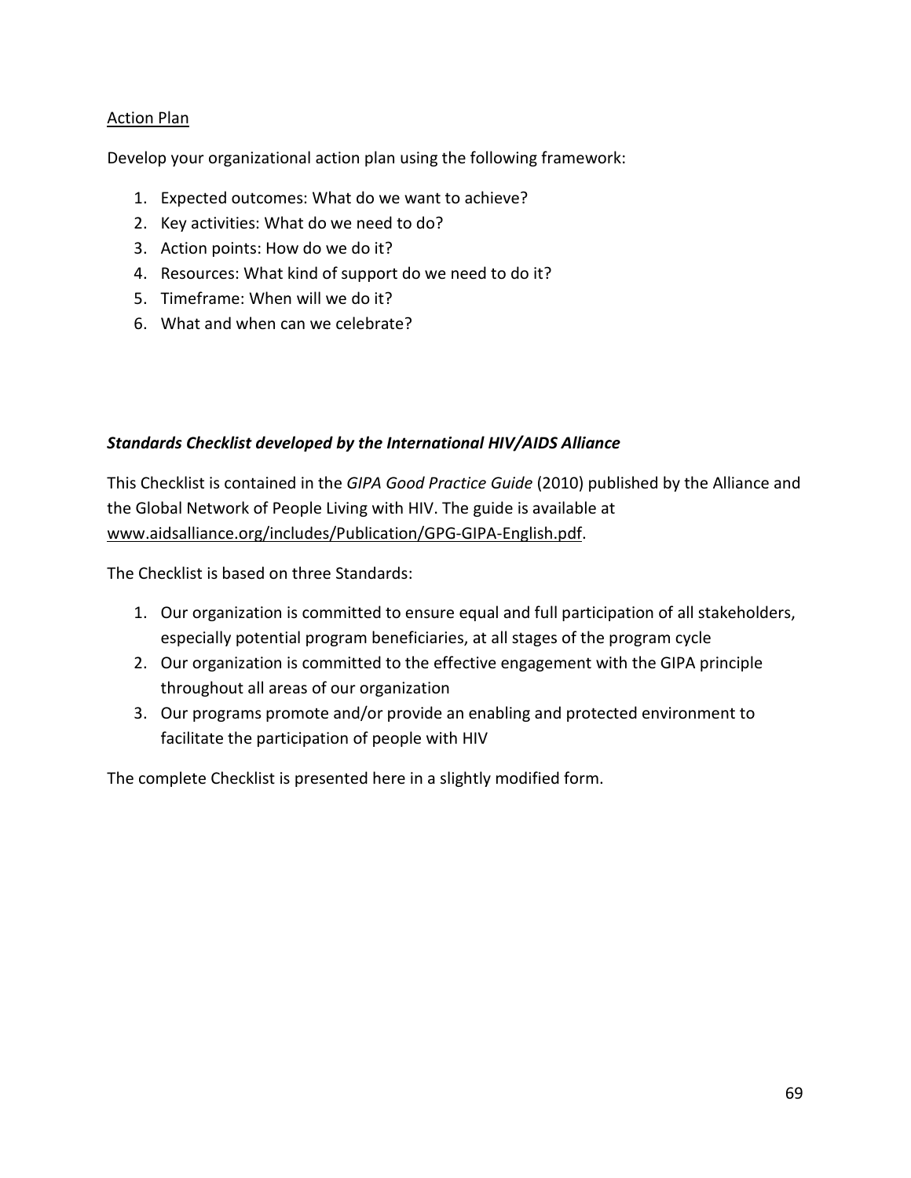Action Plan

Develop your organizational action plan using the following framework:

1. Expected outcomes: What do we want to achieve?
2. Key activities: What do we need to do?
3. Action points: How do we do it?
4. Resources: What kind of support do we need to do it?
5. Timeframe: When will we do it?
6. What and when can we celebrate?

***Standards Checklist developed by the International HIV/AIDS Alliance***

This Checklist is contained in the *GIPA Good Practice Guide* (2010) published by the Alliance and the Global Network of People Living with HIV. The guide is available at www.aidsalliance.org/includes/Publication/GPG-GIPA-English.pdf.

The Checklist is based on three Standards:

1. Our organization is committed to ensure equal and full participation of all stakeholders, especially potential program beneficiaries, at all stages of the program cycle
2. Our organization is committed to the effective engagement with the GIPA principle throughout all areas of our organization
3. Our programs promote and/or provide an enabling and protected environment to facilitate the participation of people with HIV

The complete Checklist is presented here in a slightly modified form.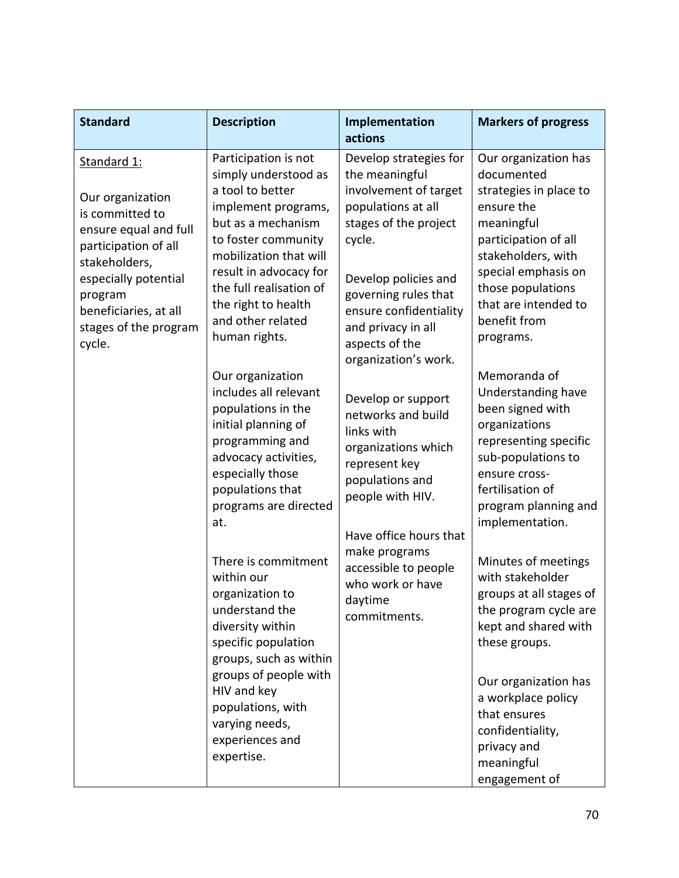| Standard | Description | Implementation actions | Markers of progress |
|---|---|---|---|
| Standard 1:<br><br>Our organization is committed to ensure equal and full participation of all stakeholders, especially potential program beneficiaries, at all stages of the program cycle. | Participation is not simply understood as a tool to better implement programs, but as a mechanism to foster community mobilization that will result in advocacy for the full realisation of the right to health and other related human rights.<br><br>Our organization includes all relevant populations in the initial planning of programming and advocacy activities, especially those populations that programs are directed at.<br><br>There is commitment within our organization to understand the diversity within specific population groups, such as within groups of people with HIV and key populations, with varying needs, experiences and expertise. | Develop strategies for the meaningful involvement of target populations at all stages of the project cycle.<br><br>Develop policies and governing rules that ensure confidentiality and privacy in all aspects of the organization's work.<br><br>Develop or support networks and build links with organizations which represent key populations and people with HIV.<br><br>Have office hours that make programs accessible to people who work or have daytime commitments. | Our organization has documented strategies in place to ensure the meaningful participation of all stakeholders, with special emphasis on those populations that are intended to benefit from programs.<br><br>Memoranda of Understanding have been signed with organizations representing specific sub-populations to ensure cross-fertilisation of program planning and implementation.<br><br>Minutes of meetings with stakeholder groups at all stages of the program cycle are kept and shared with these groups.<br><br>Our organization has a workplace policy that ensures confidentiality, privacy and meaningful engagement of |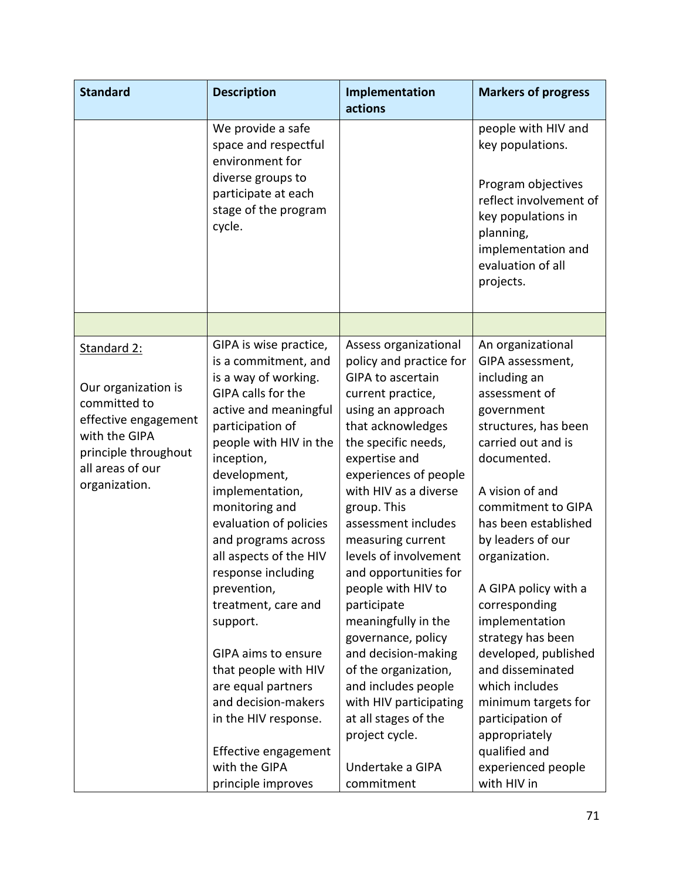| Standard | Description | Implementation actions | Markers of progress |
| --- | --- | --- | --- |
| | We provide a safe space and respectful environment for diverse groups to participate at each stage of the program cycle. | | people with HIV and key populations.<br><br>Program objectives reflect involvement of key populations in planning, implementation and evaluation of all projects. |
| | | | |
| <u>Standard 2:</u><br><br>Our organization is committed to effective engagement with the GIPA principle throughout all areas of our organization. | GIPA is wise practice, is a commitment, and is a way of working. GIPA calls for the active and meaningful participation of people with HIV in the inception, development, implementation, monitoring and evaluation of policies and programs across all aspects of the HIV response including prevention, treatment, care and support.<br><br>GIPA aims to ensure that people with HIV are equal partners and decision-makers in the HIV response.<br><br>Effective engagement with the GIPA principle improves | Assess organizational policy and practice for GIPA to ascertain current practice, using an approach that acknowledges the specific needs, expertise and experiences of people with HIV as a diverse group. This assessment includes measuring current levels of involvement and opportunities for people with HIV to participate meaningfully in the governance, policy and decision-making of the organization, and includes people with HIV participating at all stages of the project cycle.<br><br>Undertake a GIPA commitment | An organizational GIPA assessment, including an assessment of government structures, has been carried out and is documented.<br><br>A vision of and commitment to GIPA has been established by leaders of our organization.<br><br>A GIPA policy with a corresponding implementation strategy has been developed, published and disseminated which includes minimum targets for participation of appropriately qualified and experienced people with HIV in |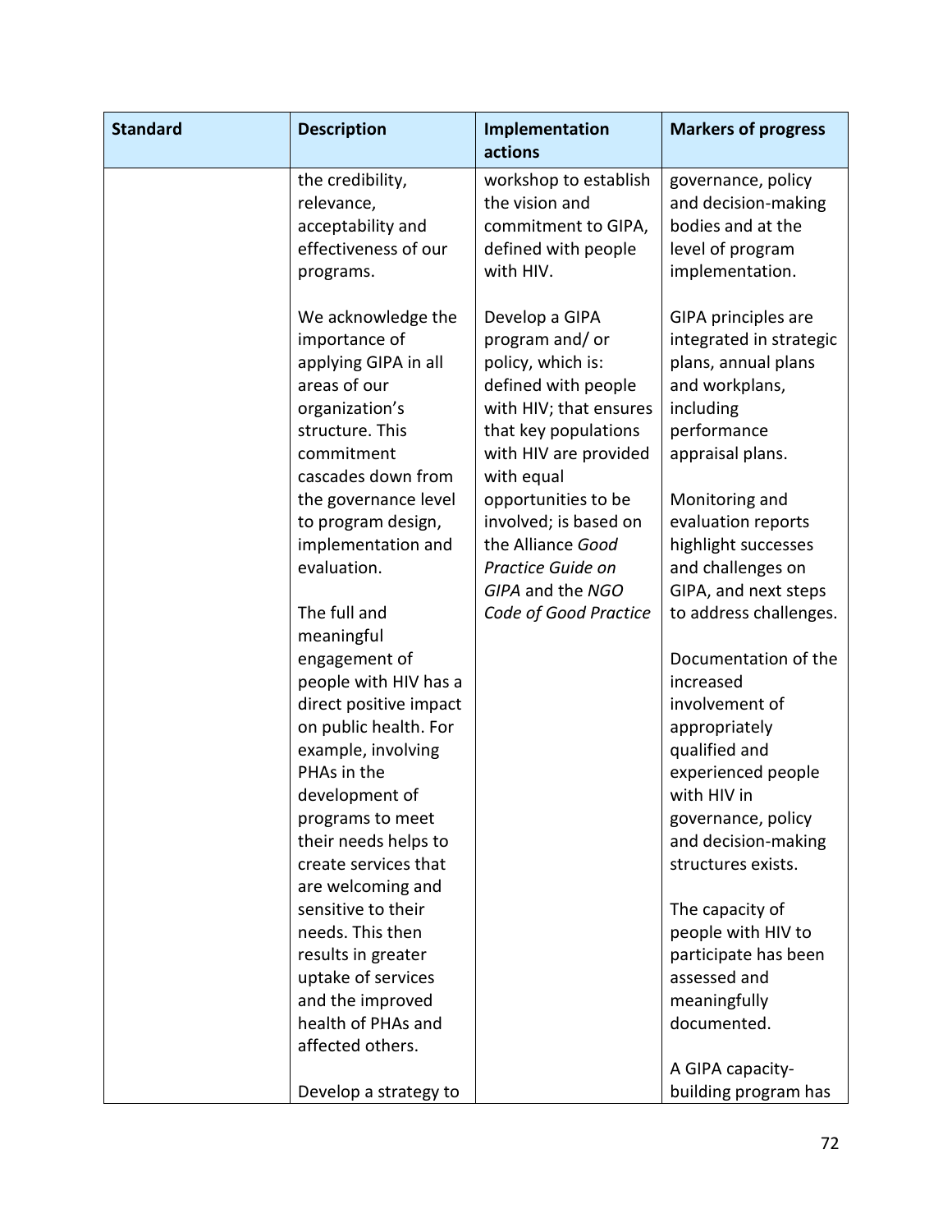| Standard | Description | Implementation actions | Markers of progress |
|---|---|---|---|
| | the credibility, relevance, acceptability and effectiveness of our programs.<br><br>We acknowledge the importance of applying GIPA in all areas of our organization's structure. This commitment cascades down from the governance level to program design, implementation and evaluation.<br><br>The full and meaningful engagement of people with HIV has a direct positive impact on public health. For example, involving PHAs in the development of programs to meet their needs helps to create services that are welcoming and sensitive to their needs. This then results in greater uptake of services and the improved health of PHAs and affected others.<br><br>Develop a strategy to | workshop to establish the vision and commitment to GIPA, defined with people with HIV.<br><br>Develop a GIPA program and/ or policy, which is: defined with people with HIV; that ensures that key populations with HIV are provided with equal opportunities to be involved; is based on the Alliance *Good Practice Guide on GIPA* and the *NGO Code of Good Practice* | governance, policy and decision-making bodies and at the level of program implementation.<br><br>GIPA principles are integrated in strategic plans, annual plans and workplans, including performance appraisal plans.<br><br>Monitoring and evaluation reports highlight successes and challenges on GIPA, and next steps to address challenges.<br><br>Documentation of the increased involvement of appropriately qualified and experienced people with HIV in governance, policy and decision-making structures exists.<br><br>The capacity of people with HIV to participate has been assessed and meaningfully documented.<br><br>A GIPA capacity-building program has |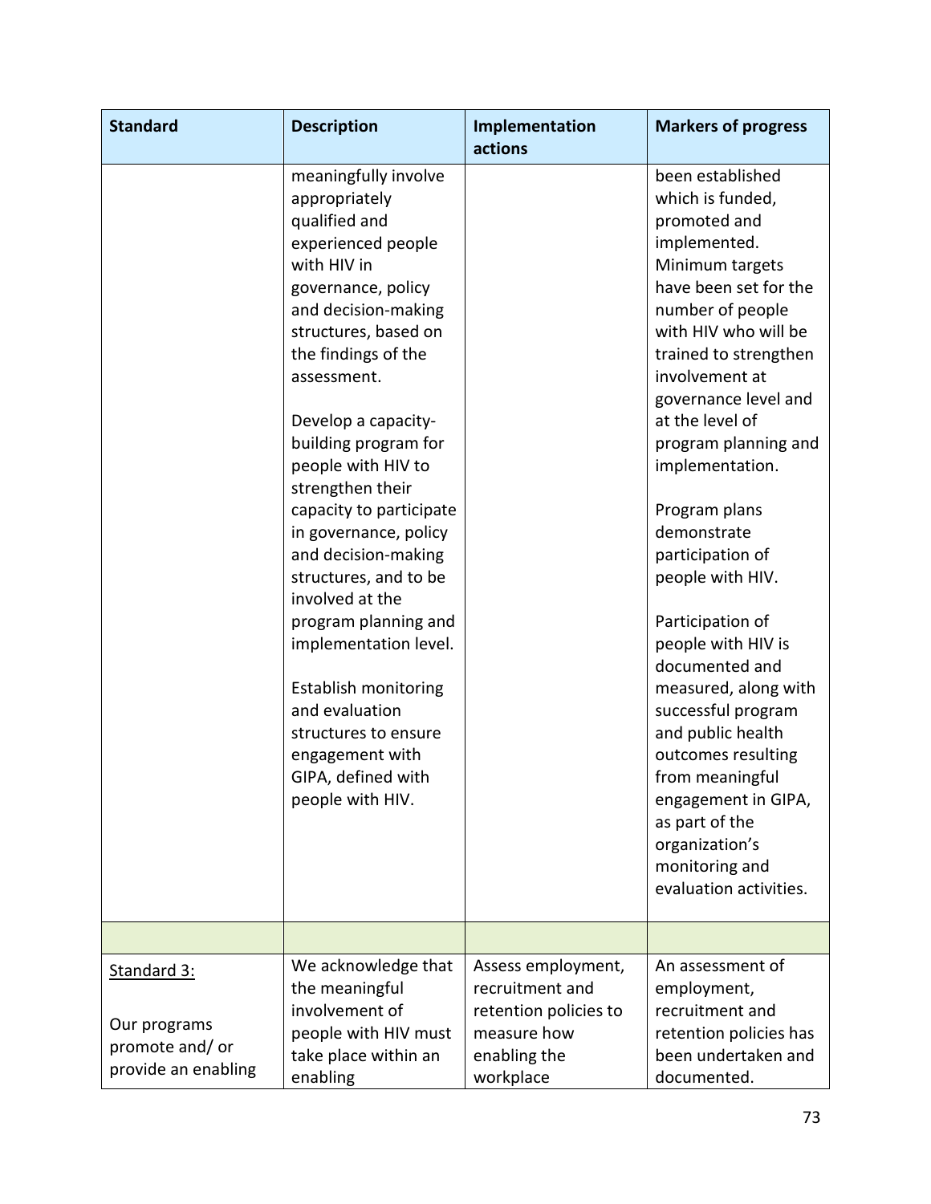| Standard | Description | Implementation actions | Markers of progress |
|---|---|---|---|
| | meaningfully involve appropriately qualified and experienced people with HIV in governance, policy and decision-making structures, based on the findings of the assessment.<br><br>Develop a capacity-building program for people with HIV to strengthen their capacity to participate in governance, policy and decision-making structures, and to be involved at the program planning and implementation level.<br><br>Establish monitoring and evaluation structures to ensure engagement with GIPA, defined with people with HIV. | | been established which is funded, promoted and implemented. Minimum targets have been set for the number of people with HIV who will be trained to strengthen involvement at governance level and at the level of program planning and implementation.<br><br>Program plans demonstrate participation of people with HIV.<br><br>Participation of people with HIV is documented and measured, along with successful program and public health outcomes resulting from meaningful engagement in GIPA, as part of the organization's monitoring and evaluation activities. |
| | | | |
| Standard 3:<br><br>Our programs promote and/ or provide an enabling | We acknowledge that the meaningful involvement of people with HIV must take place within an enabling | Assess employment, recruitment and retention policies to measure how enabling the workplace | An assessment of employment, recruitment and retention policies has been undertaken and documented. |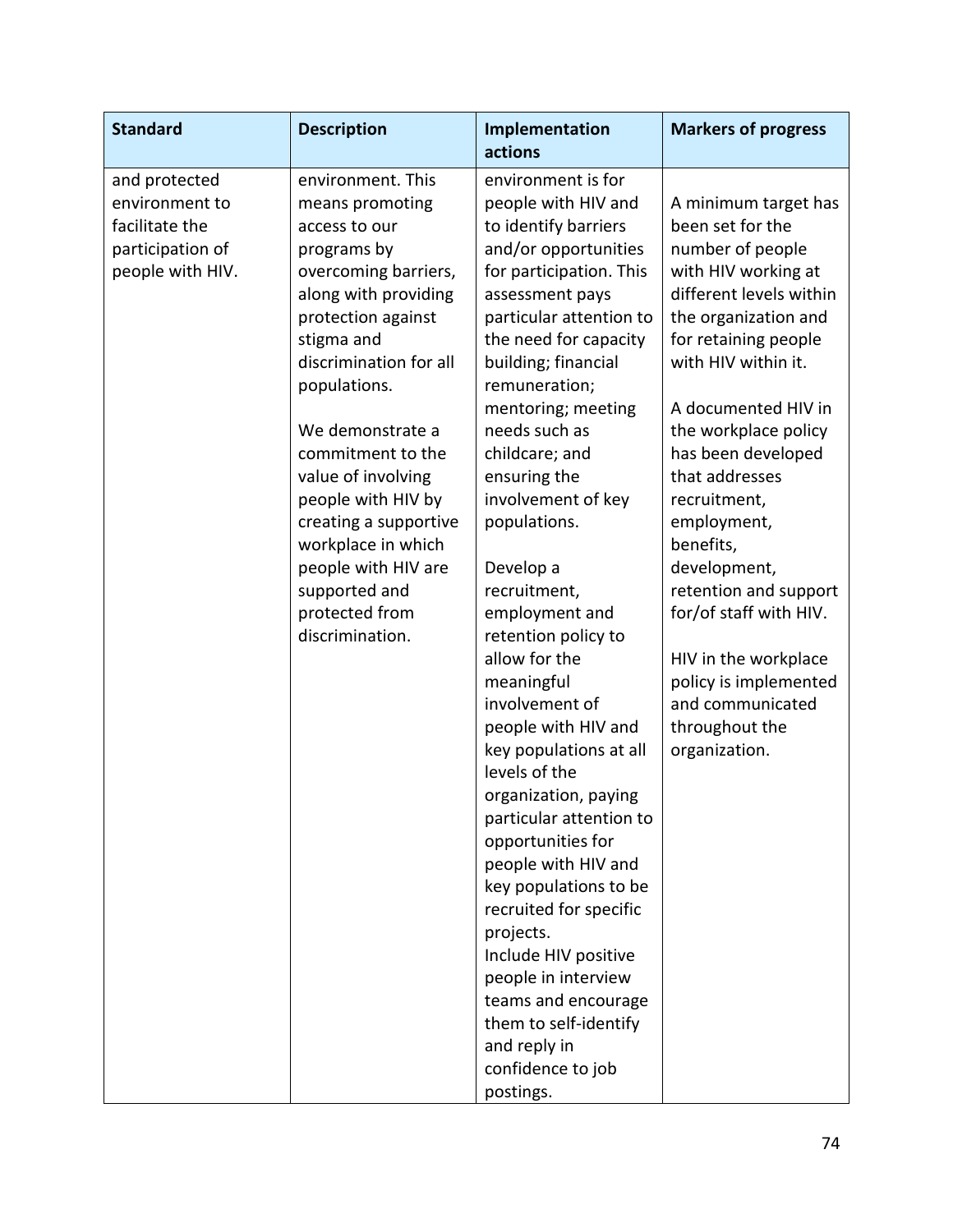| Standard | Description | Implementation actions | Markers of progress |
| --- | --- | --- | --- |
| and protected environment to facilitate the participation of people with HIV. | environment. This means promoting access to our programs by overcoming barriers, along with providing protection against stigma and discrimination for all populations.<br><br>We demonstrate a commitment to the value of involving people with HIV by creating a supportive workplace in which people with HIV are supported and protected from discrimination. | environment is for people with HIV and to identify barriers and/or opportunities for participation. This assessment pays particular attention to the need for capacity building; financial remuneration; mentoring; meeting needs such as childcare; and ensuring the involvement of key populations.<br><br>Develop a recruitment, employment and retention policy to allow for the meaningful involvement of people with HIV and key populations at all levels of the organization, paying particular attention to opportunities for people with HIV and key populations to be recruited for specific projects.<br>Include HIV positive people in interview teams and encourage them to self-identify and reply in confidence to job postings. | A minimum target has been set for the number of people with HIV working at different levels within the organization and for retaining people with HIV within it.<br><br>A documented HIV in the workplace policy has been developed that addresses recruitment, employment, benefits, development, retention and support for/of staff with HIV.<br><br>HIV in the workplace policy is implemented and communicated throughout the organization. |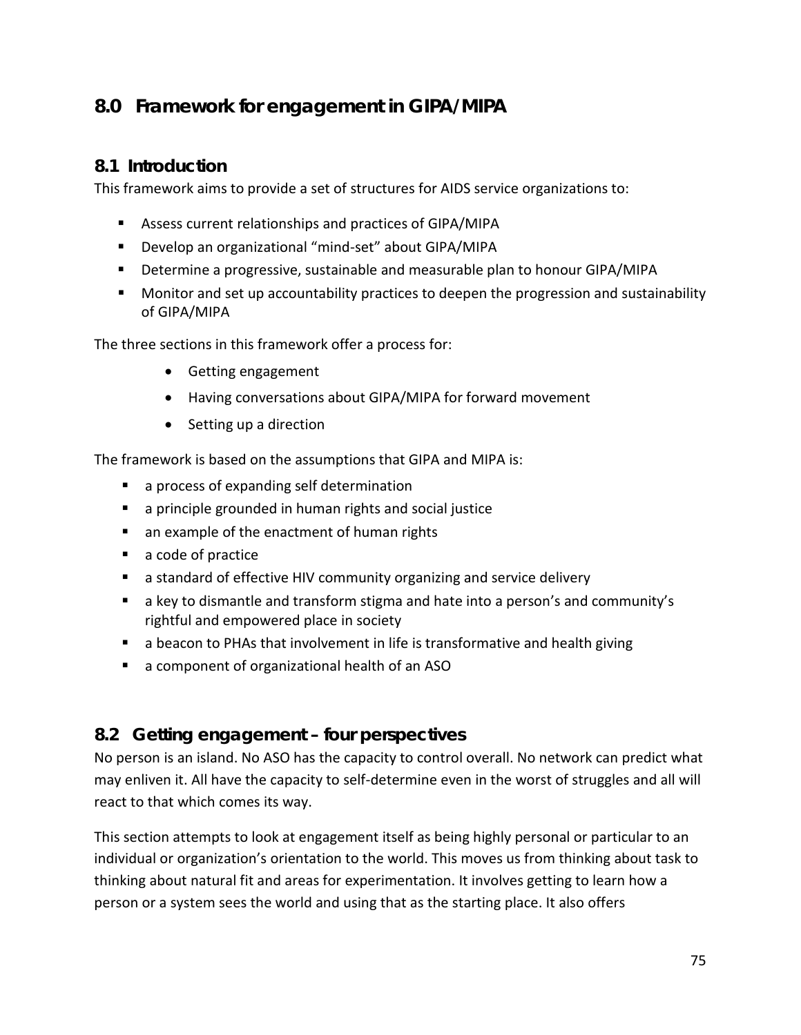## 8.0 Framework for engagement in GIPA/MIPA

### 8.1 Introduction

This framework aims to provide a set of structures for AIDS service organizations to:

- Assess current relationships and practices of GIPA/MIPA
- Develop an organizational "mind-set" about GIPA/MIPA
- Determine a progressive, sustainable and measurable plan to honour GIPA/MIPA
- Monitor and set up accountability practices to deepen the progression and sustainability of GIPA/MIPA

The three sections in this framework offer a process for:

- Getting engagement
- Having conversations about GIPA/MIPA for forward movement
- Setting up a direction

The framework is based on the assumptions that GIPA and MIPA is:

- a process of expanding self determination
- a principle grounded in human rights and social justice
- an example of the enactment of human rights
- a code of practice
- a standard of effective HIV community organizing and service delivery
- a key to dismantle and transform stigma and hate into a person's and community's rightful and empowered place in society
- a beacon to PHAs that involvement in life is transformative and health giving
- a component of organizational health of an ASO

### 8.2 Getting engagement – four perspectives

No person is an island. No ASO has the capacity to control overall. No network can predict what may enliven it. All have the capacity to self-determine even in the worst of struggles and all will react to that which comes its way.

This section attempts to look at engagement itself as being highly personal or particular to an individual or organization's orientation to the world. This moves us from thinking about task to thinking about natural fit and areas for experimentation. It involves getting to learn how a person or a system sees the world and using that as the starting place. It also offers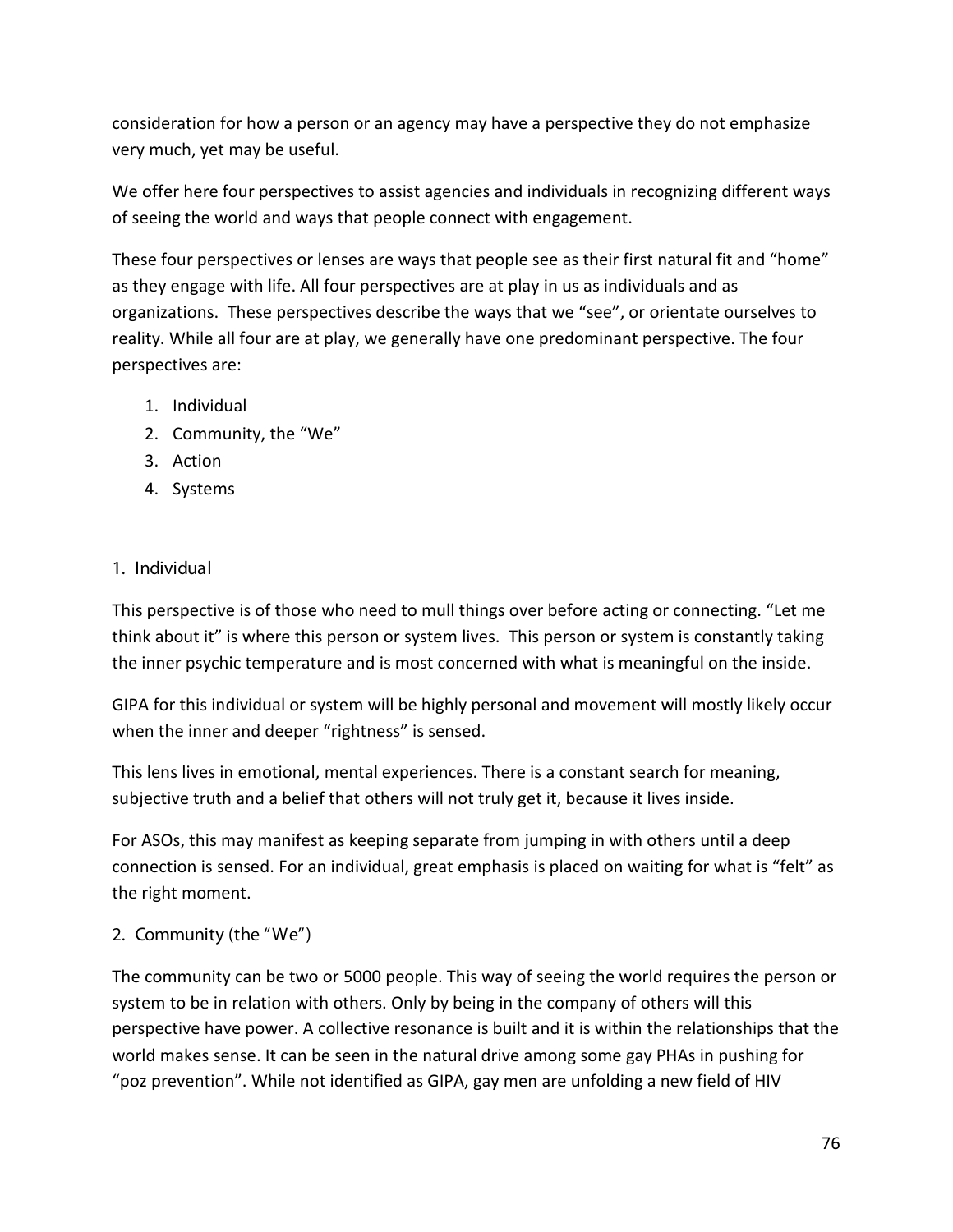consideration for how a person or an agency may have a perspective they do not emphasize very much, yet may be useful.

We offer here four perspectives to assist agencies and individuals in recognizing different ways of seeing the world and ways that people connect with engagement.

These four perspectives or lenses are ways that people see as their first natural fit and "home" as they engage with life. All four perspectives are at play in us as individuals and as organizations. These perspectives describe the ways that we "see", or orientate ourselves to reality. While all four are at play, we generally have one predominant perspective. The four perspectives are:

1. Individual
2. Community, the "We"
3. Action
4. Systems

### 1. Individual

This perspective is of those who need to mull things over before acting or connecting. "Let me think about it" is where this person or system lives. This person or system is constantly taking the inner psychic temperature and is most concerned with what is meaningful on the inside.

GIPA for this individual or system will be highly personal and movement will mostly likely occur when the inner and deeper "rightness" is sensed.

This lens lives in emotional, mental experiences. There is a constant search for meaning, subjective truth and a belief that others will not truly get it, because it lives inside.

For ASOs, this may manifest as keeping separate from jumping in with others until a deep connection is sensed. For an individual, great emphasis is placed on waiting for what is "felt" as the right moment.

### 2. Community (the "We")

The community can be two or 5000 people. This way of seeing the world requires the person or system to be in relation with others. Only by being in the company of others will this perspective have power. A collective resonance is built and it is within the relationships that the world makes sense. It can be seen in the natural drive among some gay PHAs in pushing for "poz prevention". While not identified as GIPA, gay men are unfolding a new field of HIV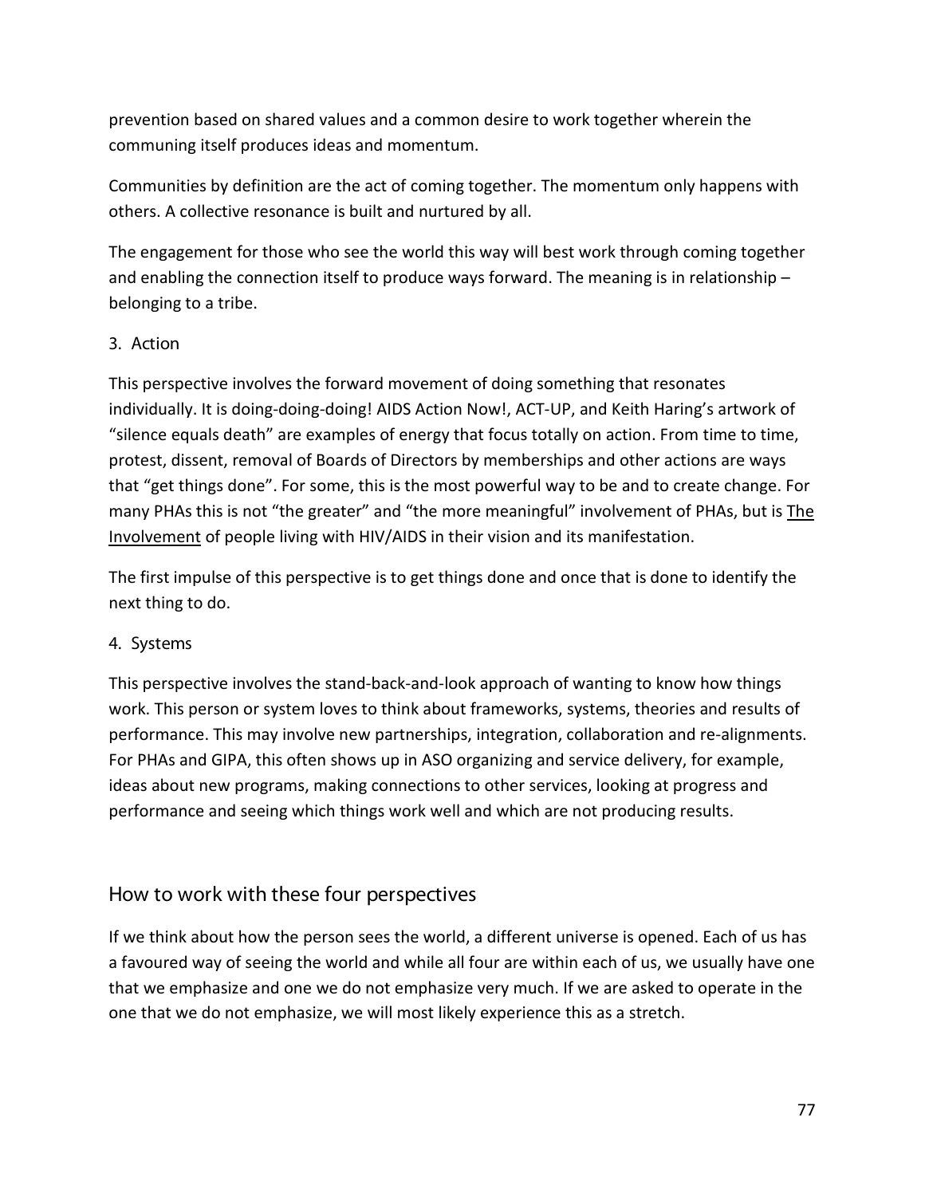prevention based on shared values and a common desire to work together wherein the communing itself produces ideas and momentum.

Communities by definition are the act of coming together. The momentum only happens with others. A collective resonance is built and nurtured by all.

The engagement for those who see the world this way will best work through coming together and enabling the connection itself to produce ways forward. The meaning is in relationship – belonging to a tribe.

3. Action

This perspective involves the forward movement of doing something that resonates individually. It is doing-doing-doing! AIDS Action Now!, ACT-UP, and Keith Haring's artwork of "silence equals death" are examples of energy that focus totally on action. From time to time, protest, dissent, removal of Boards of Directors by memberships and other actions are ways that "get things done". For some, this is the most powerful way to be and to create change. For many PHAs this is not "the greater" and "the more meaningful" involvement of PHAs, but is <u>The Involvement</u> of people living with HIV/AIDS in their vision and its manifestation.

The first impulse of this perspective is to get things done and once that is done to identify the next thing to do.

4. Systems

This perspective involves the stand-back-and-look approach of wanting to know how things work. This person or system loves to think about frameworks, systems, theories and results of performance. This may involve new partnerships, integration, collaboration and re-alignments. For PHAs and GIPA, this often shows up in ASO organizing and service delivery, for example, ideas about new programs, making connections to other services, looking at progress and performance and seeing which things work well and which are not producing results.

## How to work with these four perspectives

If we think about how the person sees the world, a different universe is opened. Each of us has a favoured way of seeing the world and while all four are within each of us, we usually have one that we emphasize and one we do not emphasize very much. If we are asked to operate in the one that we do not emphasize, we will most likely experience this as a stretch.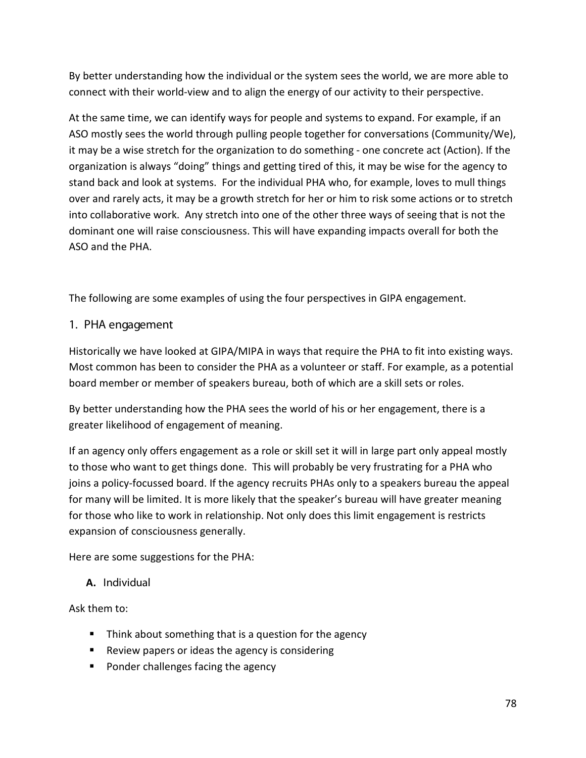By better understanding how the individual or the system sees the world, we are more able to connect with their world-view and to align the energy of our activity to their perspective.

At the same time, we can identify ways for people and systems to expand. For example, if an ASO mostly sees the world through pulling people together for conversations (Community/We), it may be a wise stretch for the organization to do something - one concrete act (Action). If the organization is always "doing" things and getting tired of this, it may be wise for the agency to stand back and look at systems. For the individual PHA who, for example, loves to mull things over and rarely acts, it may be a growth stretch for her or him to risk some actions or to stretch into collaborative work. Any stretch into one of the other three ways of seeing that is not the dominant one will raise consciousness. This will have expanding impacts overall for both the ASO and the PHA.

The following are some examples of using the four perspectives in GIPA engagement.

## 1. PHA engagement

Historically we have looked at GIPA/MIPA in ways that require the PHA to fit into existing ways. Most common has been to consider the PHA as a volunteer or staff. For example, as a potential board member or member of speakers bureau, both of which are a skill sets or roles.

By better understanding how the PHA sees the world of his or her engagement, there is a greater likelihood of engagement of meaning.

If an agency only offers engagement as a role or skill set it will in large part only appeal mostly to those who want to get things done. This will probably be very frustrating for a PHA who joins a policy-focussed board. If the agency recruits PHAs only to a speakers bureau the appeal for many will be limited. It is more likely that the speaker's bureau will have greater meaning for those who like to work in relationship. Not only does this limit engagement is restricts expansion of consciousness generally.

Here are some suggestions for the PHA:

### A. Individual

Ask them to:

- Think about something that is a question for the agency
- Review papers or ideas the agency is considering
- Ponder challenges facing the agency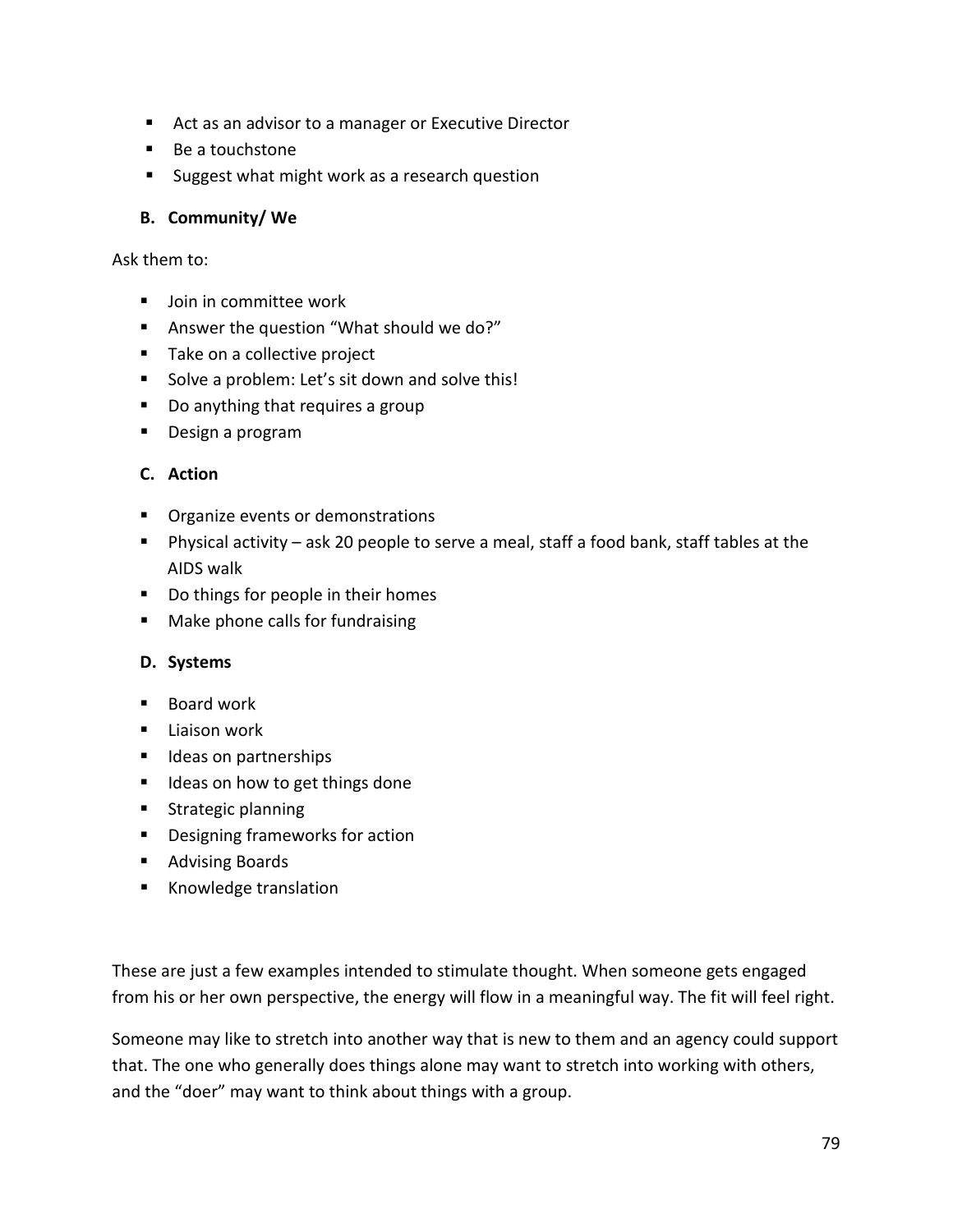- Act as an advisor to a manager or Executive Director
- Be a touchstone
- Suggest what might work as a research question

### B. Community/ We

Ask them to:

- Join in committee work
- Answer the question "What should we do?"
- Take on a collective project
- Solve a problem: Let's sit down and solve this!
- Do anything that requires a group
- Design a program

### C. Action

- Organize events or demonstrations
- Physical activity – ask 20 people to serve a meal, staff a food bank, staff tables at the AIDS walk
- Do things for people in their homes
- Make phone calls for fundraising

### D. Systems

- Board work
- Liaison work
- Ideas on partnerships
- Ideas on how to get things done
- Strategic planning
- Designing frameworks for action
- Advising Boards
- Knowledge translation

These are just a few examples intended to stimulate thought. When someone gets engaged from his or her own perspective, the energy will flow in a meaningful way. The fit will feel right.

Someone may like to stretch into another way that is new to them and an agency could support that. The one who generally does things alone may want to stretch into working with others, and the "doer" may want to think about things with a group.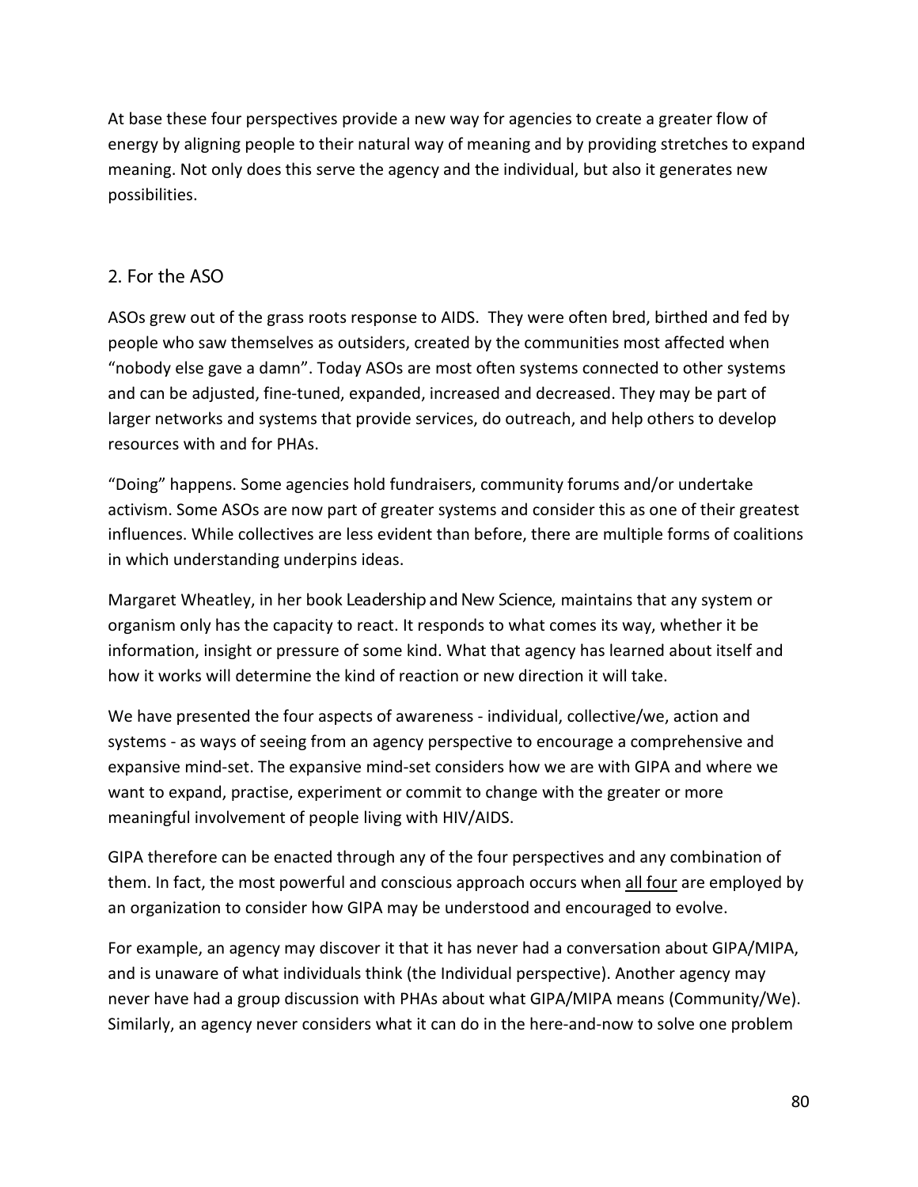At base these four perspectives provide a new way for agencies to create a greater flow of energy by aligning people to their natural way of meaning and by providing stretches to expand meaning. Not only does this serve the agency and the individual, but also it generates new possibilities.

## 2. For the ASO

ASOs grew out of the grass roots response to AIDS. They were often bred, birthed and fed by people who saw themselves as outsiders, created by the communities most affected when "nobody else gave a damn". Today ASOs are most often systems connected to other systems and can be adjusted, fine-tuned, expanded, increased and decreased. They may be part of larger networks and systems that provide services, do outreach, and help others to develop resources with and for PHAs.

"Doing" happens. Some agencies hold fundraisers, community forums and/or undertake activism. Some ASOs are now part of greater systems and consider this as one of their greatest influences. While collectives are less evident than before, there are multiple forms of coalitions in which understanding underpins ideas.

Margaret Wheatley, in her book Leadership and New Science, maintains that any system or organism only has the capacity to react. It responds to what comes its way, whether it be information, insight or pressure of some kind. What that agency has learned about itself and how it works will determine the kind of reaction or new direction it will take.

We have presented the four aspects of awareness - individual, collective/we, action and systems - as ways of seeing from an agency perspective to encourage a comprehensive and expansive mind-set. The expansive mind-set considers how we are with GIPA and where we want to expand, practise, experiment or commit to change with the greater or more meaningful involvement of people living with HIV/AIDS.

GIPA therefore can be enacted through any of the four perspectives and any combination of them. In fact, the most powerful and conscious approach occurs when <u>all four</u> are employed by an organization to consider how GIPA may be understood and encouraged to evolve.

For example, an agency may discover it that it has never had a conversation about GIPA/MIPA, and is unaware of what individuals think (the Individual perspective). Another agency may never have had a group discussion with PHAs about what GIPA/MIPA means (Community/We). Similarly, an agency never considers what it can do in the here-and-now to solve one problem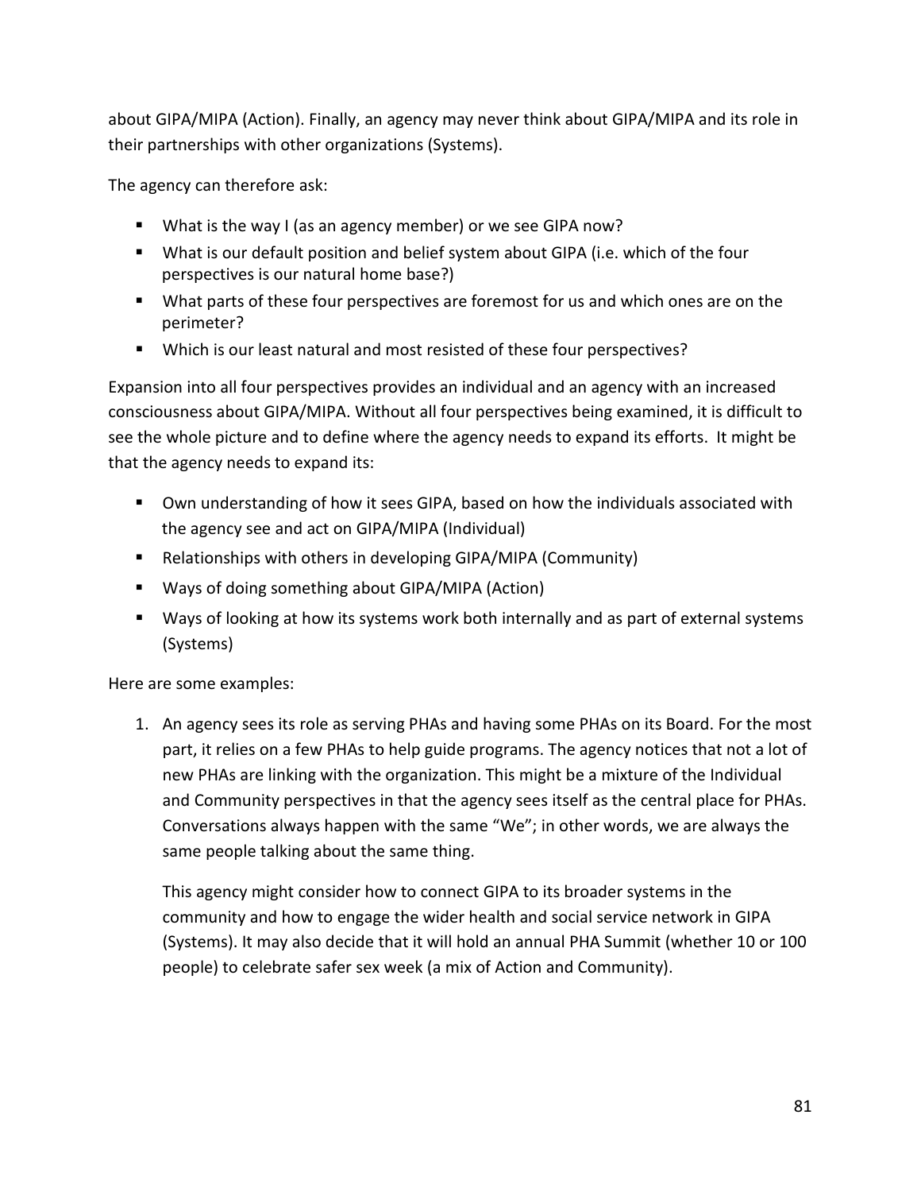about GIPA/MIPA (Action). Finally, an agency may never think about GIPA/MIPA and its role in their partnerships with other organizations (Systems).

The agency can therefore ask:

- What is the way I (as an agency member) or we see GIPA now?
- What is our default position and belief system about GIPA (i.e. which of the four perspectives is our natural home base?)
- What parts of these four perspectives are foremost for us and which ones are on the perimeter?
- Which is our least natural and most resisted of these four perspectives?

Expansion into all four perspectives provides an individual and an agency with an increased consciousness about GIPA/MIPA. Without all four perspectives being examined, it is difficult to see the whole picture and to define where the agency needs to expand its efforts. It might be that the agency needs to expand its:

- Own understanding of how it sees GIPA, based on how the individuals associated with the agency see and act on GIPA/MIPA (Individual)
- Relationships with others in developing GIPA/MIPA (Community)
- Ways of doing something about GIPA/MIPA (Action)
- Ways of looking at how its systems work both internally and as part of external systems (Systems)

Here are some examples:

1. An agency sees its role as serving PHAs and having some PHAs on its Board. For the most part, it relies on a few PHAs to help guide programs. The agency notices that not a lot of new PHAs are linking with the organization. This might be a mixture of the Individual and Community perspectives in that the agency sees itself as the central place for PHAs. Conversations always happen with the same "We"; in other words, we are always the same people talking about the same thing.

   This agency might consider how to connect GIPA to its broader systems in the community and how to engage the wider health and social service network in GIPA (Systems). It may also decide that it will hold an annual PHA Summit (whether 10 or 100 people) to celebrate safer sex week (a mix of Action and Community).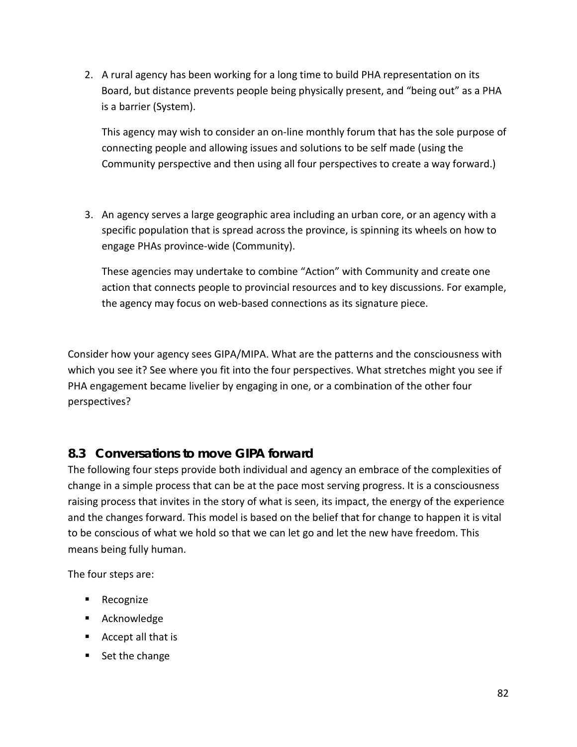2. A rural agency has been working for a long time to build PHA representation on its Board, but distance prevents people being physically present, and "being out" as a PHA is a barrier (System).

   This agency may wish to consider an on-line monthly forum that has the sole purpose of connecting people and allowing issues and solutions to be self made (using the Community perspective and then using all four perspectives to create a way forward.)

3. An agency serves a large geographic area including an urban core, or an agency with a specific population that is spread across the province, is spinning its wheels on how to engage PHAs province-wide (Community).

   These agencies may undertake to combine "Action" with Community and create one action that connects people to provincial resources and to key discussions. For example, the agency may focus on web-based connections as its signature piece.

Consider how your agency sees GIPA/MIPA. What are the patterns and the consciousness with which you see it? See where you fit into the four perspectives. What stretches might you see if PHA engagement became livelier by engaging in one, or a combination of the other four perspectives?

## 8.3 Conversations to move GIPA forward

The following four steps provide both individual and agency an embrace of the complexities of change in a simple process that can be at the pace most serving progress. It is a consciousness raising process that invites in the story of what is seen, its impact, the energy of the experience and the changes forward. This model is based on the belief that for change to happen it is vital to be conscious of what we hold so that we can let go and let the new have freedom. This means being fully human.

The four steps are:

- Recognize
- Acknowledge
- Accept all that is
- Set the change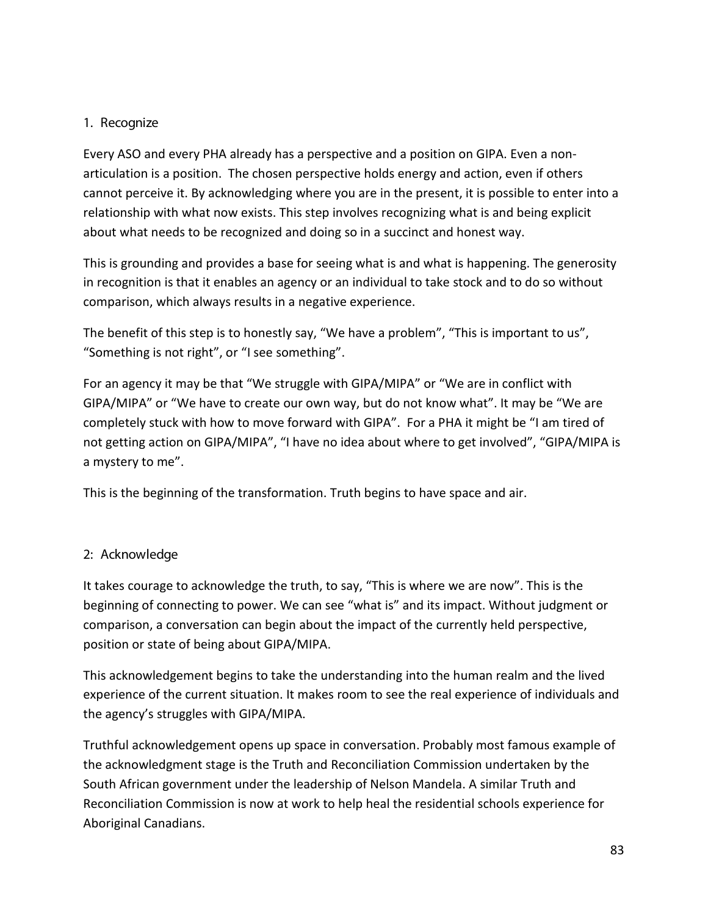## 1. Recognize

Every ASO and every PHA already has a perspective and a position on GIPA. Even a non-articulation is a position. The chosen perspective holds energy and action, even if others cannot perceive it. By acknowledging where you are in the present, it is possible to enter into a relationship with what now exists. This step involves recognizing what is and being explicit about what needs to be recognized and doing so in a succinct and honest way.

This is grounding and provides a base for seeing what is and what is happening. The generosity in recognition is that it enables an agency or an individual to take stock and to do so without comparison, which always results in a negative experience.

The benefit of this step is to honestly say, "We have a problem", "This is important to us", "Something is not right", or "I see something".

For an agency it may be that "We struggle with GIPA/MIPA" or "We are in conflict with GIPA/MIPA" or "We have to create our own way, but do not know what". It may be "We are completely stuck with how to move forward with GIPA". For a PHA it might be "I am tired of not getting action on GIPA/MIPA", "I have no idea about where to get involved", "GIPA/MIPA is a mystery to me".

This is the beginning of the transformation. Truth begins to have space and air.

## 2: Acknowledge

It takes courage to acknowledge the truth, to say, "This is where we are now". This is the beginning of connecting to power. We can see "what is" and its impact. Without judgment or comparison, a conversation can begin about the impact of the currently held perspective, position or state of being about GIPA/MIPA.

This acknowledgement begins to take the understanding into the human realm and the lived experience of the current situation. It makes room to see the real experience of individuals and the agency's struggles with GIPA/MIPA.

Truthful acknowledgement opens up space in conversation. Probably most famous example of the acknowledgment stage is the Truth and Reconciliation Commission undertaken by the South African government under the leadership of Nelson Mandela. A similar Truth and Reconciliation Commission is now at work to help heal the residential schools experience for Aboriginal Canadians.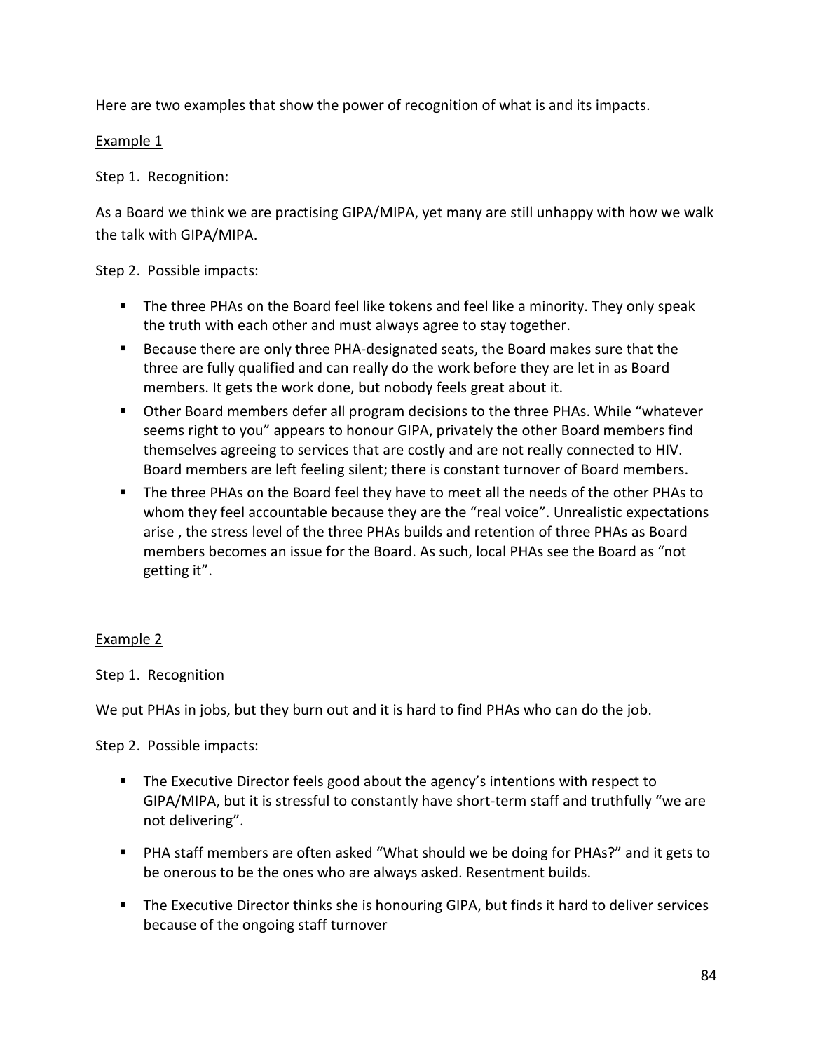Here are two examples that show the power of recognition of what is and its impacts.

<u>Example 1</u>

Step 1. Recognition:

As a Board we think we are practising GIPA/MIPA, yet many are still unhappy with how we walk the talk with GIPA/MIPA.

Step 2. Possible impacts:

- The three PHAs on the Board feel like tokens and feel like a minority. They only speak the truth with each other and must always agree to stay together.
- Because there are only three PHA-designated seats, the Board makes sure that the three are fully qualified and can really do the work before they are let in as Board members. It gets the work done, but nobody feels great about it.
- Other Board members defer all program decisions to the three PHAs. While "whatever seems right to you" appears to honour GIPA, privately the other Board members find themselves agreeing to services that are costly and are not really connected to HIV. Board members are left feeling silent; there is constant turnover of Board members.
- The three PHAs on the Board feel they have to meet all the needs of the other PHAs to whom they feel accountable because they are the "real voice". Unrealistic expectations arise , the stress level of the three PHAs builds and retention of three PHAs as Board members becomes an issue for the Board. As such, local PHAs see the Board as "not getting it".

<u>Example 2</u>

Step 1. Recognition

We put PHAs in jobs, but they burn out and it is hard to find PHAs who can do the job.

Step 2. Possible impacts:

- The Executive Director feels good about the agency's intentions with respect to GIPA/MIPA, but it is stressful to constantly have short-term staff and truthfully "we are not delivering".
- PHA staff members are often asked "What should we be doing for PHAs?" and it gets to be onerous to be the ones who are always asked. Resentment builds.
- The Executive Director thinks she is honouring GIPA, but finds it hard to deliver services because of the ongoing staff turnover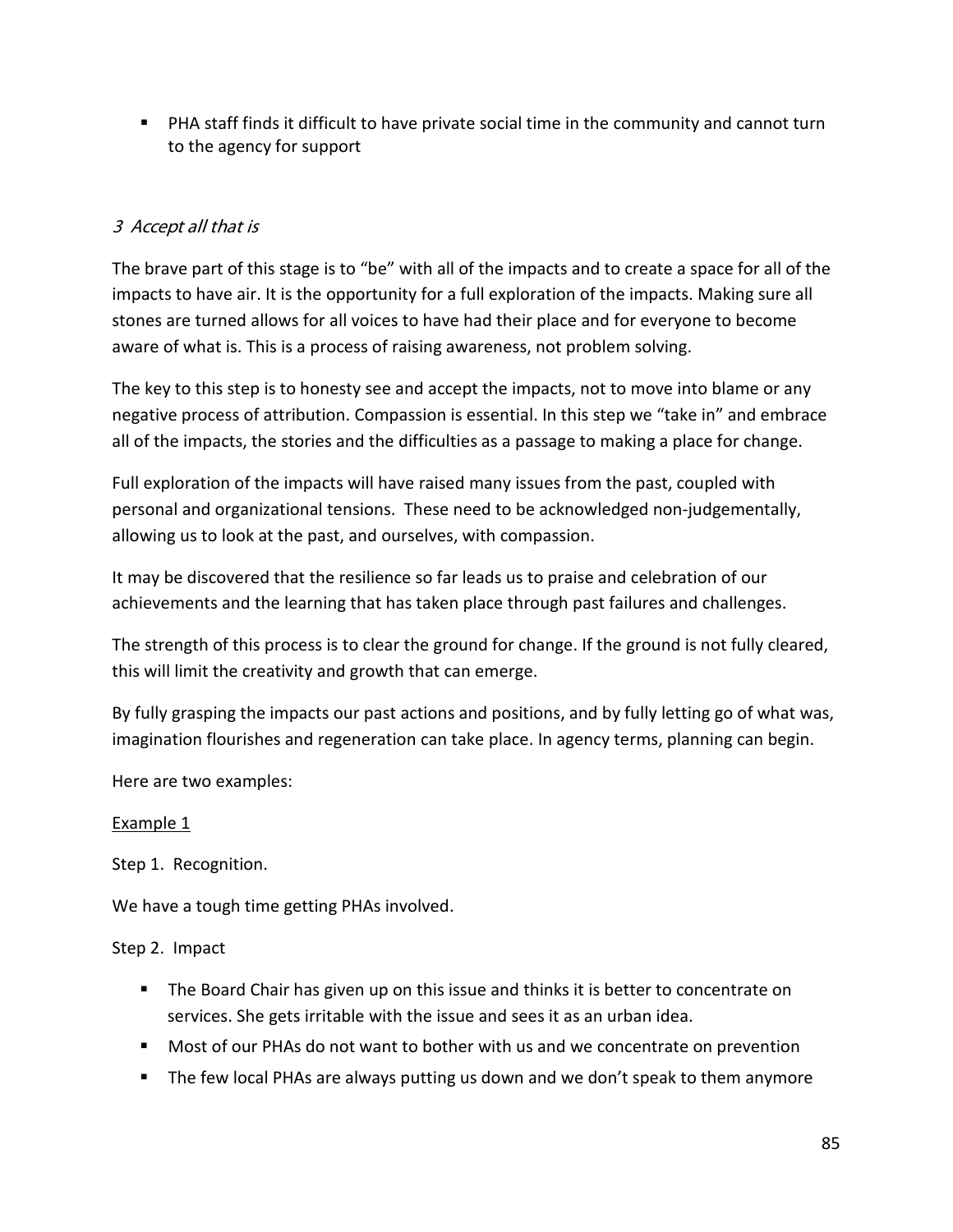- PHA staff finds it difficult to have private social time in the community and cannot turn to the agency for support

### *3 Accept all that is*

The brave part of this stage is to "be" with all of the impacts and to create a space for all of the impacts to have air. It is the opportunity for a full exploration of the impacts. Making sure all stones are turned allows for all voices to have had their place and for everyone to become aware of what is. This is a process of raising awareness, not problem solving.

The key to this step is to honesty see and accept the impacts, not to move into blame or any negative process of attribution. Compassion is essential. In this step we "take in" and embrace all of the impacts, the stories and the difficulties as a passage to making a place for change.

Full exploration of the impacts will have raised many issues from the past, coupled with personal and organizational tensions. These need to be acknowledged non-judgementally, allowing us to look at the past, and ourselves, with compassion.

It may be discovered that the resilience so far leads us to praise and celebration of our achievements and the learning that has taken place through past failures and challenges.

The strength of this process is to clear the ground for change. If the ground is not fully cleared, this will limit the creativity and growth that can emerge.

By fully grasping the impacts our past actions and positions, and by fully letting go of what was, imagination flourishes and regeneration can take place. In agency terms, planning can begin.

Here are two examples:

Example 1

Step 1. Recognition.

We have a tough time getting PHAs involved.

Step 2. Impact

- The Board Chair has given up on this issue and thinks it is better to concentrate on services. She gets irritable with the issue and sees it as an urban idea.
- Most of our PHAs do not want to bother with us and we concentrate on prevention
- The few local PHAs are always putting us down and we don't speak to them anymore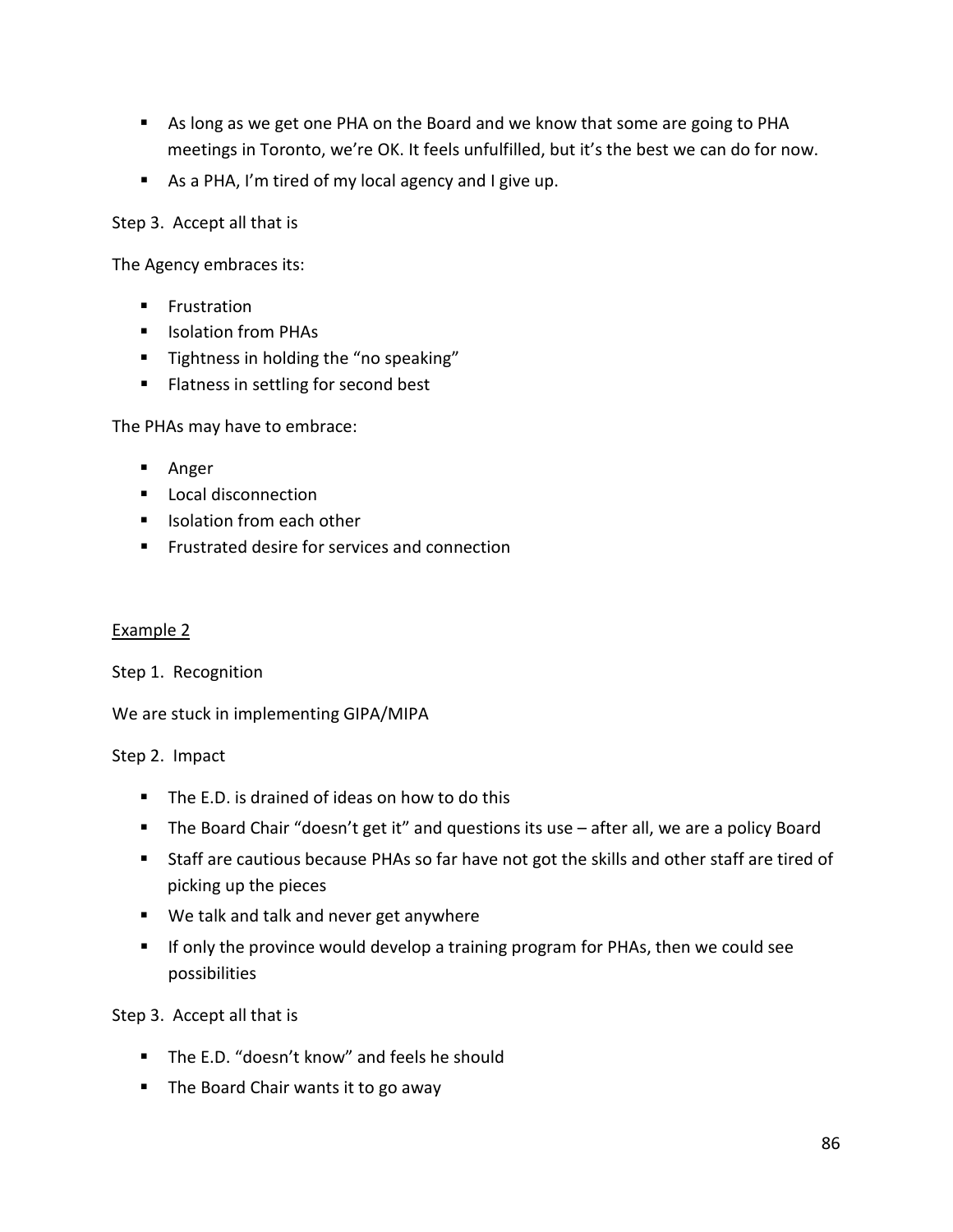- As long as we get one PHA on the Board and we know that some are going to PHA meetings in Toronto, we're OK. It feels unfulfilled, but it's the best we can do for now.
- As a PHA, I'm tired of my local agency and I give up.

Step 3. Accept all that is

The Agency embraces its:

- Frustration
- Isolation from PHAs
- Tightness in holding the "no speaking"
- Flatness in settling for second best

The PHAs may have to embrace:

- Anger
- Local disconnection
- Isolation from each other
- Frustrated desire for services and connection

<u>Example 2</u>

Step 1. Recognition

We are stuck in implementing GIPA/MIPA

Step 2. Impact

- The E.D. is drained of ideas on how to do this
- The Board Chair "doesn't get it" and questions its use – after all, we are a policy Board
- Staff are cautious because PHAs so far have not got the skills and other staff are tired of picking up the pieces
- We talk and talk and never get anywhere
- If only the province would develop a training program for PHAs, then we could see possibilities

Step 3. Accept all that is

- The E.D. "doesn't know" and feels he should
- The Board Chair wants it to go away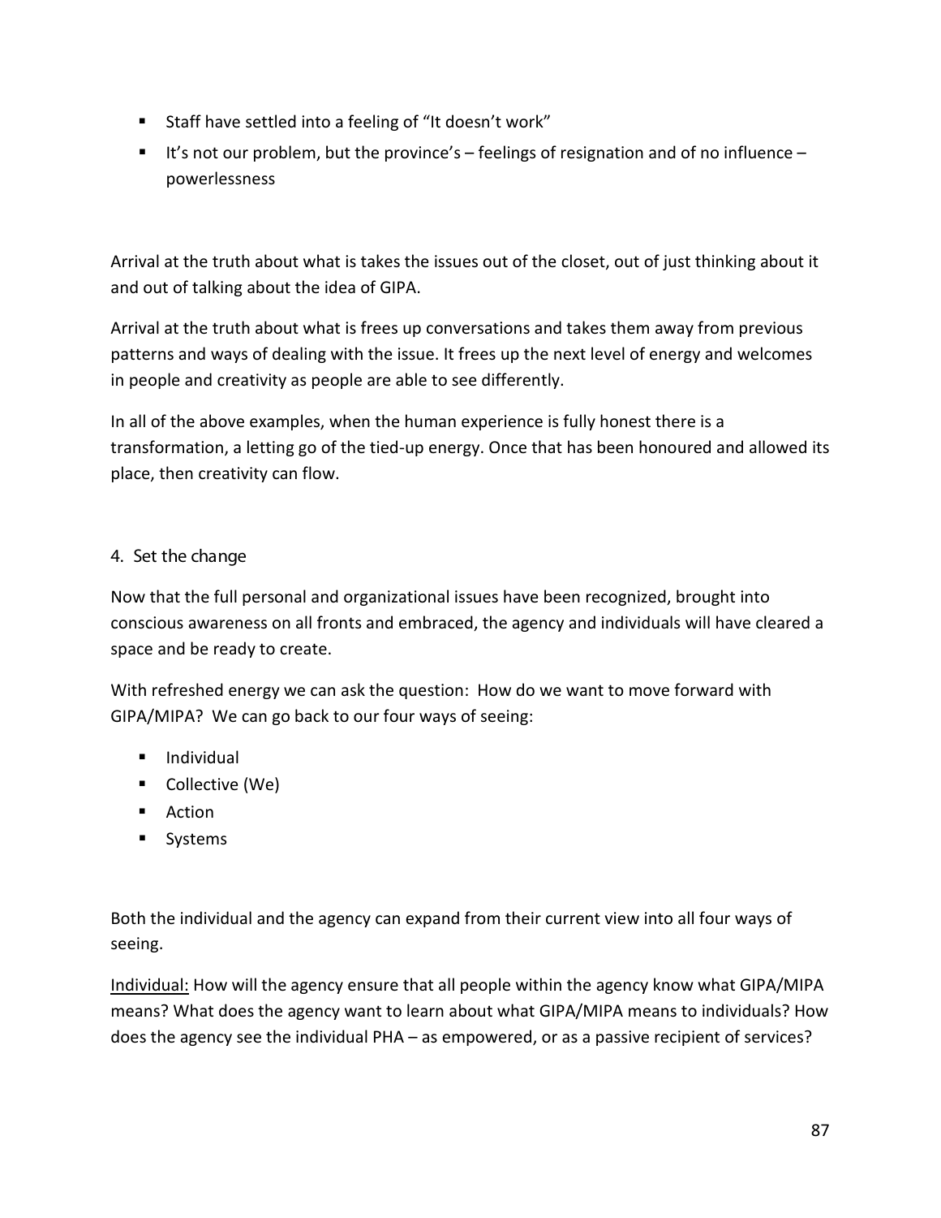- Staff have settled into a feeling of "It doesn't work"
- It's not our problem, but the province's – feelings of resignation and of no influence – powerlessness

Arrival at the truth about what is takes the issues out of the closet, out of just thinking about it and out of talking about the idea of GIPA.

Arrival at the truth about what is frees up conversations and takes them away from previous patterns and ways of dealing with the issue. It frees up the next level of energy and welcomes in people and creativity as people are able to see differently.

In all of the above examples, when the human experience is fully honest there is a transformation, a letting go of the tied-up energy. Once that has been honoured and allowed its place, then creativity can flow.

### 4. Set the change

Now that the full personal and organizational issues have been recognized, brought into conscious awareness on all fronts and embraced, the agency and individuals will have cleared a space and be ready to create.

With refreshed energy we can ask the question: How do we want to move forward with GIPA/MIPA? We can go back to our four ways of seeing:

- Individual
- Collective (We)
- Action
- Systems

Both the individual and the agency can expand from their current view into all four ways of seeing.

<u>Individual:</u> How will the agency ensure that all people within the agency know what GIPA/MIPA means? What does the agency want to learn about what GIPA/MIPA means to individuals? How does the agency see the individual PHA – as empowered, or as a passive recipient of services?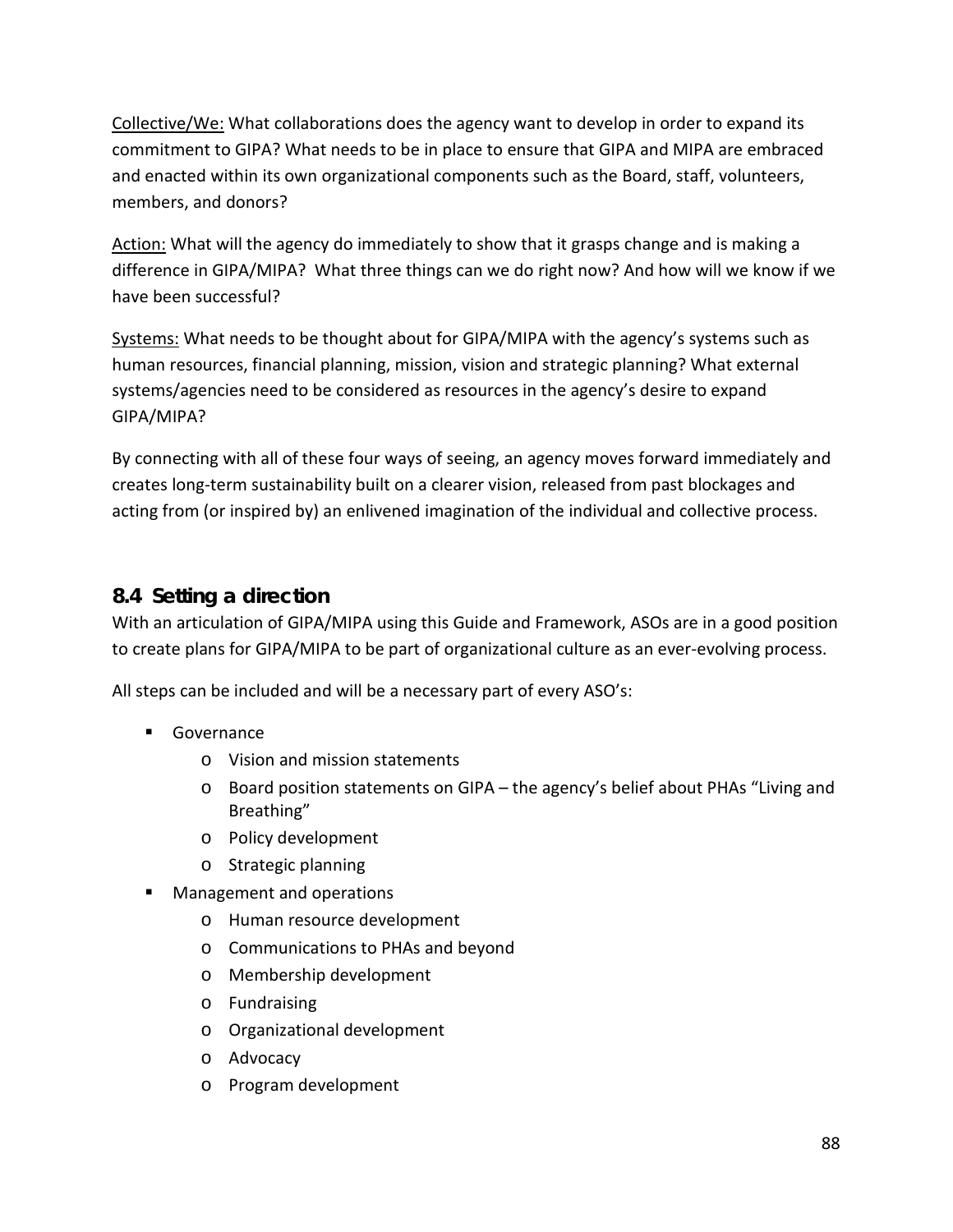<u>Collective/We:</u> What collaborations does the agency want to develop in order to expand its commitment to GIPA? What needs to be in place to ensure that GIPA and MIPA are embraced and enacted within its own organizational components such as the Board, staff, volunteers, members, and donors?

<u>Action:</u> What will the agency do immediately to show that it grasps change and is making a difference in GIPA/MIPA? What three things can we do right now? And how will we know if we have been successful?

<u>Systems:</u> What needs to be thought about for GIPA/MIPA with the agency's systems such as human resources, financial planning, mission, vision and strategic planning? What external systems/agencies need to be considered as resources in the agency's desire to expand GIPA/MIPA?

By connecting with all of these four ways of seeing, an agency moves forward immediately and creates long-term sustainability built on a clearer vision, released from past blockages and acting from (or inspired by) an enlivened imagination of the individual and collective process.

## 8.4 Setting a direction

With an articulation of GIPA/MIPA using this Guide and Framework, ASOs are in a good position to create plans for GIPA/MIPA to be part of organizational culture as an ever-evolving process.

All steps can be included and will be a necessary part of every ASO's:

- Governance
  - Vision and mission statements
  - Board position statements on GIPA – the agency's belief about PHAs "Living and Breathing"
  - Policy development
  - Strategic planning
- Management and operations
  - Human resource development
  - Communications to PHAs and beyond
  - Membership development
  - Fundraising
  - Organizational development
  - Advocacy
  - Program development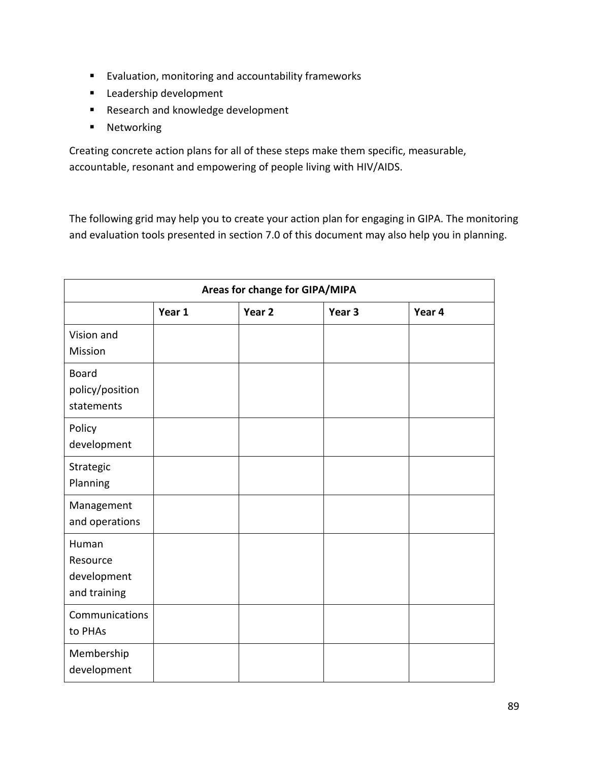- Evaluation, monitoring and accountability frameworks
- Leadership development
- Research and knowledge development
- Networking

Creating concrete action plans for all of these steps make them specific, measurable, accountable, resonant and empowering of people living with HIV/AIDS.

The following grid may help you to create your action plan for engaging in GIPA. The monitoring and evaluation tools presented in section 7.0 of this document may also help you in planning.

| Areas for change for GIPA/MIPA | | | | |
|---|---|---|---|---|
| | **Year 1** | **Year 2** | **Year 3** | **Year 4** |
| Vision and Mission | | | | |
| Board policy/position statements | | | | |
| Policy development | | | | |
| Strategic Planning | | | | |
| Management and operations | | | | |
| Human Resource development and training | | | | |
| Communications to PHAs | | | | |
| Membership development | | | | |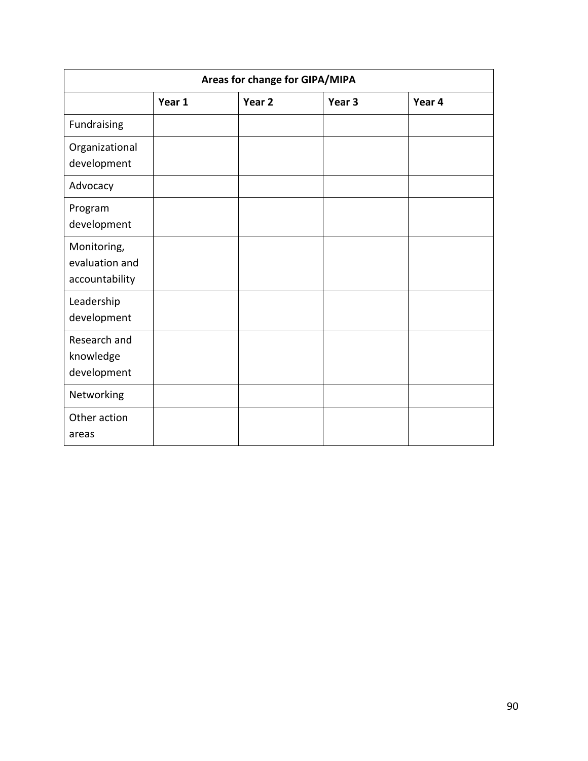| Areas for change for GIPA/MIPA | | | | |
|---|---|---|---|---|
| | **Year 1** | **Year 2** | **Year 3** | **Year 4** |
| Fundraising | | | | |
| Organizational development | | | | |
| Advocacy | | | | |
| Program development | | | | |
| Monitoring, evaluation and accountability | | | | |
| Leadership development | | | | |
| Research and knowledge development | | | | |
| Networking | | | | |
| Other action areas | | | | |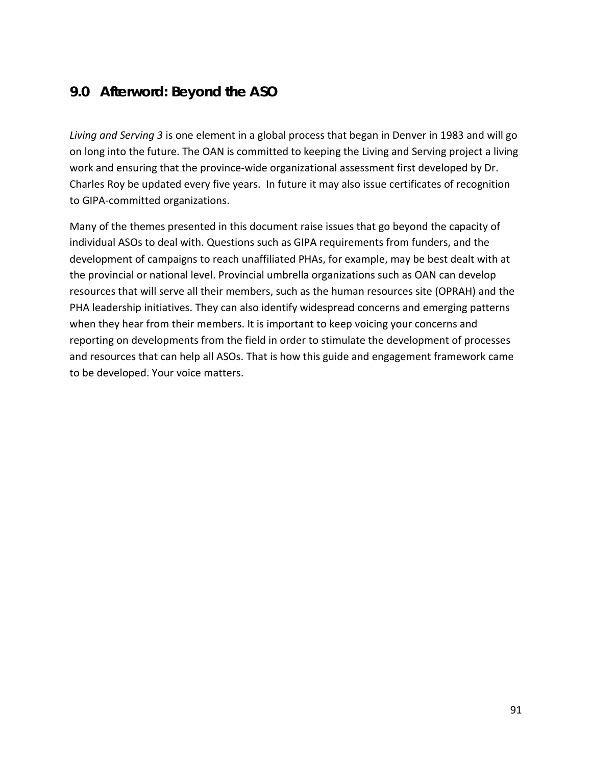## 9.0 Afterword: Beyond the ASO

*Living and Serving 3* is one element in a global process that began in Denver in 1983 and will go on long into the future. The OAN is committed to keeping the Living and Serving project a living work and ensuring that the province-wide organizational assessment first developed by Dr. Charles Roy be updated every five years. In future it may also issue certificates of recognition to GIPA-committed organizations.

Many of the themes presented in this document raise issues that go beyond the capacity of individual ASOs to deal with. Questions such as GIPA requirements from funders, and the development of campaigns to reach unaffiliated PHAs, for example, may be best dealt with at the provincial or national level. Provincial umbrella organizations such as OAN can develop resources that will serve all their members, such as the human resources site (OPRAH) and the PHA leadership initiatives. They can also identify widespread concerns and emerging patterns when they hear from their members. It is important to keep voicing your concerns and reporting on developments from the field in order to stimulate the development of processes and resources that can help all ASOs. That is how this guide and engagement framework came to be developed. Your voice matters.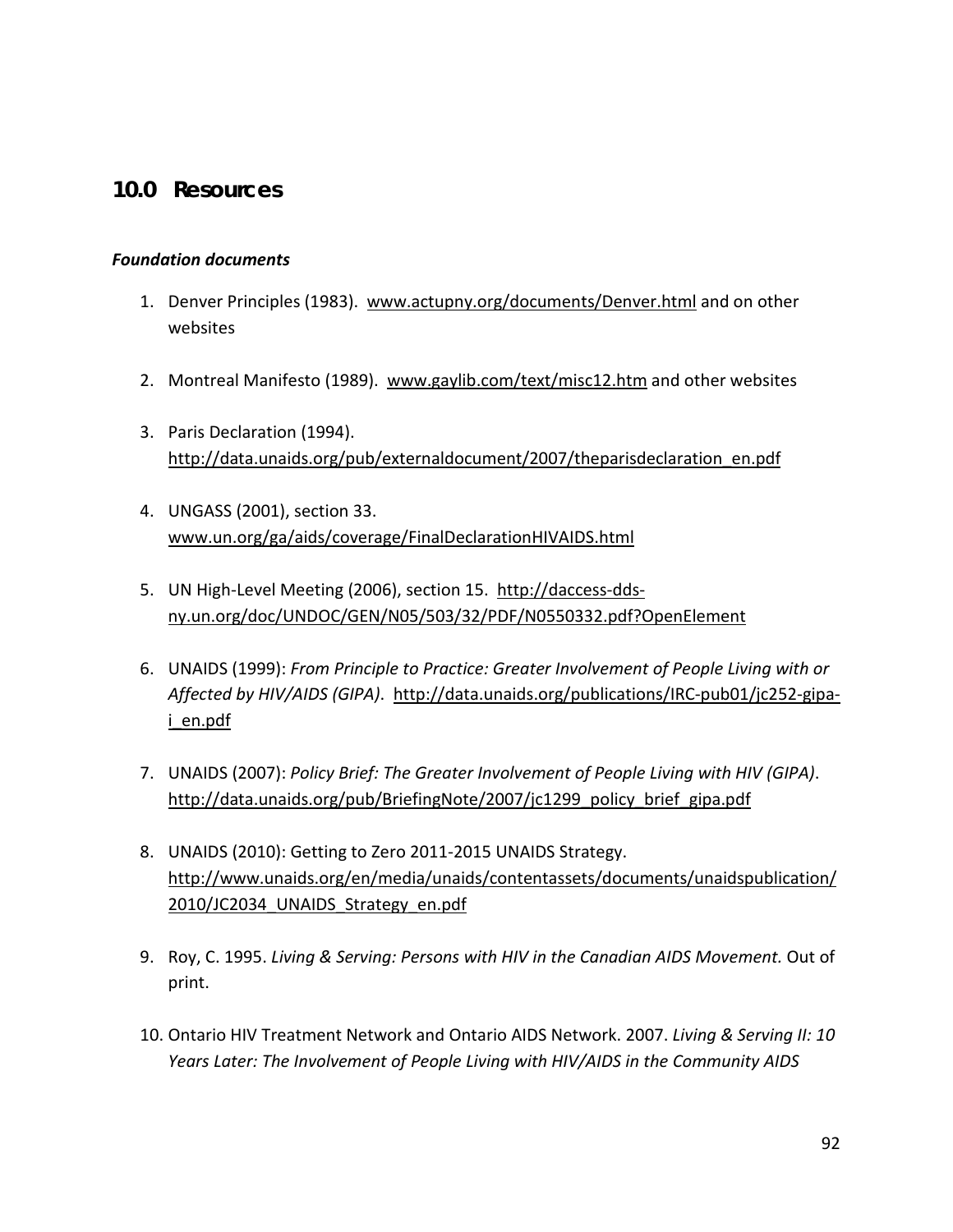## 10.0 Resources

***Foundation documents***

1. Denver Principles (1983). www.actupny.org/documents/Denver.html and on other websites

2. Montreal Manifesto (1989). www.gaylib.com/text/misc12.htm and other websites

3. Paris Declaration (1994). http://data.unaids.org/pub/externaldocument/2007/theparisdeclaration_en.pdf

4. UNGASS (2001), section 33. www.un.org/ga/aids/coverage/FinalDeclarationHIVAIDS.html

5. UN High-Level Meeting (2006), section 15. http://daccess-dds-ny.un.org/doc/UNDOC/GEN/N05/503/32/PDF/N0550332.pdf?OpenElement

6. UNAIDS (1999): *From Principle to Practice: Greater Involvement of People Living with or Affected by HIV/AIDS (GIPA)*. http://data.unaids.org/publications/IRC-pub01/jc252-gipa-i_en.pdf

7. UNAIDS (2007): *Policy Brief: The Greater Involvement of People Living with HIV (GIPA)*. http://data.unaids.org/pub/BriefingNote/2007/jc1299_policy_brief_gipa.pdf

8. UNAIDS (2010): Getting to Zero 2011-2015 UNAIDS Strategy. http://www.unaids.org/en/media/unaids/contentassets/documents/unaidspublication/2010/JC2034_UNAIDS_Strategy_en.pdf

9. Roy, C. 1995. *Living & Serving: Persons with HIV in the Canadian AIDS Movement.* Out of print.

10. Ontario HIV Treatment Network and Ontario AIDS Network. 2007. *Living & Serving II: 10 Years Later: The Involvement of People Living with HIV/AIDS in the Community AIDS*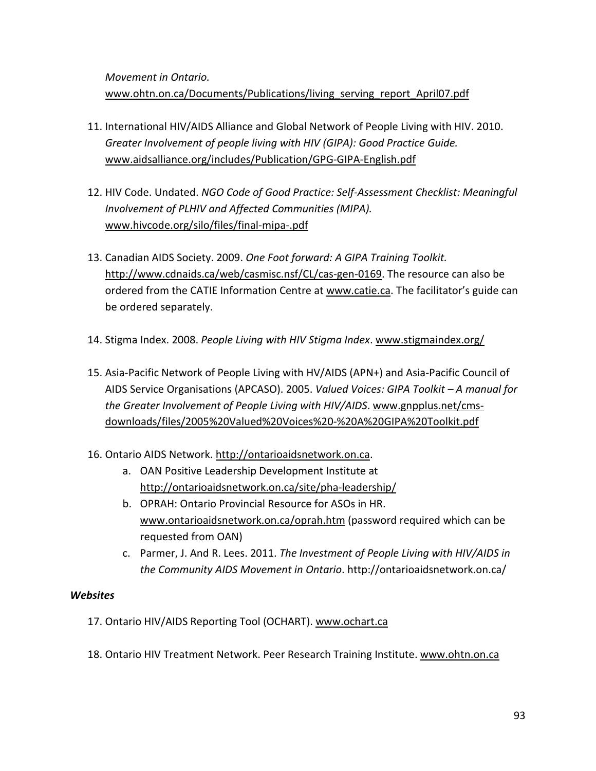*Movement in Ontario.* www.ohtn.on.ca/Documents/Publications/living_serving_report_April07.pdf

11. International HIV/AIDS Alliance and Global Network of People Living with HIV. 2010. *Greater Involvement of people living with HIV (GIPA): Good Practice Guide.* www.aidsalliance.org/includes/Publication/GPG-GIPA-English.pdf

12. HIV Code. Undated. *NGO Code of Good Practice: Self-Assessment Checklist: Meaningful Involvement of PLHIV and Affected Communities (MIPA).* www.hivcode.org/silo/files/final-mipa-.pdf

13. Canadian AIDS Society. 2009. *One Foot forward: A GIPA Training Toolkit.* http://www.cdnaids.ca/web/casmisc.nsf/CL/cas-gen-0169. The resource can also be ordered from the CATIE Information Centre at www.catie.ca. The facilitator's guide can be ordered separately.

14. Stigma Index. 2008. *People Living with HIV Stigma Index*. www.stigmaindex.org/

15. Asia-Pacific Network of People Living with HV/AIDS (APN+) and Asia-Pacific Council of AIDS Service Organisations (APCASO). 2005. *Valued Voices: GIPA Toolkit – A manual for the Greater Involvement of People Living with HIV/AIDS*. www.gnpplus.net/cms-downloads/files/2005%20Valued%20Voices%20-%20A%20GIPA%20Toolkit.pdf

16. Ontario AIDS Network. http://ontarioaidsnetwork.on.ca.
    a. OAN Positive Leadership Development Institute at http://ontarioaidsnetwork.on.ca/site/pha-leadership/
    b. OPRAH: Ontario Provincial Resource for ASOs in HR. www.ontarioaidsnetwork.on.ca/oprah.htm (password required which can be requested from OAN)
    c. Parmer, J. And R. Lees. 2011. *The Investment of People Living with HIV/AIDS in the Community AIDS Movement in Ontario*. http://ontarioaidsnetwork.on.ca/

***Websites***

17. Ontario HIV/AIDS Reporting Tool (OCHART). www.ochart.ca

18. Ontario HIV Treatment Network. Peer Research Training Institute. www.ohtn.on.ca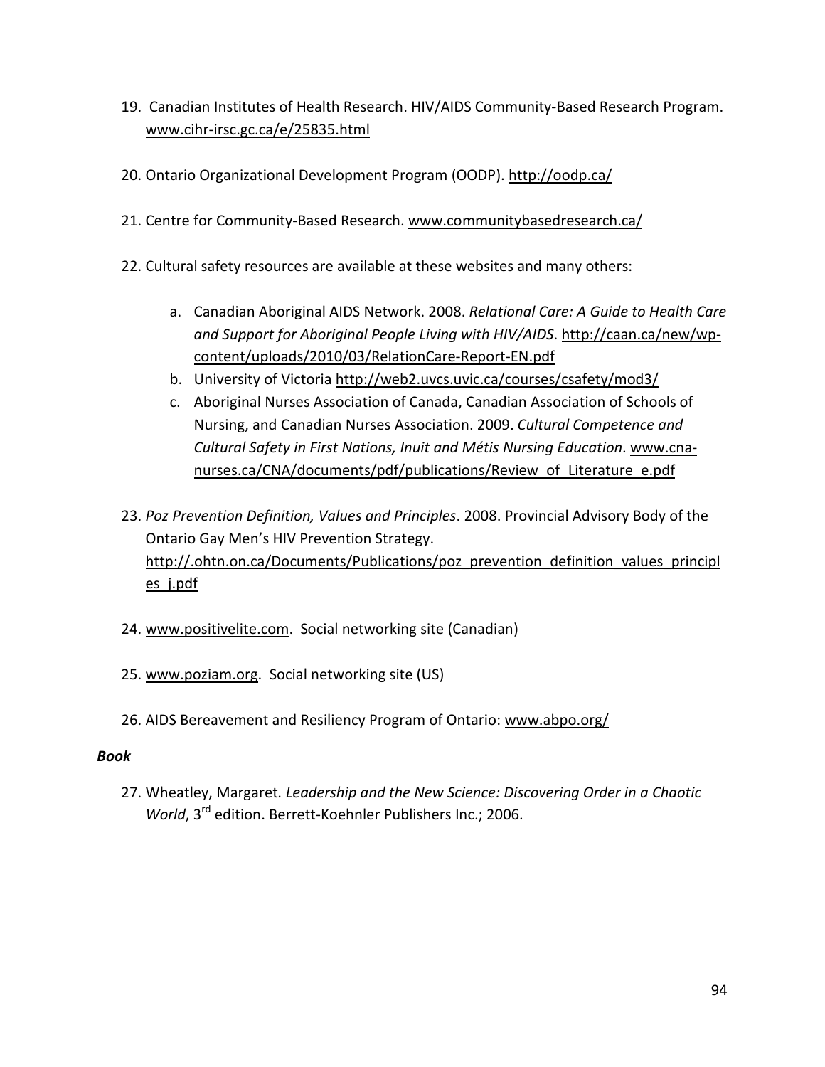19. Canadian Institutes of Health Research. HIV/AIDS Community-Based Research Program. www.cihr-irsc.gc.ca/e/25835.html

20. Ontario Organizational Development Program (OODP). http://oodp.ca/

21. Centre for Community-Based Research. www.communitybasedresearch.ca/

22. Cultural safety resources are available at these websites and many others:

    a. Canadian Aboriginal AIDS Network. 2008. *Relational Care: A Guide to Health Care and Support for Aboriginal People Living with HIV/AIDS*. http://caan.ca/new/wp-content/uploads/2010/03/RelationCare-Report-EN.pdf
    b. University of Victoria http://web2.uvcs.uvic.ca/courses/csafety/mod3/
    c. Aboriginal Nurses Association of Canada, Canadian Association of Schools of Nursing, and Canadian Nurses Association. 2009. *Cultural Competence and Cultural Safety in First Nations, Inuit and Métis Nursing Education*. www.cna-nurses.ca/CNA/documents/pdf/publications/Review_of_Literature_e.pdf

23. *Poz Prevention Definition, Values and Principles*. 2008. Provincial Advisory Body of the Ontario Gay Men's HIV Prevention Strategy. http://.ohtn.on.ca/Documents/Publications/poz_prevention_definition_values_principles_j.pdf

24. www.positivelite.com. Social networking site (Canadian)

25. www.poziam.org. Social networking site (US)

26. AIDS Bereavement and Resiliency Program of Ontario: www.abpo.org/

***Book***

27. Wheatley, Margaret. *Leadership and the New Science: Discovering Order in a Chaotic World*, 3rd edition. Berrett-Koehnler Publishers Inc.; 2006.